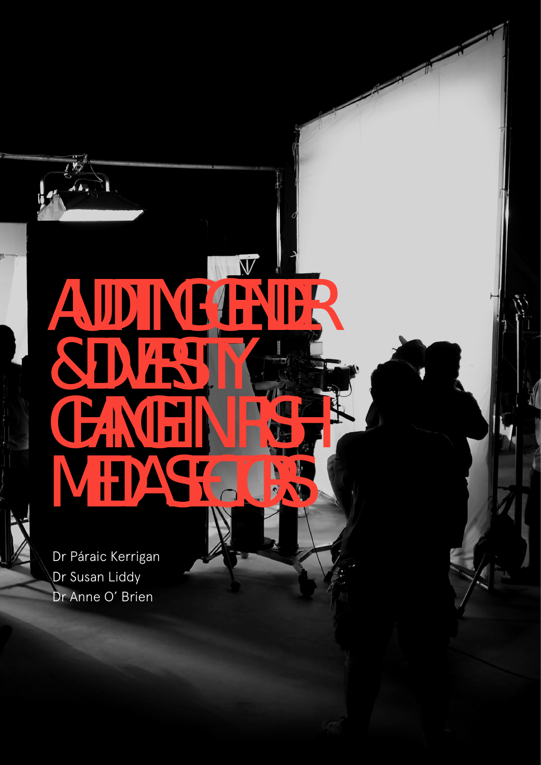# AUDITING GENDER & DIVERSITY CHANGE IN IRISH MEDIA SECTORS

Dr Páraic Kerrigan
Dr Susan Liddy
Dr Anne O' Brien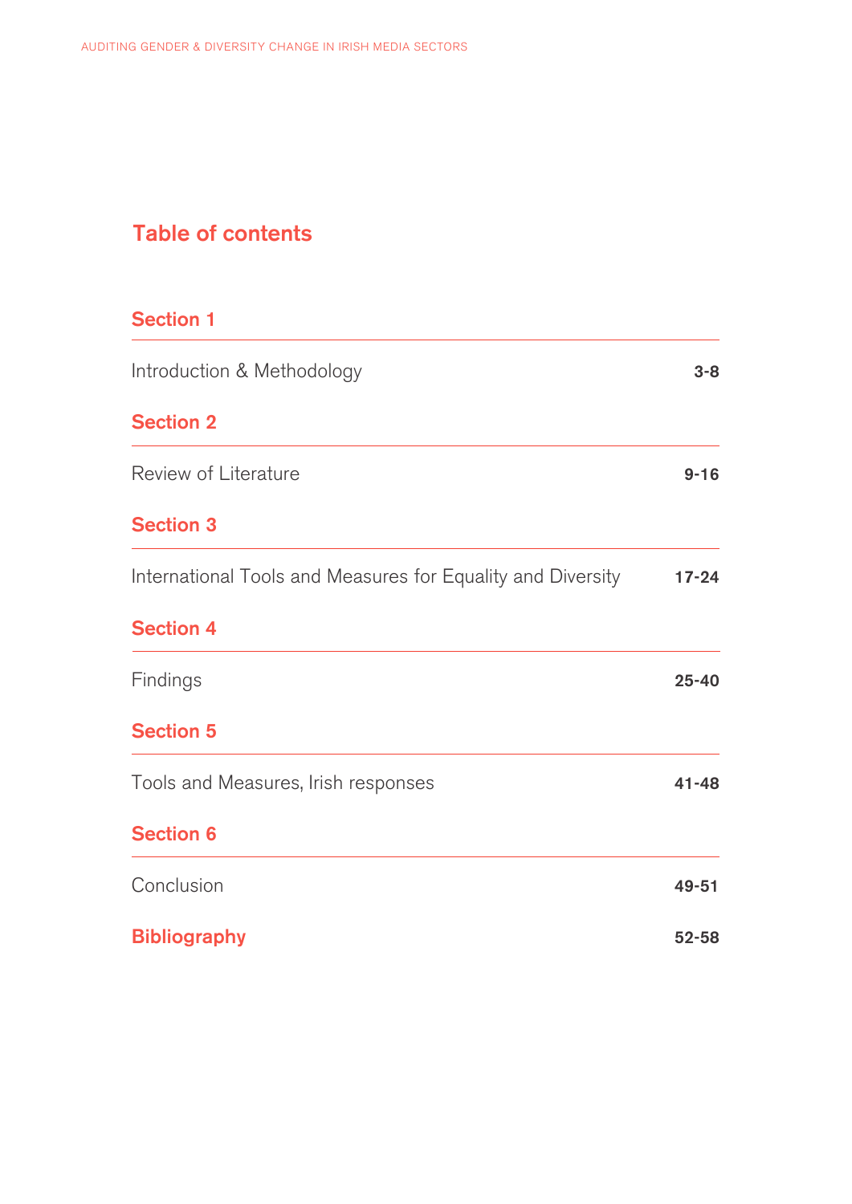## Table of contents

### Section 1

Introduction & Methodology **3-8**

### Section 2

Review of Literature **9-16**

### Section 3

International Tools and Measures for Equality and Diversity **17-24**

### Section 4

Findings **25-40**

### Section 5

Tools and Measures, Irish responses **41-48**

### Section 6

Conclusion **49-51**

### Bibliography **52-58**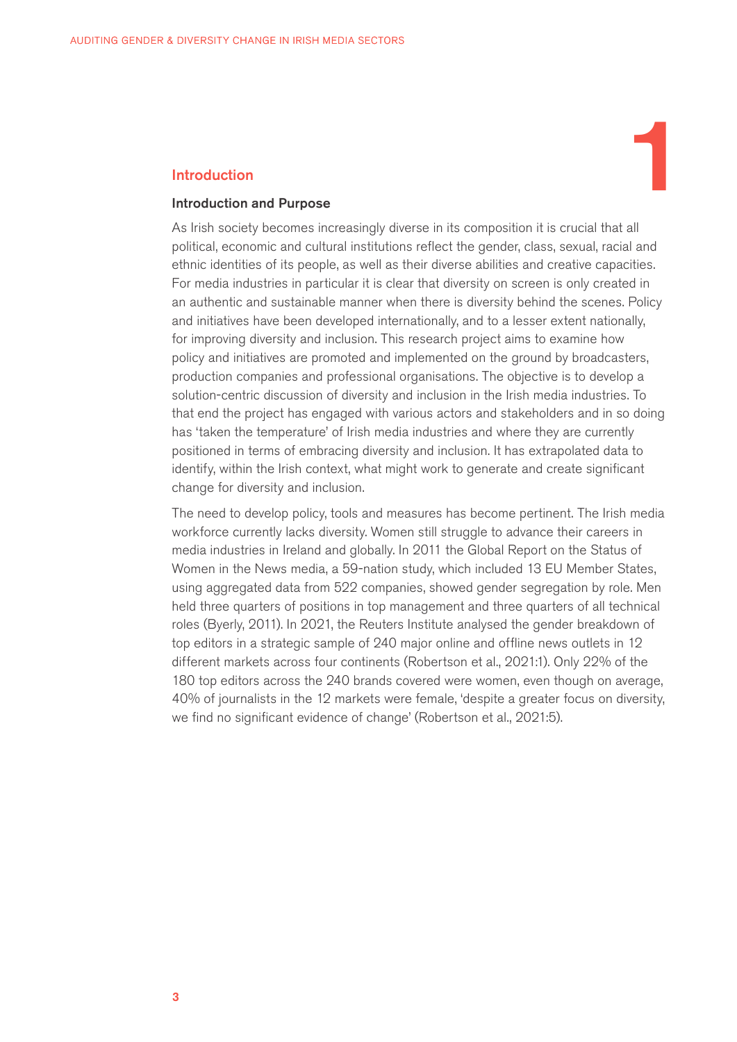# 1 Introduction

## Introduction and Purpose

As Irish society becomes increasingly diverse in its composition it is crucial that all political, economic and cultural institutions reflect the gender, class, sexual, racial and ethnic identities of its people, as well as their diverse abilities and creative capacities. For media industries in particular it is clear that diversity on screen is only created in an authentic and sustainable manner when there is diversity behind the scenes. Policy and initiatives have been developed internationally, and to a lesser extent nationally, for improving diversity and inclusion. This research project aims to examine how policy and initiatives are promoted and implemented on the ground by broadcasters, production companies and professional organisations. The objective is to develop a solution-centric discussion of diversity and inclusion in the Irish media industries. To that end the project has engaged with various actors and stakeholders and in so doing has 'taken the temperature' of Irish media industries and where they are currently positioned in terms of embracing diversity and inclusion. It has extrapolated data to identify, within the Irish context, what might work to generate and create significant change for diversity and inclusion.

The need to develop policy, tools and measures has become pertinent. The Irish media workforce currently lacks diversity. Women still struggle to advance their careers in media industries in Ireland and globally. In 2011 the Global Report on the Status of Women in the News media, a 59-nation study, which included 13 EU Member States, using aggregated data from 522 companies, showed gender segregation by role. Men held three quarters of positions in top management and three quarters of all technical roles (Byerly, 2011). In 2021, the Reuters Institute analysed the gender breakdown of top editors in a strategic sample of 240 major online and offline news outlets in 12 different markets across four continents (Robertson et al., 2021:1). Only 22% of the 180 top editors across the 240 brands covered were women, even though on average, 40% of journalists in the 12 markets were female, 'despite a greater focus on diversity, we find no significant evidence of change' (Robertson et al., 2021:5).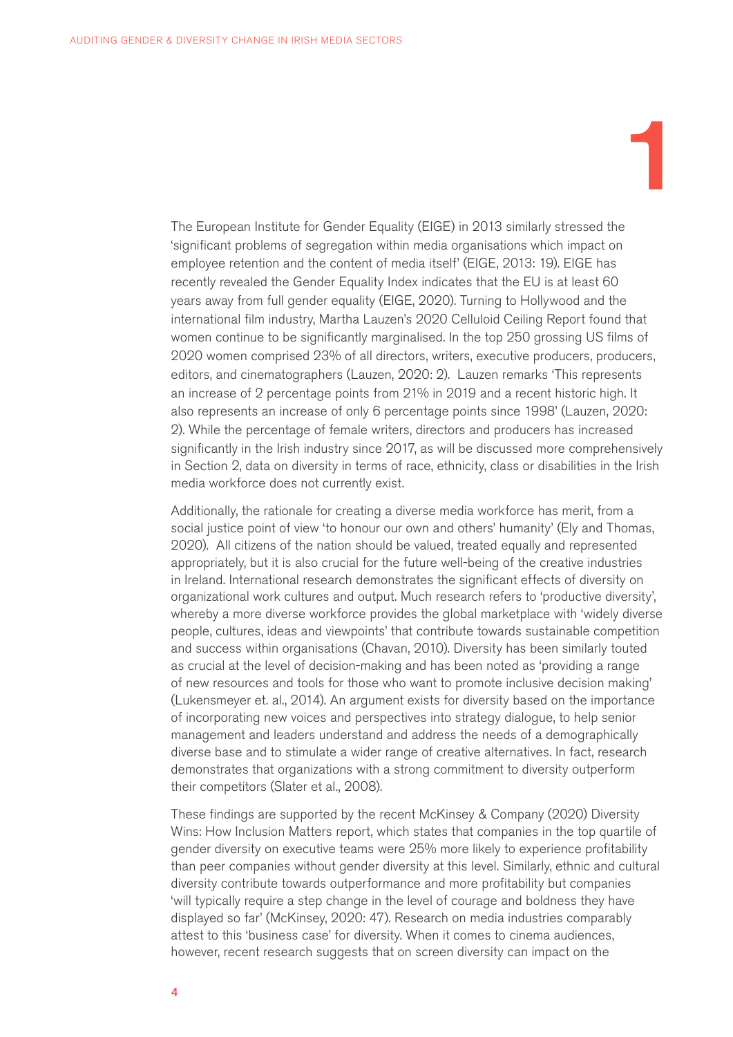The European Institute for Gender Equality (EIGE) in 2013 similarly stressed the 'significant problems of segregation within media organisations which impact on employee retention and the content of media itself' (EIGE, 2013: 19). EIGE has recently revealed the Gender Equality Index indicates that the EU is at least 60 years away from full gender equality (EIGE, 2020). Turning to Hollywood and the international film industry, Martha Lauzen's 2020 Celluloid Ceiling Report found that women continue to be significantly marginalised. In the top 250 grossing US films of 2020 women comprised 23% of all directors, writers, executive producers, producers, editors, and cinematographers (Lauzen, 2020: 2). Lauzen remarks 'This represents an increase of 2 percentage points from 21% in 2019 and a recent historic high. It also represents an increase of only 6 percentage points since 1998' (Lauzen, 2020: 2). While the percentage of female writers, directors and producers has increased significantly in the Irish industry since 2017, as will be discussed more comprehensively in Section 2, data on diversity in terms of race, ethnicity, class or disabilities in the Irish media workforce does not currently exist.

Additionally, the rationale for creating a diverse media workforce has merit, from a social justice point of view 'to honour our own and others' humanity' (Ely and Thomas, 2020). All citizens of the nation should be valued, treated equally and represented appropriately, but it is also crucial for the future well-being of the creative industries in Ireland. International research demonstrates the significant effects of diversity on organizational work cultures and output. Much research refers to 'productive diversity', whereby a more diverse workforce provides the global marketplace with 'widely diverse people, cultures, ideas and viewpoints' that contribute towards sustainable competition and success within organisations (Chavan, 2010). Diversity has been similarly touted as crucial at the level of decision-making and has been noted as 'providing a range of new resources and tools for those who want to promote inclusive decision making' (Lukensmeyer et. al., 2014). An argument exists for diversity based on the importance of incorporating new voices and perspectives into strategy dialogue, to help senior management and leaders understand and address the needs of a demographically diverse base and to stimulate a wider range of creative alternatives. In fact, research demonstrates that organizations with a strong commitment to diversity outperform their competitors (Slater et al., 2008).

These findings are supported by the recent McKinsey & Company (2020) Diversity Wins: How Inclusion Matters report, which states that companies in the top quartile of gender diversity on executive teams were 25% more likely to experience profitability than peer companies without gender diversity at this level. Similarly, ethnic and cultural diversity contribute towards outperformance and more profitability but companies 'will typically require a step change in the level of courage and boldness they have displayed so far' (McKinsey, 2020: 47). Research on media industries comparably attest to this 'business case' for diversity. When it comes to cinema audiences, however, recent research suggests that on screen diversity can impact on the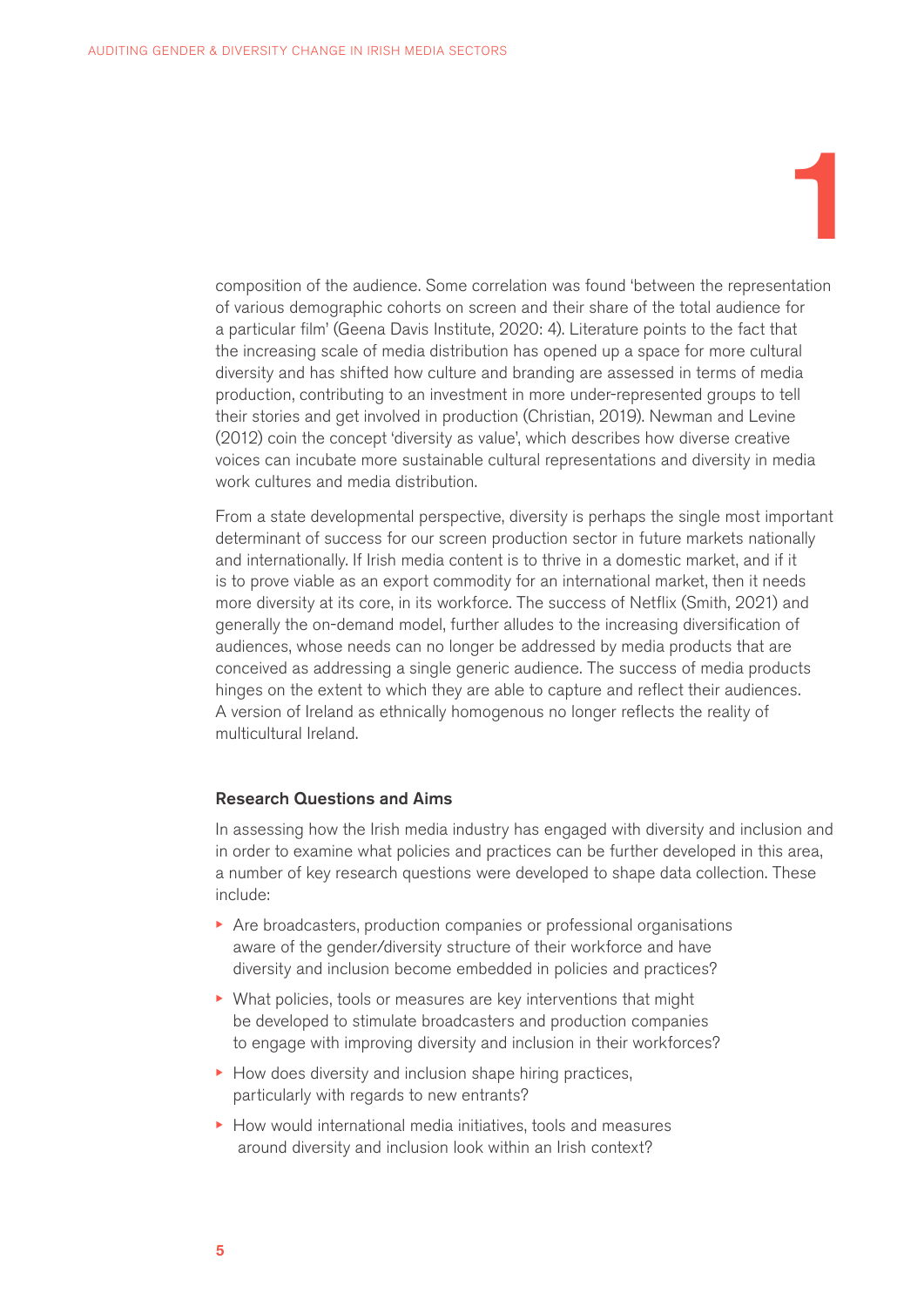composition of the audience. Some correlation was found 'between the representation of various demographic cohorts on screen and their share of the total audience for a particular film' (Geena Davis Institute, 2020: 4). Literature points to the fact that the increasing scale of media distribution has opened up a space for more cultural diversity and has shifted how culture and branding are assessed in terms of media production, contributing to an investment in more under-represented groups to tell their stories and get involved in production (Christian, 2019). Newman and Levine (2012) coin the concept 'diversity as value', which describes how diverse creative voices can incubate more sustainable cultural representations and diversity in media work cultures and media distribution.

From a state developmental perspective, diversity is perhaps the single most important determinant of success for our screen production sector in future markets nationally and internationally. If Irish media content is to thrive in a domestic market, and if it is to prove viable as an export commodity for an international market, then it needs more diversity at its core, in its workforce. The success of Netflix (Smith, 2021) and generally the on-demand model, further alludes to the increasing diversification of audiences, whose needs can no longer be addressed by media products that are conceived as addressing a single generic audience. The success of media products hinges on the extent to which they are able to capture and reflect their audiences. A version of Ireland as ethnically homogenous no longer reflects the reality of multicultural Ireland.

### Research Questions and Aims

In assessing how the Irish media industry has engaged with diversity and inclusion and in order to examine what policies and practices can be further developed in this area, a number of key research questions were developed to shape data collection. These include:

- Are broadcasters, production companies or professional organisations aware of the gender/diversity structure of their workforce and have diversity and inclusion become embedded in policies and practices?
- What policies, tools or measures are key interventions that might be developed to stimulate broadcasters and production companies to engage with improving diversity and inclusion in their workforces?
- How does diversity and inclusion shape hiring practices, particularly with regards to new entrants?
- How would international media initiatives, tools and measures around diversity and inclusion look within an Irish context?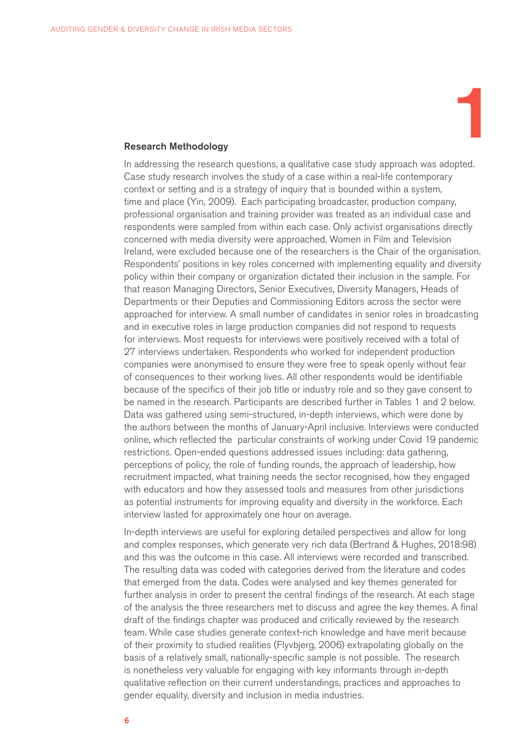# 1

## Research Methodology

In addressing the research questions, a qualitative case study approach was adopted. Case study research involves the study of a case within a real-life contemporary context or setting and is a strategy of inquiry that is bounded within a system, time and place (Yin, 2009). Each participating broadcaster, production company, professional organisation and training provider was treated as an individual case and respondents were sampled from within each case. Only activist organisations directly concerned with media diversity were approached, Women in Film and Television Ireland, were excluded because one of the researchers is the Chair of the organisation. Respondents' positions in key roles concerned with implementing equality and diversity policy within their company or organization dictated their inclusion in the sample. For that reason Managing Directors, Senior Executives, Diversity Managers, Heads of Departments or their Deputies and Commissioning Editors across the sector were approached for interview. A small number of candidates in senior roles in broadcasting and in executive roles in large production companies did not respond to requests for interviews. Most requests for interviews were positively received with a total of 27 interviews undertaken. Respondents who worked for independent production companies were anonymised to ensure they were free to speak openly without fear of consequences to their working lives. All other respondents would be identifiable because of the specifics of their job title or industry role and so they gave consent to be named in the research. Participants are described further in Tables 1 and 2 below. Data was gathered using semi-structured, in-depth interviews, which were done by the authors between the months of January-April inclusive. Interviews were conducted online, which reflected the particular constraints of working under Covid 19 pandemic restrictions. Open-ended questions addressed issues including: data gathering, perceptions of policy, the role of funding rounds, the approach of leadership, how recruitment impacted, what training needs the sector recognised, how they engaged with educators and how they assessed tools and measures from other jurisdictions as potential instruments for improving equality and diversity in the workforce. Each interview lasted for approximately one hour on average.

In-depth interviews are useful for exploring detailed perspectives and allow for long and complex responses, which generate very rich data (Bertrand & Hughes, 2018:98) and this was the outcome in this case. All interviews were recorded and transcribed. The resulting data was coded with categories derived from the literature and codes that emerged from the data. Codes were analysed and key themes generated for further analysis in order to present the central findings of the research. At each stage of the analysis the three researchers met to discuss and agree the key themes. A final draft of the findings chapter was produced and critically reviewed by the research team. While case studies generate context-rich knowledge and have merit because of their proximity to studied realities (Flyvbjerg, 2006) extrapolating globally on the basis of a relatively small, nationally-specific sample is not possible. The research is nonetheless very valuable for engaging with key informants through in-depth qualitative reflection on their current understandings, practices and approaches to gender equality, diversity and inclusion in media industries.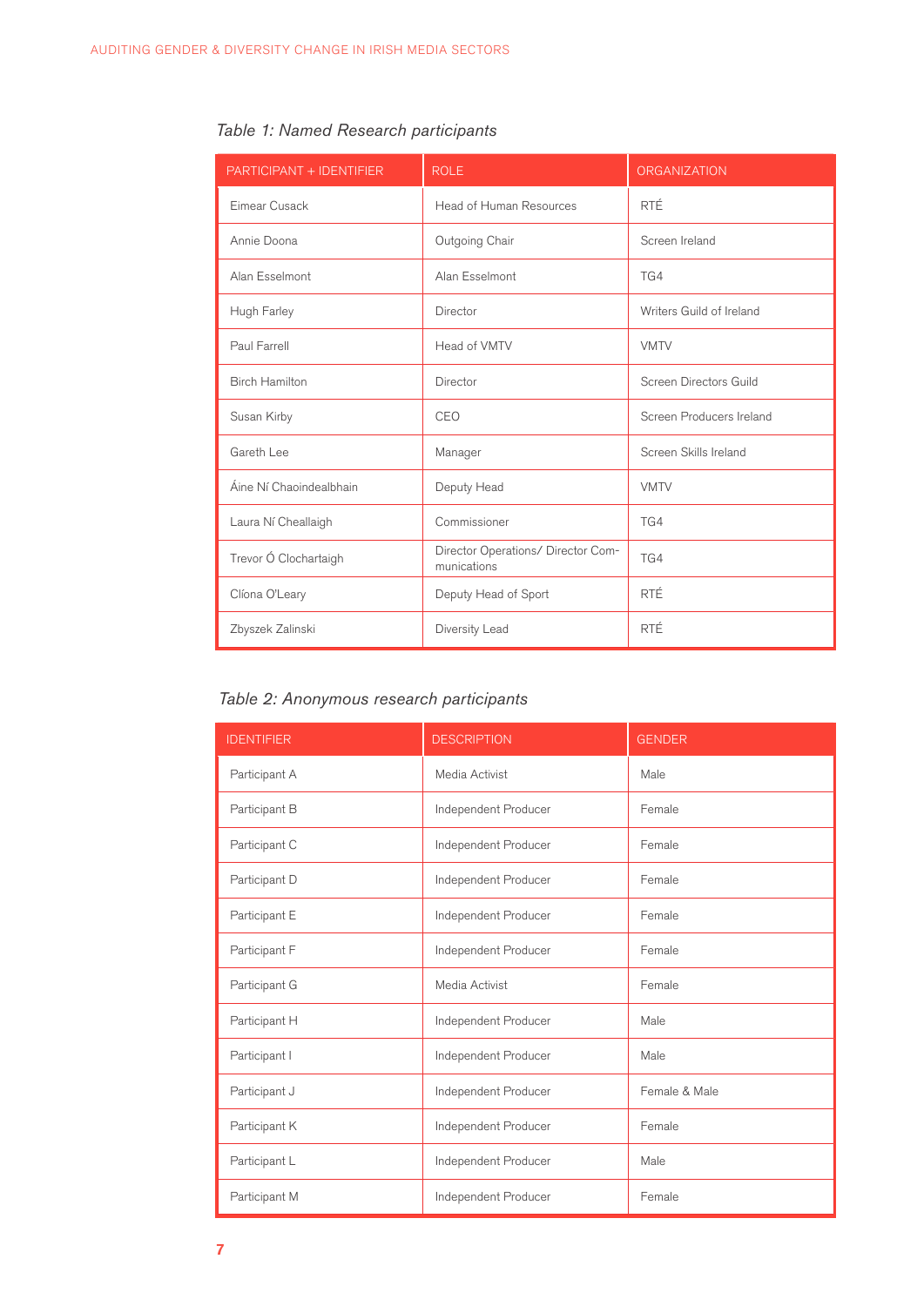*Table 1: Named Research participants*

| PARTICIPANT + IDENTIFIER | ROLE | ORGANIZATION |
|---|---|---|
| Eimear Cusack | Head of Human Resources | RTÉ |
| Annie Doona | Outgoing Chair | Screen Ireland |
| Alan Esselmont | Alan Esselmont | TG4 |
| Hugh Farley | Director | Writers Guild of Ireland |
| Paul Farrell | Head of VMTV | VMTV |
| Birch Hamilton | Director | Screen Directors Guild |
| Susan Kirby | CEO | Screen Producers Ireland |
| Gareth Lee | Manager | Screen Skills Ireland |
| Áine Ní Chaoindealbhain | Deputy Head | VMTV |
| Laura Ní Cheallaigh | Commissioner | TG4 |
| Trevor Ó Clochartaigh | Director Operations/ Director Communications | TG4 |
| Clíona O'Leary | Deputy Head of Sport | RTÉ |
| Zbyszek Zalinski | Diversity Lead | RTÉ |

*Table 2: Anonymous research participants*

| IDENTIFIER | DESCRIPTION | GENDER |
|---|---|---|
| Participant A | Media Activist | Male |
| Participant B | Independent Producer | Female |
| Participant C | Independent Producer | Female |
| Participant D | Independent Producer | Female |
| Participant E | Independent Producer | Female |
| Participant F | Independent Producer | Female |
| Participant G | Media Activist | Female |
| Participant H | Independent Producer | Male |
| Participant I | Independent Producer | Male |
| Participant J | Independent Producer | Female & Male |
| Participant K | Independent Producer | Female |
| Participant L | Independent Producer | Male |
| Participant M | Independent Producer | Female |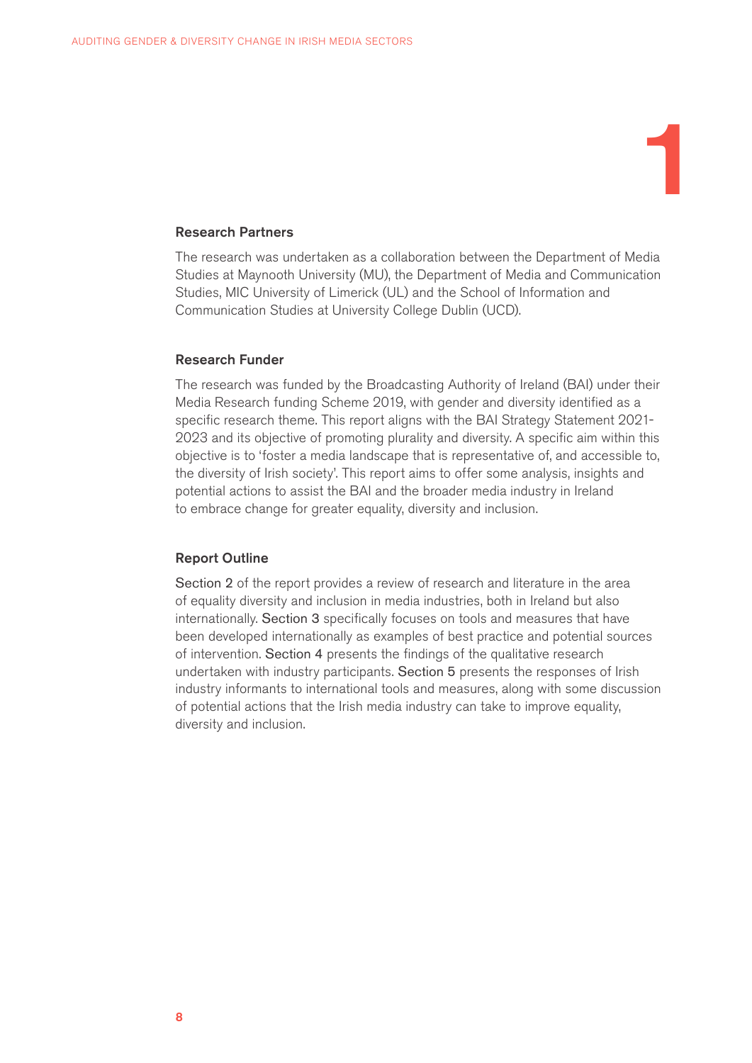1

### Research Partners

The research was undertaken as a collaboration between the Department of Media Studies at Maynooth University (MU), the Department of Media and Communication Studies, MIC University of Limerick (UL) and the School of Information and Communication Studies at University College Dublin (UCD).

### Research Funder

The research was funded by the Broadcasting Authority of Ireland (BAI) under their Media Research funding Scheme 2019, with gender and diversity identified as a specific research theme. This report aligns with the BAI Strategy Statement 2021-2023 and its objective of promoting plurality and diversity. A specific aim within this objective is to 'foster a media landscape that is representative of, and accessible to, the diversity of Irish society'. This report aims to offer some analysis, insights and potential actions to assist the BAI and the broader media industry in Ireland to embrace change for greater equality, diversity and inclusion.

### Report Outline

Section 2 of the report provides a review of research and literature in the area of equality diversity and inclusion in media industries, both in Ireland but also internationally. Section 3 specifically focuses on tools and measures that have been developed internationally as examples of best practice and potential sources of intervention. Section 4 presents the findings of the qualitative research undertaken with industry participants. Section 5 presents the responses of Irish industry informants to international tools and measures, along with some discussion of potential actions that the Irish media industry can take to improve equality, diversity and inclusion.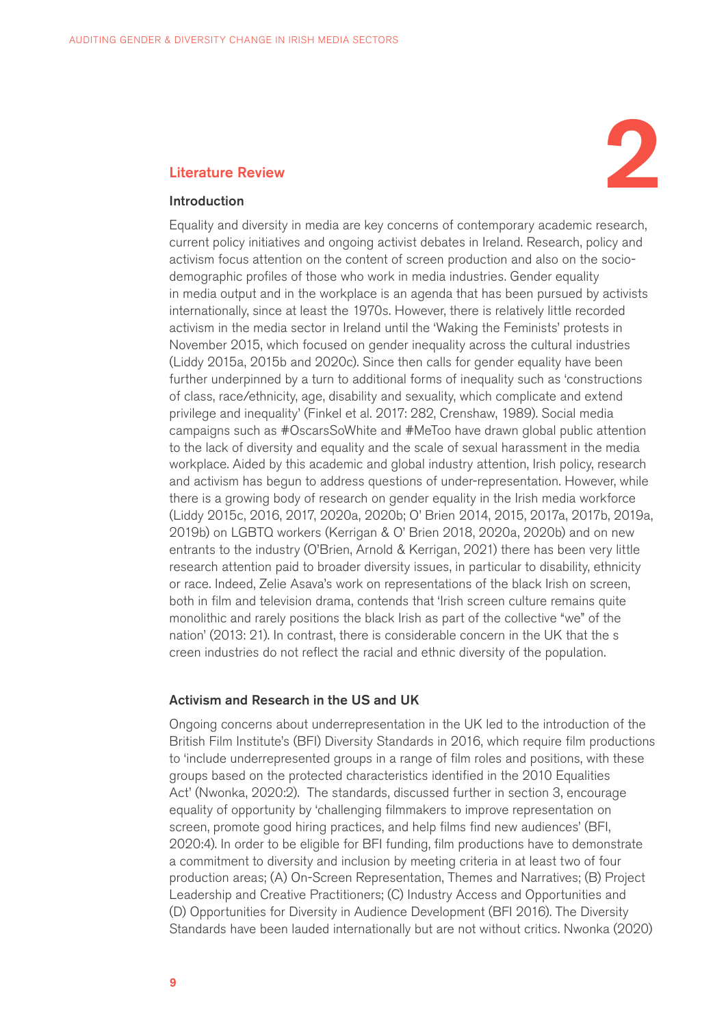# 2

## Literature Review

### Introduction

Equality and diversity in media are key concerns of contemporary academic research, current policy initiatives and ongoing activist debates in Ireland. Research, policy and activism focus attention on the content of screen production and also on the socio-demographic profiles of those who work in media industries. Gender equality in media output and in the workplace is an agenda that has been pursued by activists internationally, since at least the 1970s. However, there is relatively little recorded activism in the media sector in Ireland until the 'Waking the Feminists' protests in November 2015, which focused on gender inequality across the cultural industries (Liddy 2015a, 2015b and 2020c). Since then calls for gender equality have been further underpinned by a turn to additional forms of inequality such as 'constructions of class, race/ethnicity, age, disability and sexuality, which complicate and extend privilege and inequality' (Finkel et al. 2017: 282, Crenshaw, 1989). Social media campaigns such as #OscarsSoWhite and #MeToo have drawn global public attention to the lack of diversity and equality and the scale of sexual harassment in the media workplace. Aided by this academic and global industry attention, Irish policy, research and activism has begun to address questions of under-representation. However, while there is a growing body of research on gender equality in the Irish media workforce (Liddy 2015c, 2016, 2017, 2020a, 2020b; O' Brien 2014, 2015, 2017a, 2017b, 2019a, 2019b) on LGBTQ workers (Kerrigan & O' Brien 2018, 2020a, 2020b) and on new entrants to the industry (O'Brien, Arnold & Kerrigan, 2021) there has been very little research attention paid to broader diversity issues, in particular to disability, ethnicity or race. Indeed, Zelie Asava's work on representations of the black Irish on screen, both in film and television drama, contends that 'Irish screen culture remains quite monolithic and rarely positions the black Irish as part of the collective "we" of the nation' (2013: 21). In contrast, there is considerable concern in the UK that the s creen industries do not reflect the racial and ethnic diversity of the population.

### Activism and Research in the US and UK

Ongoing concerns about underrepresentation in the UK led to the introduction of the British Film Institute's (BFI) Diversity Standards in 2016, which require film productions to 'include underrepresented groups in a range of film roles and positions, with these groups based on the protected characteristics identified in the 2010 Equalities Act' (Nwonka, 2020:2). The standards, discussed further in section 3, encourage equality of opportunity by 'challenging filmmakers to improve representation on screen, promote good hiring practices, and help films find new audiences' (BFI, 2020:4). In order to be eligible for BFI funding, film productions have to demonstrate a commitment to diversity and inclusion by meeting criteria in at least two of four production areas; (A) On-Screen Representation, Themes and Narratives; (B) Project Leadership and Creative Practitioners; (C) Industry Access and Opportunities and (D) Opportunities for Diversity in Audience Development (BFI 2016). The Diversity Standards have been lauded internationally but are not without critics. Nwonka (2020)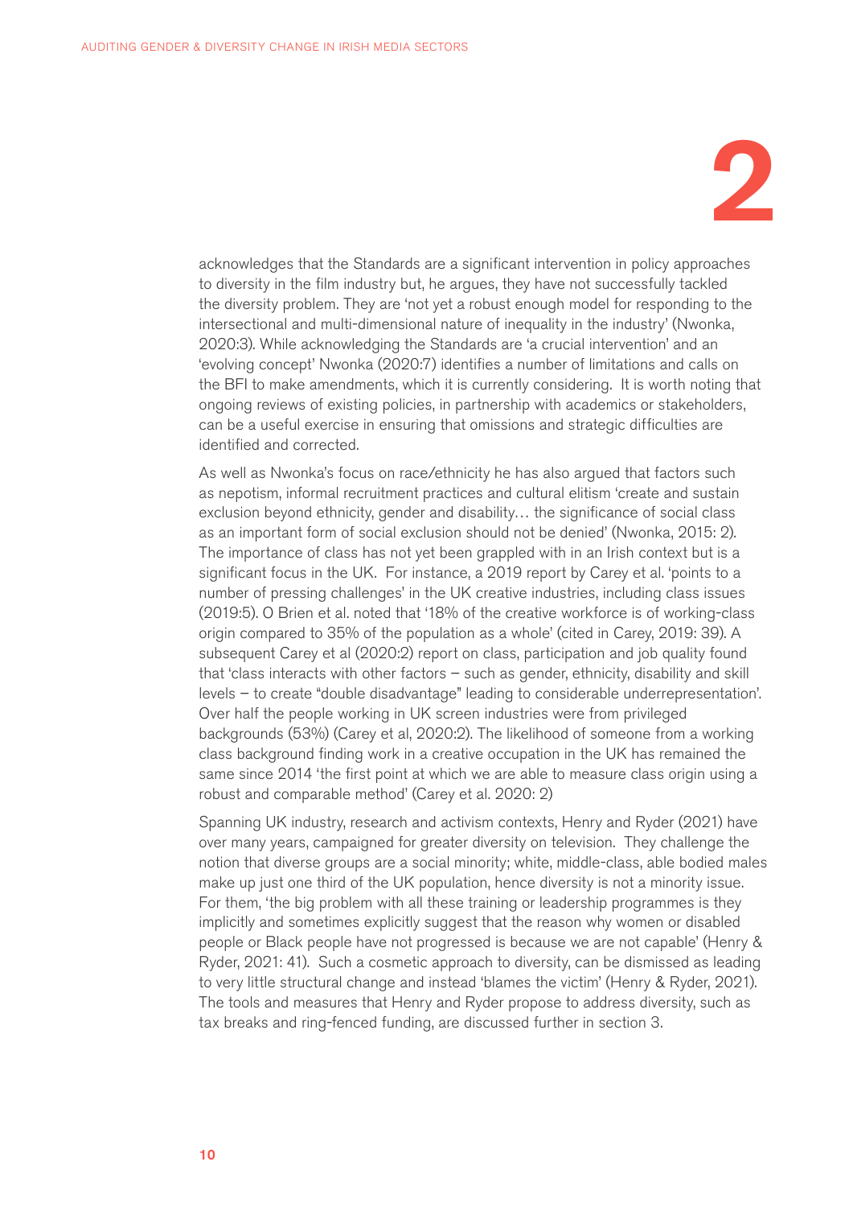acknowledges that the Standards are a significant intervention in policy approaches to diversity in the film industry but, he argues, they have not successfully tackled the diversity problem. They are 'not yet a robust enough model for responding to the intersectional and multi-dimensional nature of inequality in the industry' (Nwonka, 2020:3). While acknowledging the Standards are 'a crucial intervention' and an 'evolving concept' Nwonka (2020:7) identifies a number of limitations and calls on the BFI to make amendments, which it is currently considering. It is worth noting that ongoing reviews of existing policies, in partnership with academics or stakeholders, can be a useful exercise in ensuring that omissions and strategic difficulties are identified and corrected.

As well as Nwonka's focus on race/ethnicity he has also argued that factors such as nepotism, informal recruitment practices and cultural elitism 'create and sustain exclusion beyond ethnicity, gender and disability… the significance of social class as an important form of social exclusion should not be denied' (Nwonka, 2015: 2). The importance of class has not yet been grappled with in an Irish context but is a significant focus in the UK. For instance, a 2019 report by Carey et al. 'points to a number of pressing challenges' in the UK creative industries, including class issues (2019:5). O Brien et al. noted that '18% of the creative workforce is of working-class origin compared to 35% of the population as a whole' (cited in Carey, 2019: 39). A subsequent Carey et al (2020:2) report on class, participation and job quality found that 'class interacts with other factors – such as gender, ethnicity, disability and skill levels – to create "double disadvantage" leading to considerable underrepresentation'. Over half the people working in UK screen industries were from privileged backgrounds (53%) (Carey et al, 2020:2). The likelihood of someone from a working class background finding work in a creative occupation in the UK has remained the same since 2014 'the first point at which we are able to measure class origin using a robust and comparable method' (Carey et al. 2020: 2)

Spanning UK industry, research and activism contexts, Henry and Ryder (2021) have over many years, campaigned for greater diversity on television. They challenge the notion that diverse groups are a social minority; white, middle-class, able bodied males make up just one third of the UK population, hence diversity is not a minority issue. For them, 'the big problem with all these training or leadership programmes is they implicitly and sometimes explicitly suggest that the reason why women or disabled people or Black people have not progressed is because we are not capable' (Henry & Ryder, 2021: 41). Such a cosmetic approach to diversity, can be dismissed as leading to very little structural change and instead 'blames the victim' (Henry & Ryder, 2021). The tools and measures that Henry and Ryder propose to address diversity, such as tax breaks and ring-fenced funding, are discussed further in section 3.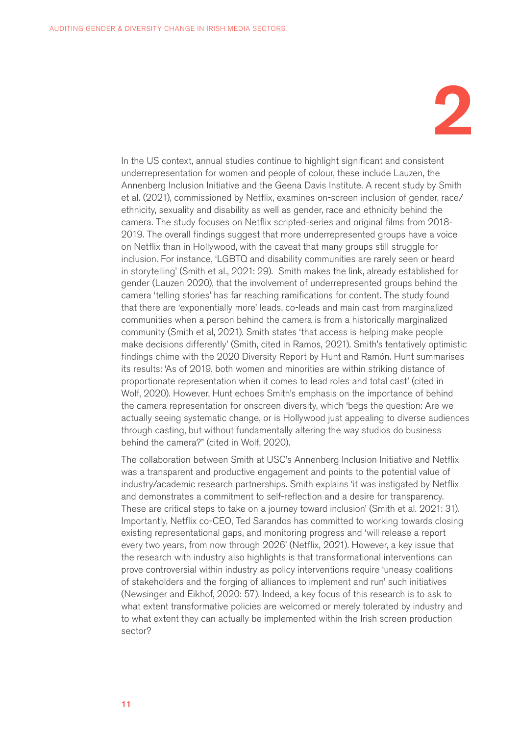In the US context, annual studies continue to highlight significant and consistent underrepresentation for women and people of colour, these include Lauzen, the Annenberg Inclusion Initiative and the Geena Davis Institute. A recent study by Smith et al. (2021), commissioned by Netflix, examines on-screen inclusion of gender, race/ ethnicity, sexuality and disability as well as gender, race and ethnicity behind the camera. The study focuses on Netflix scripted-series and original films from 2018-2019. The overall findings suggest that more underrepresented groups have a voice on Netflix than in Hollywood, with the caveat that many groups still struggle for inclusion. For instance, 'LGBTQ and disability communities are rarely seen or heard in storytelling' (Smith et al., 2021: 29). Smith makes the link, already established for gender (Lauzen 2020), that the involvement of underrepresented groups behind the camera 'telling stories' has far reaching ramifications for content. The study found that there are 'exponentially more' leads, co-leads and main cast from marginalized communities when a person behind the camera is from a historically marginalized community (Smith et al, 2021). Smith states 'that access is helping make people make decisions differently' (Smith, cited in Ramos, 2021). Smith's tentatively optimistic findings chime with the 2020 Diversity Report by Hunt and Ramón. Hunt summarises its results: 'As of 2019, both women and minorities are within striking distance of proportionate representation when it comes to lead roles and total cast' (cited in Wolf, 2020). However, Hunt echoes Smith's emphasis on the importance of behind the camera representation for onscreen diversity, which 'begs the question: Are we actually seeing systematic change, or is Hollywood just appealing to diverse audiences through casting, but without fundamentally altering the way studios do business behind the camera?" (cited in Wolf, 2020).

The collaboration between Smith at USC's Annenberg Inclusion Initiative and Netflix was a transparent and productive engagement and points to the potential value of industry/academic research partnerships. Smith explains 'it was instigated by Netflix and demonstrates a commitment to self-reflection and a desire for transparency. These are critical steps to take on a journey toward inclusion' (Smith et al. 2021: 31). Importantly, Netflix co-CEO, Ted Sarandos has committed to working towards closing existing representational gaps, and monitoring progress and 'will release a report every two years, from now through 2026' (Netflix, 2021). However, a key issue that the research with industry also highlights is that transformational interventions can prove controversial within industry as policy interventions require 'uneasy coalitions of stakeholders and the forging of alliances to implement and run' such initiatives (Newsinger and Eikhof, 2020: 57). Indeed, a key focus of this research is to ask to what extent transformative policies are welcomed or merely tolerated by industry and to what extent they can actually be implemented within the Irish screen production sector?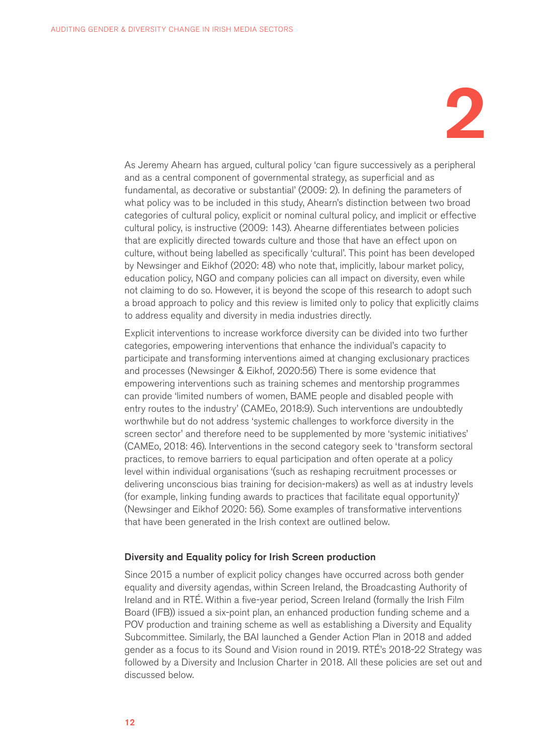# 2

As Jeremy Ahearn has argued, cultural policy 'can figure successively as a peripheral and as a central component of governmental strategy, as superficial and as fundamental, as decorative or substantial' (2009: 2). In defining the parameters of what policy was to be included in this study, Ahearn's distinction between two broad categories of cultural policy, explicit or nominal cultural policy, and implicit or effective cultural policy, is instructive (2009: 143). Ahearne differentiates between policies that are explicitly directed towards culture and those that have an effect upon on culture, without being labelled as specifically 'cultural'. This point has been developed by Newsinger and Eikhof (2020: 48) who note that, implicitly, labour market policy, education policy, NGO and company policies can all impact on diversity, even while not claiming to do so. However, it is beyond the scope of this research to adopt such a broad approach to policy and this review is limited only to policy that explicitly claims to address equality and diversity in media industries directly.

Explicit interventions to increase workforce diversity can be divided into two further categories, empowering interventions that enhance the individual's capacity to participate and transforming interventions aimed at changing exclusionary practices and processes (Newsinger & Eikhof, 2020:56) There is some evidence that empowering interventions such as training schemes and mentorship programmes can provide 'limited numbers of women, BAME people and disabled people with entry routes to the industry' (CAMEo, 2018:9). Such interventions are undoubtedly worthwhile but do not address 'systemic challenges to workforce diversity in the screen sector' and therefore need to be supplemented by more 'systemic initiatives' (CAMEo, 2018: 46). Interventions in the second category seek to 'transform sectoral practices, to remove barriers to equal participation and often operate at a policy level within individual organisations '(such as reshaping recruitment processes or delivering unconscious bias training for decision-makers) as well as at industry levels (for example, linking funding awards to practices that facilitate equal opportunity)' (Newsinger and Eikhof 2020: 56). Some examples of transformative interventions that have been generated in the Irish context are outlined below.

### Diversity and Equality policy for Irish Screen production

Since 2015 a number of explicit policy changes have occurred across both gender equality and diversity agendas, within Screen Ireland, the Broadcasting Authority of Ireland and in RTÉ. Within a five-year period, Screen Ireland (formally the Irish Film Board (IFB)) issued a six-point plan, an enhanced production funding scheme and a POV production and training scheme as well as establishing a Diversity and Equality Subcommittee. Similarly, the BAI launched a Gender Action Plan in 2018 and added gender as a focus to its Sound and Vision round in 2019. RTÉ's 2018-22 Strategy was followed by a Diversity and Inclusion Charter in 2018. All these policies are set out and discussed below.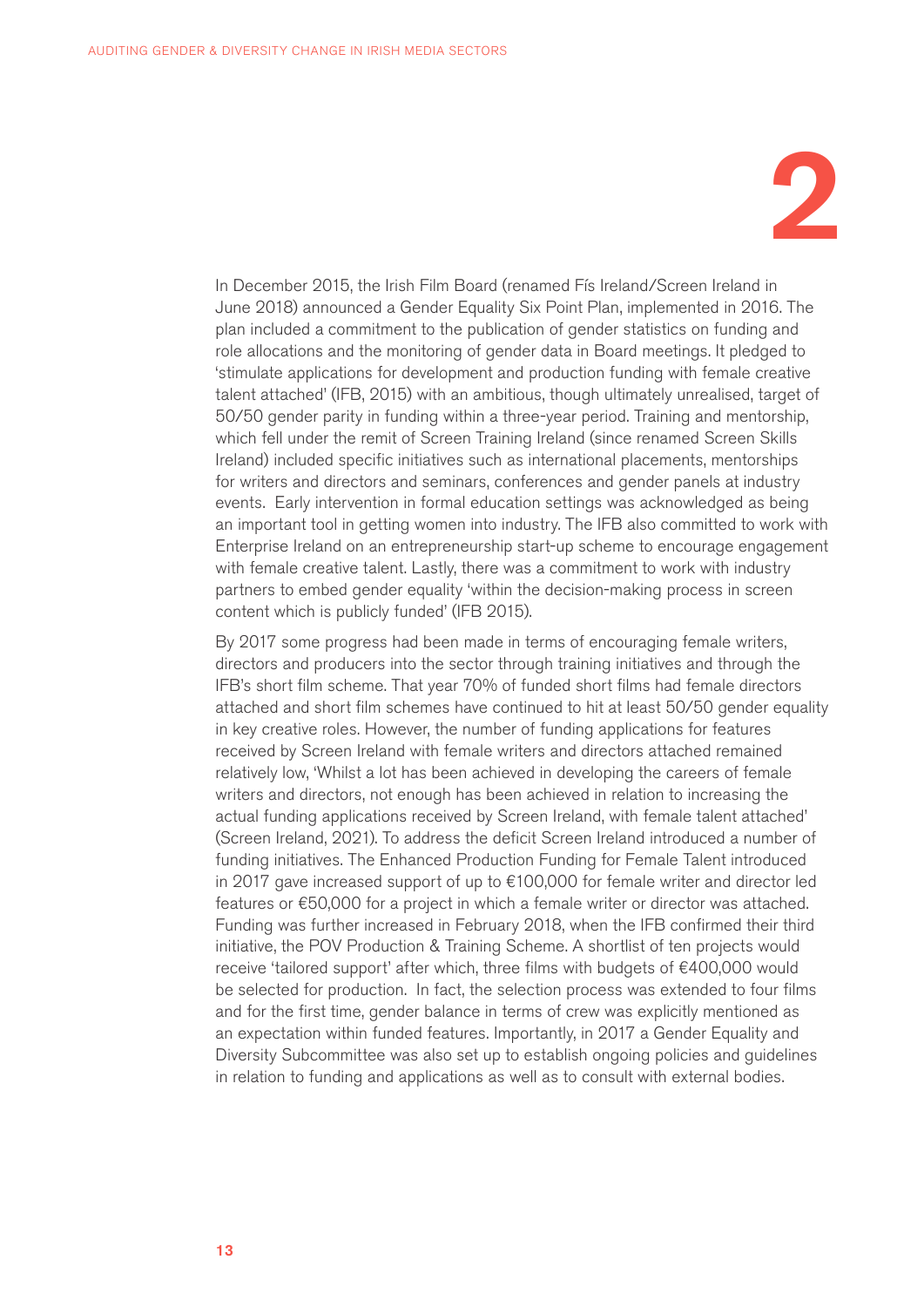# 2

In December 2015, the Irish Film Board (renamed Fís Ireland/Screen Ireland in June 2018) announced a Gender Equality Six Point Plan, implemented in 2016. The plan included a commitment to the publication of gender statistics on funding and role allocations and the monitoring of gender data in Board meetings. It pledged to 'stimulate applications for development and production funding with female creative talent attached' (IFB, 2015) with an ambitious, though ultimately unrealised, target of 50/50 gender parity in funding within a three-year period. Training and mentorship, which fell under the remit of Screen Training Ireland (since renamed Screen Skills Ireland) included specific initiatives such as international placements, mentorships for writers and directors and seminars, conferences and gender panels at industry events. Early intervention in formal education settings was acknowledged as being an important tool in getting women into industry. The IFB also committed to work with Enterprise Ireland on an entrepreneurship start-up scheme to encourage engagement with female creative talent. Lastly, there was a commitment to work with industry partners to embed gender equality 'within the decision-making process in screen content which is publicly funded' (IFB 2015).

By 2017 some progress had been made in terms of encouraging female writers, directors and producers into the sector through training initiatives and through the IFB's short film scheme. That year 70% of funded short films had female directors attached and short film schemes have continued to hit at least 50/50 gender equality in key creative roles. However, the number of funding applications for features received by Screen Ireland with female writers and directors attached remained relatively low, 'Whilst a lot has been achieved in developing the careers of female writers and directors, not enough has been achieved in relation to increasing the actual funding applications received by Screen Ireland, with female talent attached' (Screen Ireland, 2021). To address the deficit Screen Ireland introduced a number of funding initiatives. The Enhanced Production Funding for Female Talent introduced in 2017 gave increased support of up to €100,000 for female writer and director led features or €50,000 for a project in which a female writer or director was attached. Funding was further increased in February 2018, when the IFB confirmed their third initiative, the POV Production & Training Scheme. A shortlist of ten projects would receive 'tailored support' after which, three films with budgets of €400,000 would be selected for production. In fact, the selection process was extended to four films and for the first time, gender balance in terms of crew was explicitly mentioned as an expectation within funded features. Importantly, in 2017 a Gender Equality and Diversity Subcommittee was also set up to establish ongoing policies and guidelines in relation to funding and applications as well as to consult with external bodies.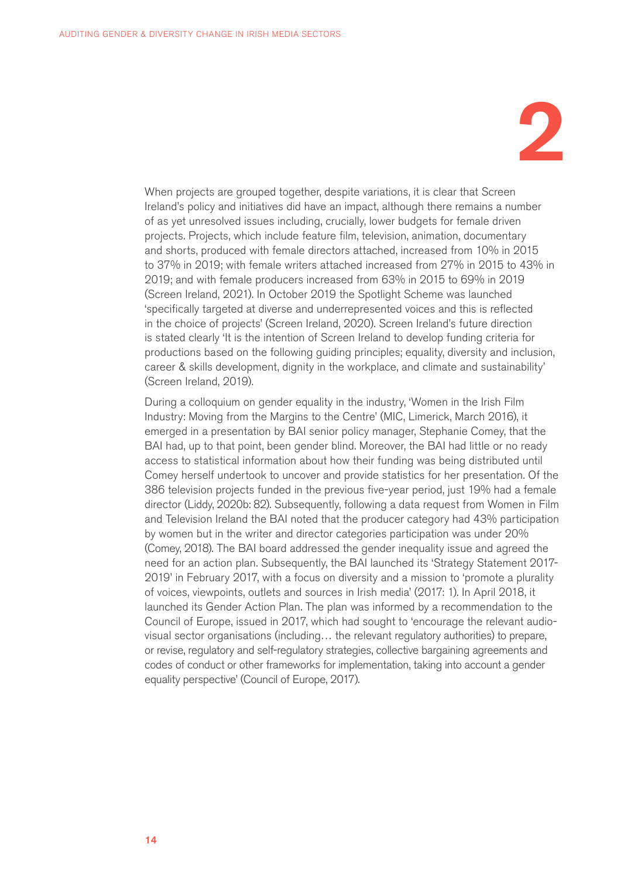When projects are grouped together, despite variations, it is clear that Screen Ireland's policy and initiatives did have an impact, although there remains a number of as yet unresolved issues including, crucially, lower budgets for female driven projects. Projects, which include feature film, television, animation, documentary and shorts, produced with female directors attached, increased from 10% in 2015 to 37% in 2019; with female writers attached increased from 27% in 2015 to 43% in 2019; and with female producers increased from 63% in 2015 to 69% in 2019 (Screen Ireland, 2021). In October 2019 the Spotlight Scheme was launched 'specifically targeted at diverse and underrepresented voices and this is reflected in the choice of projects' (Screen Ireland, 2020). Screen Ireland's future direction is stated clearly 'It is the intention of Screen Ireland to develop funding criteria for productions based on the following guiding principles; equality, diversity and inclusion, career & skills development, dignity in the workplace, and climate and sustainability' (Screen Ireland, 2019).

During a colloquium on gender equality in the industry, 'Women in the Irish Film Industry: Moving from the Margins to the Centre' (MIC, Limerick, March 2016), it emerged in a presentation by BAI senior policy manager, Stephanie Comey, that the BAI had, up to that point, been gender blind. Moreover, the BAI had little or no ready access to statistical information about how their funding was being distributed until Comey herself undertook to uncover and provide statistics for her presentation. Of the 386 television projects funded in the previous five-year period, just 19% had a female director (Liddy, 2020b: 82). Subsequently, following a data request from Women in Film and Television Ireland the BAI noted that the producer category had 43% participation by women but in the writer and director categories participation was under 20% (Comey, 2018). The BAI board addressed the gender inequality issue and agreed the need for an action plan. Subsequently, the BAI launched its 'Strategy Statement 2017-2019' in February 2017, with a focus on diversity and a mission to 'promote a plurality of voices, viewpoints, outlets and sources in Irish media' (2017: 1). In April 2018, it launched its Gender Action Plan. The plan was informed by a recommendation to the Council of Europe, issued in 2017, which had sought to 'encourage the relevant audio-visual sector organisations (including… the relevant regulatory authorities) to prepare, or revise, regulatory and self-regulatory strategies, collective bargaining agreements and codes of conduct or other frameworks for implementation, taking into account a gender equality perspective' (Council of Europe, 2017).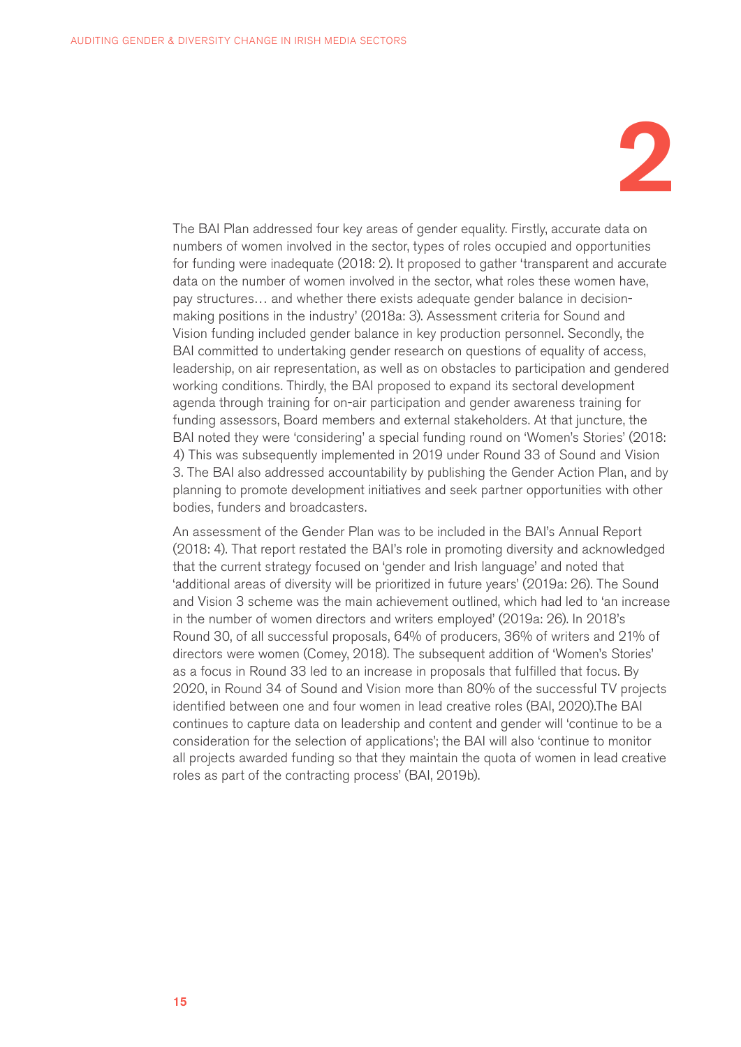The BAI Plan addressed four key areas of gender equality. Firstly, accurate data on numbers of women involved in the sector, types of roles occupied and opportunities for funding were inadequate (2018: 2). It proposed to gather 'transparent and accurate data on the number of women involved in the sector, what roles these women have, pay structures… and whether there exists adequate gender balance in decision-making positions in the industry' (2018a: 3). Assessment criteria for Sound and Vision funding included gender balance in key production personnel. Secondly, the BAI committed to undertaking gender research on questions of equality of access, leadership, on air representation, as well as on obstacles to participation and gendered working conditions. Thirdly, the BAI proposed to expand its sectoral development agenda through training for on-air participation and gender awareness training for funding assessors, Board members and external stakeholders. At that juncture, the BAI noted they were 'considering' a special funding round on 'Women's Stories' (2018: 4) This was subsequently implemented in 2019 under Round 33 of Sound and Vision 3. The BAI also addressed accountability by publishing the Gender Action Plan, and by planning to promote development initiatives and seek partner opportunities with other bodies, funders and broadcasters.

An assessment of the Gender Plan was to be included in the BAI's Annual Report (2018: 4). That report restated the BAI's role in promoting diversity and acknowledged that the current strategy focused on 'gender and Irish language' and noted that 'additional areas of diversity will be prioritized in future years' (2019a: 26). The Sound and Vision 3 scheme was the main achievement outlined, which had led to 'an increase in the number of women directors and writers employed' (2019a: 26). In 2018's Round 30, of all successful proposals, 64% of producers, 36% of writers and 21% of directors were women (Comey, 2018). The subsequent addition of 'Women's Stories' as a focus in Round 33 led to an increase in proposals that fulfilled that focus. By 2020, in Round 34 of Sound and Vision more than 80% of the successful TV projects identified between one and four women in lead creative roles (BAI, 2020).The BAI continues to capture data on leadership and content and gender will 'continue to be a consideration for the selection of applications'; the BAI will also 'continue to monitor all projects awarded funding so that they maintain the quota of women in lead creative roles as part of the contracting process' (BAI, 2019b).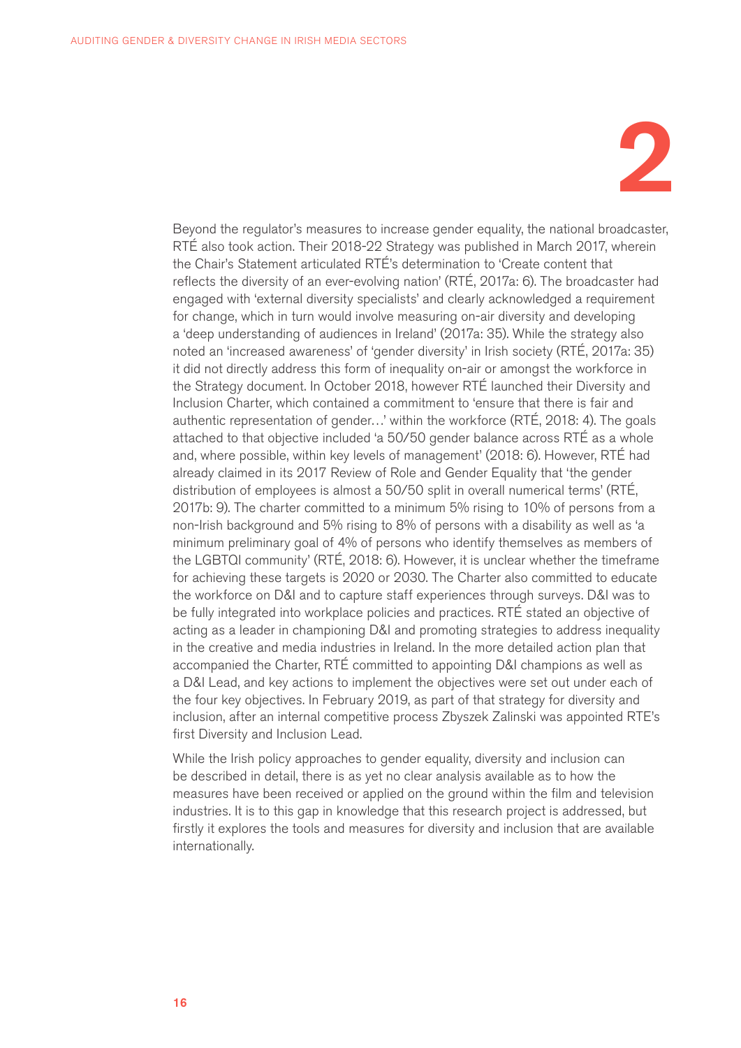Beyond the regulator's measures to increase gender equality, the national broadcaster, RTÉ also took action. Their 2018-22 Strategy was published in March 2017, wherein the Chair's Statement articulated RTÉ's determination to 'Create content that reflects the diversity of an ever-evolving nation' (RTÉ, 2017a: 6). The broadcaster had engaged with 'external diversity specialists' and clearly acknowledged a requirement for change, which in turn would involve measuring on-air diversity and developing a 'deep understanding of audiences in Ireland' (2017a: 35). While the strategy also noted an 'increased awareness' of 'gender diversity' in Irish society (RTÉ, 2017a: 35) it did not directly address this form of inequality on-air or amongst the workforce in the Strategy document. In October 2018, however RTÉ launched their Diversity and Inclusion Charter, which contained a commitment to 'ensure that there is fair and authentic representation of gender…' within the workforce (RTÉ, 2018: 4). The goals attached to that objective included 'a 50/50 gender balance across RTÉ as a whole and, where possible, within key levels of management' (2018: 6). However, RTÉ had already claimed in its 2017 Review of Role and Gender Equality that 'the gender distribution of employees is almost a 50/50 split in overall numerical terms' (RTÉ, 2017b: 9). The charter committed to a minimum 5% rising to 10% of persons from a non-Irish background and 5% rising to 8% of persons with a disability as well as 'a minimum preliminary goal of 4% of persons who identify themselves as members of the LGBTQI community' (RTÉ, 2018: 6). However, it is unclear whether the timeframe for achieving these targets is 2020 or 2030. The Charter also committed to educate the workforce on D&I and to capture staff experiences through surveys. D&I was to be fully integrated into workplace policies and practices. RTÉ stated an objective of acting as a leader in championing D&I and promoting strategies to address inequality in the creative and media industries in Ireland. In the more detailed action plan that accompanied the Charter, RTÉ committed to appointing D&I champions as well as a D&I Lead, and key actions to implement the objectives were set out under each of the four key objectives. In February 2019, as part of that strategy for diversity and inclusion, after an internal competitive process Zbyszek Zalinski was appointed RTE's first Diversity and Inclusion Lead.

While the Irish policy approaches to gender equality, diversity and inclusion can be described in detail, there is as yet no clear analysis available as to how the measures have been received or applied on the ground within the film and television industries. It is to this gap in knowledge that this research project is addressed, but firstly it explores the tools and measures for diversity and inclusion that are available internationally.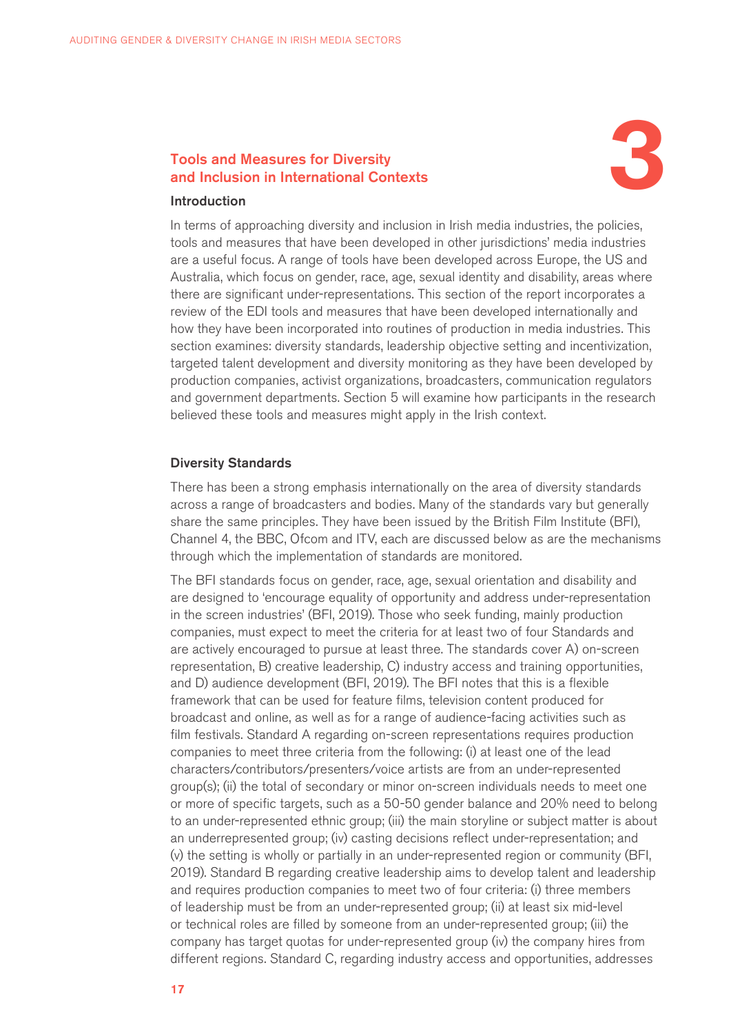# 3

## Tools and Measures for Diversity and Inclusion in International Contexts

### Introduction

In terms of approaching diversity and inclusion in Irish media industries, the policies, tools and measures that have been developed in other jurisdictions' media industries are a useful focus. A range of tools have been developed across Europe, the US and Australia, which focus on gender, race, age, sexual identity and disability, areas where there are significant under-representations. This section of the report incorporates a review of the EDI tools and measures that have been developed internationally and how they have been incorporated into routines of production in media industries. This section examines: diversity standards, leadership objective setting and incentivization, targeted talent development and diversity monitoring as they have been developed by production companies, activist organizations, broadcasters, communication regulators and government departments. Section 5 will examine how participants in the research believed these tools and measures might apply in the Irish context.

### Diversity Standards

There has been a strong emphasis internationally on the area of diversity standards across a range of broadcasters and bodies. Many of the standards vary but generally share the same principles. They have been issued by the British Film Institute (BFI), Channel 4, the BBC, Ofcom and ITV, each are discussed below as are the mechanisms through which the implementation of standards are monitored.

The BFI standards focus on gender, race, age, sexual orientation and disability and are designed to 'encourage equality of opportunity and address under-representation in the screen industries' (BFI, 2019). Those who seek funding, mainly production companies, must expect to meet the criteria for at least two of four Standards and are actively encouraged to pursue at least three. The standards cover A) on-screen representation, B) creative leadership, C) industry access and training opportunities, and D) audience development (BFI, 2019). The BFI notes that this is a flexible framework that can be used for feature films, television content produced for broadcast and online, as well as for a range of audience-facing activities such as film festivals. Standard A regarding on-screen representations requires production companies to meet three criteria from the following: (i) at least one of the lead characters/contributors/presenters/voice artists are from an under-represented group(s); (ii) the total of secondary or minor on-screen individuals needs to meet one or more of specific targets, such as a 50-50 gender balance and 20% need to belong to an under-represented ethnic group; (iii) the main storyline or subject matter is about an underrepresented group; (iv) casting decisions reflect under-representation; and (v) the setting is wholly or partially in an under-represented region or community (BFI, 2019). Standard B regarding creative leadership aims to develop talent and leadership and requires production companies to meet two of four criteria: (i) three members of leadership must be from an under-represented group; (ii) at least six mid-level or technical roles are filled by someone from an under-represented group; (iii) the company has target quotas for under-represented group (iv) the company hires from different regions. Standard C, regarding industry access and opportunities, addresses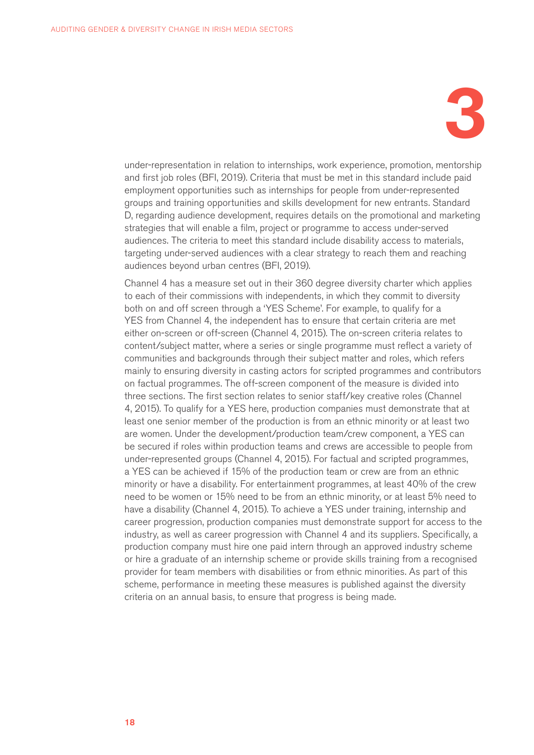under-representation in relation to internships, work experience, promotion, mentorship and first job roles (BFI, 2019). Criteria that must be met in this standard include paid employment opportunities such as internships for people from under-represented groups and training opportunities and skills development for new entrants. Standard D, regarding audience development, requires details on the promotional and marketing strategies that will enable a film, project or programme to access under-served audiences. The criteria to meet this standard include disability access to materials, targeting under-served audiences with a clear strategy to reach them and reaching audiences beyond urban centres (BFI, 2019).

Channel 4 has a measure set out in their 360 degree diversity charter which applies to each of their commissions with independents, in which they commit to diversity both on and off screen through a 'YES Scheme'. For example, to qualify for a YES from Channel 4, the independent has to ensure that certain criteria are met either on-screen or off-screen (Channel 4, 2015). The on-screen criteria relates to content/subject matter, where a series or single programme must reflect a variety of communities and backgrounds through their subject matter and roles, which refers mainly to ensuring diversity in casting actors for scripted programmes and contributors on factual programmes. The off-screen component of the measure is divided into three sections. The first section relates to senior staff/key creative roles (Channel 4, 2015). To qualify for a YES here, production companies must demonstrate that at least one senior member of the production is from an ethnic minority or at least two are women. Under the development/production team/crew component, a YES can be secured if roles within production teams and crews are accessible to people from under-represented groups (Channel 4, 2015). For factual and scripted programmes, a YES can be achieved if 15% of the production team or crew are from an ethnic minority or have a disability. For entertainment programmes, at least 40% of the crew need to be women or 15% need to be from an ethnic minority, or at least 5% need to have a disability (Channel 4, 2015). To achieve a YES under training, internship and career progression, production companies must demonstrate support for access to the industry, as well as career progression with Channel 4 and its suppliers. Specifically, a production company must hire one paid intern through an approved industry scheme or hire a graduate of an internship scheme or provide skills training from a recognised provider for team members with disabilities or from ethnic minorities. As part of this scheme, performance in meeting these measures is published against the diversity criteria on an annual basis, to ensure that progress is being made.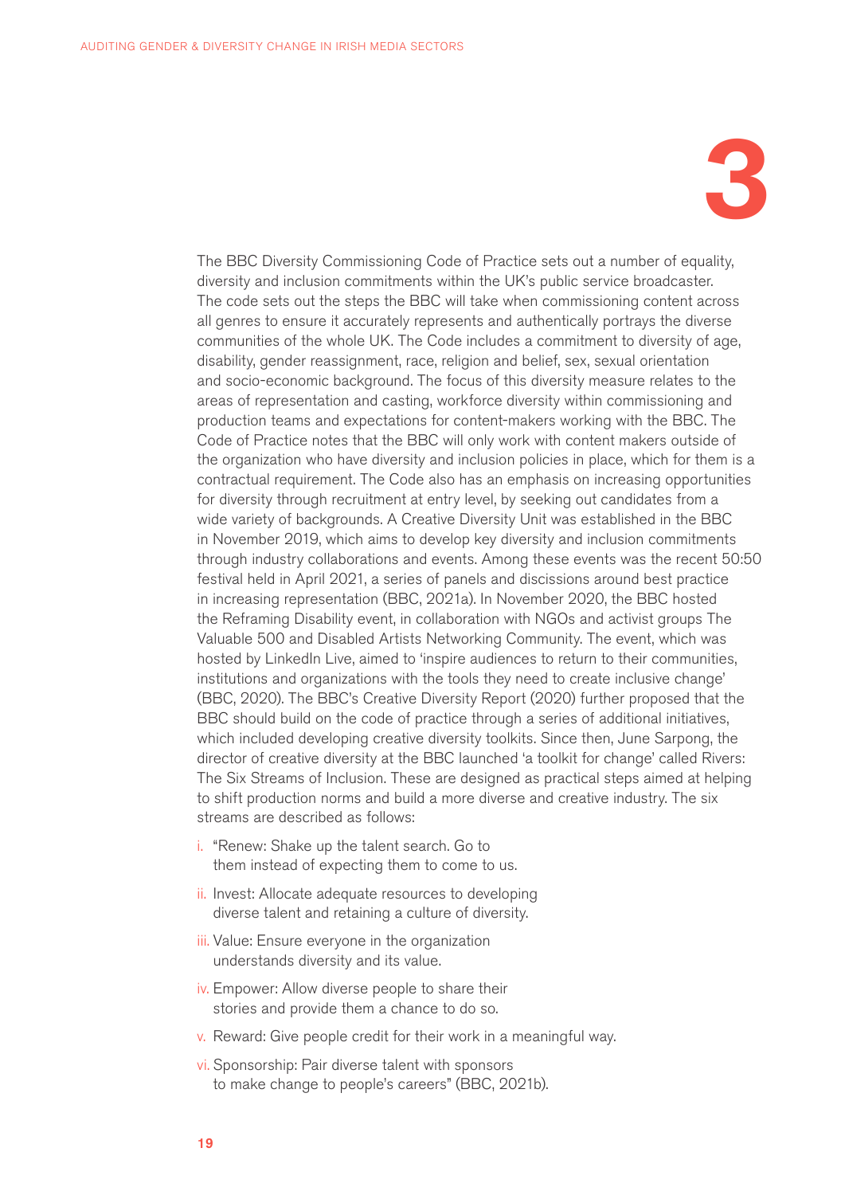# 3

The BBC Diversity Commissioning Code of Practice sets out a number of equality, diversity and inclusion commitments within the UK's public service broadcaster. The code sets out the steps the BBC will take when commissioning content across all genres to ensure it accurately represents and authentically portrays the diverse communities of the whole UK. The Code includes a commitment to diversity of age, disability, gender reassignment, race, religion and belief, sex, sexual orientation and socio-economic background. The focus of this diversity measure relates to the areas of representation and casting, workforce diversity within commissioning and production teams and expectations for content-makers working with the BBC. The Code of Practice notes that the BBC will only work with content makers outside of the organization who have diversity and inclusion policies in place, which for them is a contractual requirement. The Code also has an emphasis on increasing opportunities for diversity through recruitment at entry level, by seeking out candidates from a wide variety of backgrounds. A Creative Diversity Unit was established in the BBC in November 2019, which aims to develop key diversity and inclusion commitments through industry collaborations and events. Among these events was the recent 50:50 festival held in April 2021, a series of panels and discissions around best practice in increasing representation (BBC, 2021a). In November 2020, the BBC hosted the Reframing Disability event, in collaboration with NGOs and activist groups The Valuable 500 and Disabled Artists Networking Community. The event, which was hosted by LinkedIn Live, aimed to 'inspire audiences to return to their communities, institutions and organizations with the tools they need to create inclusive change' (BBC, 2020). The BBC's Creative Diversity Report (2020) further proposed that the BBC should build on the code of practice through a series of additional initiatives, which included developing creative diversity toolkits. Since then, June Sarpong, the director of creative diversity at the BBC launched 'a toolkit for change' called Rivers: The Six Streams of Inclusion. These are designed as practical steps aimed at helping to shift production norms and build a more diverse and creative industry. The six streams are described as follows:

i. "Renew: Shake up the talent search. Go to them instead of expecting them to come to us.

ii. Invest: Allocate adequate resources to developing diverse talent and retaining a culture of diversity.

iii. Value: Ensure everyone in the organization understands diversity and its value.

iv. Empower: Allow diverse people to share their stories and provide them a chance to do so.

v. Reward: Give people credit for their work in a meaningful way.

vi. Sponsorship: Pair diverse talent with sponsors to make change to people's careers" (BBC, 2021b).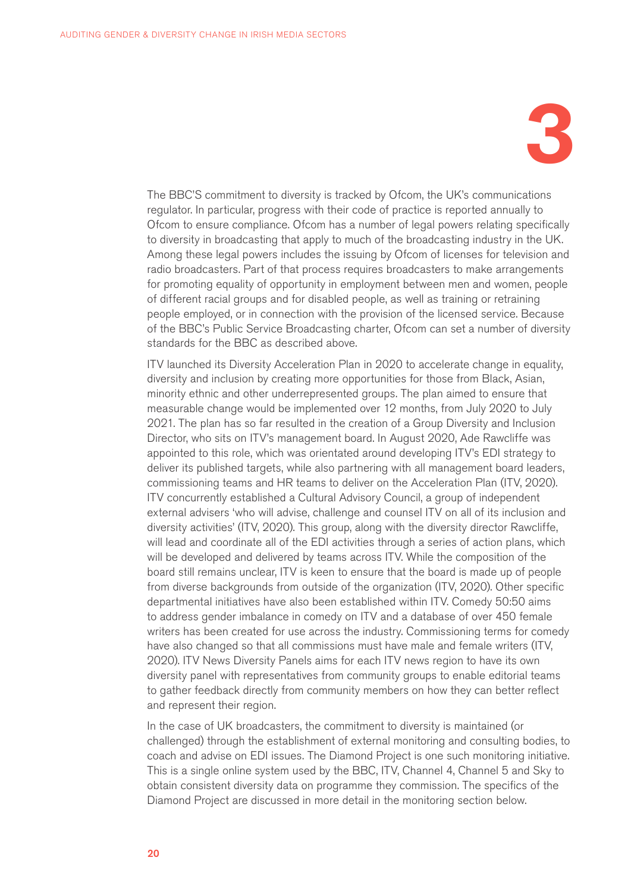# 3

The BBC'S commitment to diversity is tracked by Ofcom, the UK's communications regulator. In particular, progress with their code of practice is reported annually to Ofcom to ensure compliance. Ofcom has a number of legal powers relating specifically to diversity in broadcasting that apply to much of the broadcasting industry in the UK. Among these legal powers includes the issuing by Ofcom of licenses for television and radio broadcasters. Part of that process requires broadcasters to make arrangements for promoting equality of opportunity in employment between men and women, people of different racial groups and for disabled people, as well as training or retraining people employed, or in connection with the provision of the licensed service. Because of the BBC's Public Service Broadcasting charter, Ofcom can set a number of diversity standards for the BBC as described above.

ITV launched its Diversity Acceleration Plan in 2020 to accelerate change in equality, diversity and inclusion by creating more opportunities for those from Black, Asian, minority ethnic and other underrepresented groups. The plan aimed to ensure that measurable change would be implemented over 12 months, from July 2020 to July 2021. The plan has so far resulted in the creation of a Group Diversity and Inclusion Director, who sits on ITV's management board. In August 2020, Ade Rawcliffe was appointed to this role, which was orientated around developing ITV's EDI strategy to deliver its published targets, while also partnering with all management board leaders, commissioning teams and HR teams to deliver on the Acceleration Plan (ITV, 2020). ITV concurrently established a Cultural Advisory Council, a group of independent external advisers 'who will advise, challenge and counsel ITV on all of its inclusion and diversity activities' (ITV, 2020). This group, along with the diversity director Rawcliffe, will lead and coordinate all of the EDI activities through a series of action plans, which will be developed and delivered by teams across ITV. While the composition of the board still remains unclear, ITV is keen to ensure that the board is made up of people from diverse backgrounds from outside of the organization (ITV, 2020). Other specific departmental initiatives have also been established within ITV. Comedy 50:50 aims to address gender imbalance in comedy on ITV and a database of over 450 female writers has been created for use across the industry. Commissioning terms for comedy have also changed so that all commissions must have male and female writers (ITV, 2020). ITV News Diversity Panels aims for each ITV news region to have its own diversity panel with representatives from community groups to enable editorial teams to gather feedback directly from community members on how they can better reflect and represent their region.

In the case of UK broadcasters, the commitment to diversity is maintained (or challenged) through the establishment of external monitoring and consulting bodies, to coach and advise on EDI issues. The Diamond Project is one such monitoring initiative. This is a single online system used by the BBC, ITV, Channel 4, Channel 5 and Sky to obtain consistent diversity data on programme they commission. The specifics of the Diamond Project are discussed in more detail in the monitoring section below.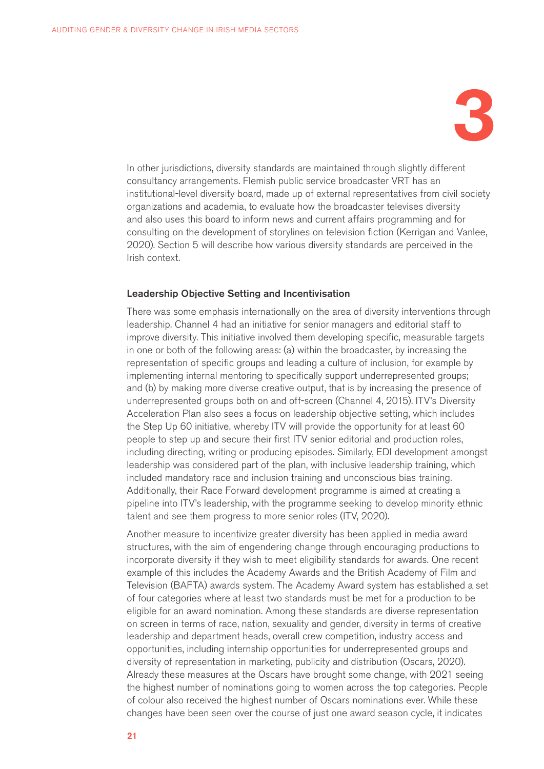In other jurisdictions, diversity standards are maintained through slightly different consultancy arrangements. Flemish public service broadcaster VRT has an institutional-level diversity board, made up of external representatives from civil society organizations and academia, to evaluate how the broadcaster televises diversity and also uses this board to inform news and current affairs programming and for consulting on the development of storylines on television fiction (Kerrigan and Vanlee, 2020). Section 5 will describe how various diversity standards are perceived in the Irish context.

### Leadership Objective Setting and Incentivisation

There was some emphasis internationally on the area of diversity interventions through leadership. Channel 4 had an initiative for senior managers and editorial staff to improve diversity. This initiative involved them developing specific, measurable targets in one or both of the following areas: (a) within the broadcaster, by increasing the representation of specific groups and leading a culture of inclusion, for example by implementing internal mentoring to specifically support underrepresented groups; and (b) by making more diverse creative output, that is by increasing the presence of underrepresented groups both on and off-screen (Channel 4, 2015). ITV's Diversity Acceleration Plan also sees a focus on leadership objective setting, which includes the Step Up 60 initiative, whereby ITV will provide the opportunity for at least 60 people to step up and secure their first ITV senior editorial and production roles, including directing, writing or producing episodes. Similarly, EDI development amongst leadership was considered part of the plan, with inclusive leadership training, which included mandatory race and inclusion training and unconscious bias training. Additionally, their Race Forward development programme is aimed at creating a pipeline into ITV's leadership, with the programme seeking to develop minority ethnic talent and see them progress to more senior roles (ITV, 2020).

Another measure to incentivize greater diversity has been applied in media award structures, with the aim of engendering change through encouraging productions to incorporate diversity if they wish to meet eligibility standards for awards. One recent example of this includes the Academy Awards and the British Academy of Film and Television (BAFTA) awards system. The Academy Award system has established a set of four categories where at least two standards must be met for a production to be eligible for an award nomination. Among these standards are diverse representation on screen in terms of race, nation, sexuality and gender, diversity in terms of creative leadership and department heads, overall crew competition, industry access and opportunities, including internship opportunities for underrepresented groups and diversity of representation in marketing, publicity and distribution (Oscars, 2020). Already these measures at the Oscars have brought some change, with 2021 seeing the highest number of nominations going to women across the top categories. People of colour also received the highest number of Oscars nominations ever. While these changes have been seen over the course of just one award season cycle, it indicates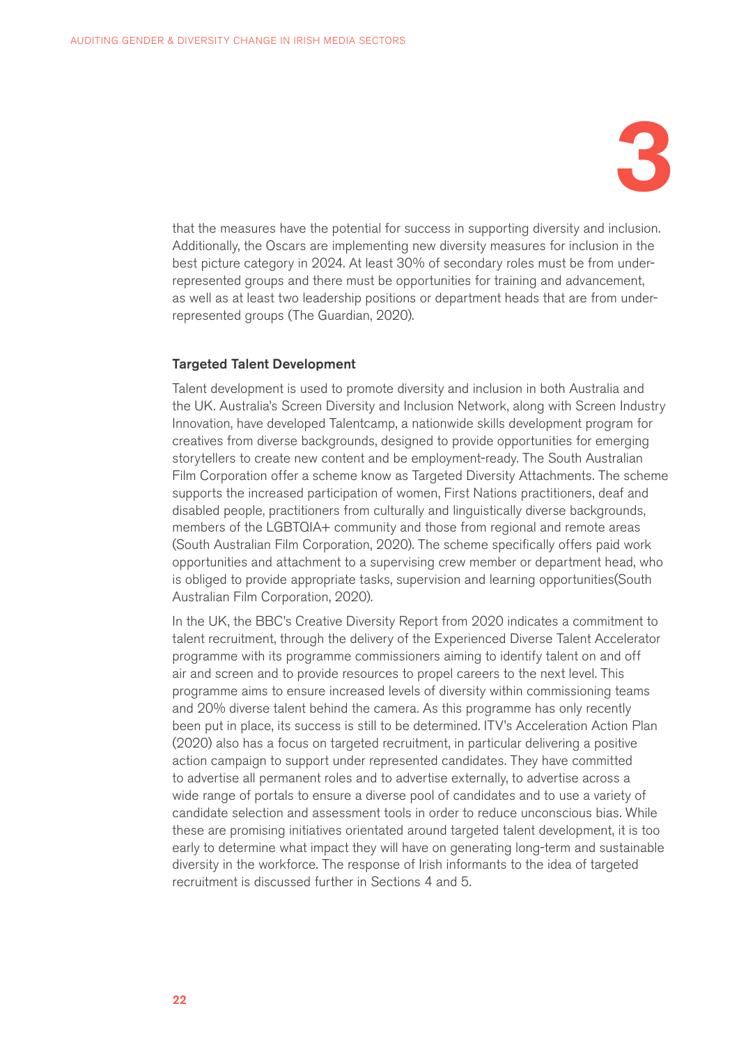that the measures have the potential for success in supporting diversity and inclusion. Additionally, the Oscars are implementing new diversity measures for inclusion in the best picture category in 2024. At least 30% of secondary roles must be from under-represented groups and there must be opportunities for training and advancement, as well as at least two leadership positions or department heads that are from under-represented groups (The Guardian, 2020).

### Targeted Talent Development

Talent development is used to promote diversity and inclusion in both Australia and the UK. Australia's Screen Diversity and Inclusion Network, along with Screen Industry Innovation, have developed Talentcamp, a nationwide skills development program for creatives from diverse backgrounds, designed to provide opportunities for emerging storytellers to create new content and be employment-ready. The South Australian Film Corporation offer a scheme know as Targeted Diversity Attachments. The scheme supports the increased participation of women, First Nations practitioners, deaf and disabled people, practitioners from culturally and linguistically diverse backgrounds, members of the LGBTQIA+ community and those from regional and remote areas (South Australian Film Corporation, 2020). The scheme specifically offers paid work opportunities and attachment to a supervising crew member or department head, who is obliged to provide appropriate tasks, supervision and learning opportunities(South Australian Film Corporation, 2020).

In the UK, the BBC's Creative Diversity Report from 2020 indicates a commitment to talent recruitment, through the delivery of the Experienced Diverse Talent Accelerator programme with its programme commissioners aiming to identify talent on and off air and screen and to provide resources to propel careers to the next level. This programme aims to ensure increased levels of diversity within commissioning teams and 20% diverse talent behind the camera. As this programme has only recently been put in place, its success is still to be determined. ITV's Acceleration Action Plan (2020) also has a focus on targeted recruitment, in particular delivering a positive action campaign to support under represented candidates. They have committed to advertise all permanent roles and to advertise externally, to advertise across a wide range of portals to ensure a diverse pool of candidates and to use a variety of candidate selection and assessment tools in order to reduce unconscious bias. While these are promising initiatives orientated around targeted talent development, it is too early to determine what impact they will have on generating long-term and sustainable diversity in the workforce. The response of Irish informants to the idea of targeted recruitment is discussed further in Sections 4 and 5.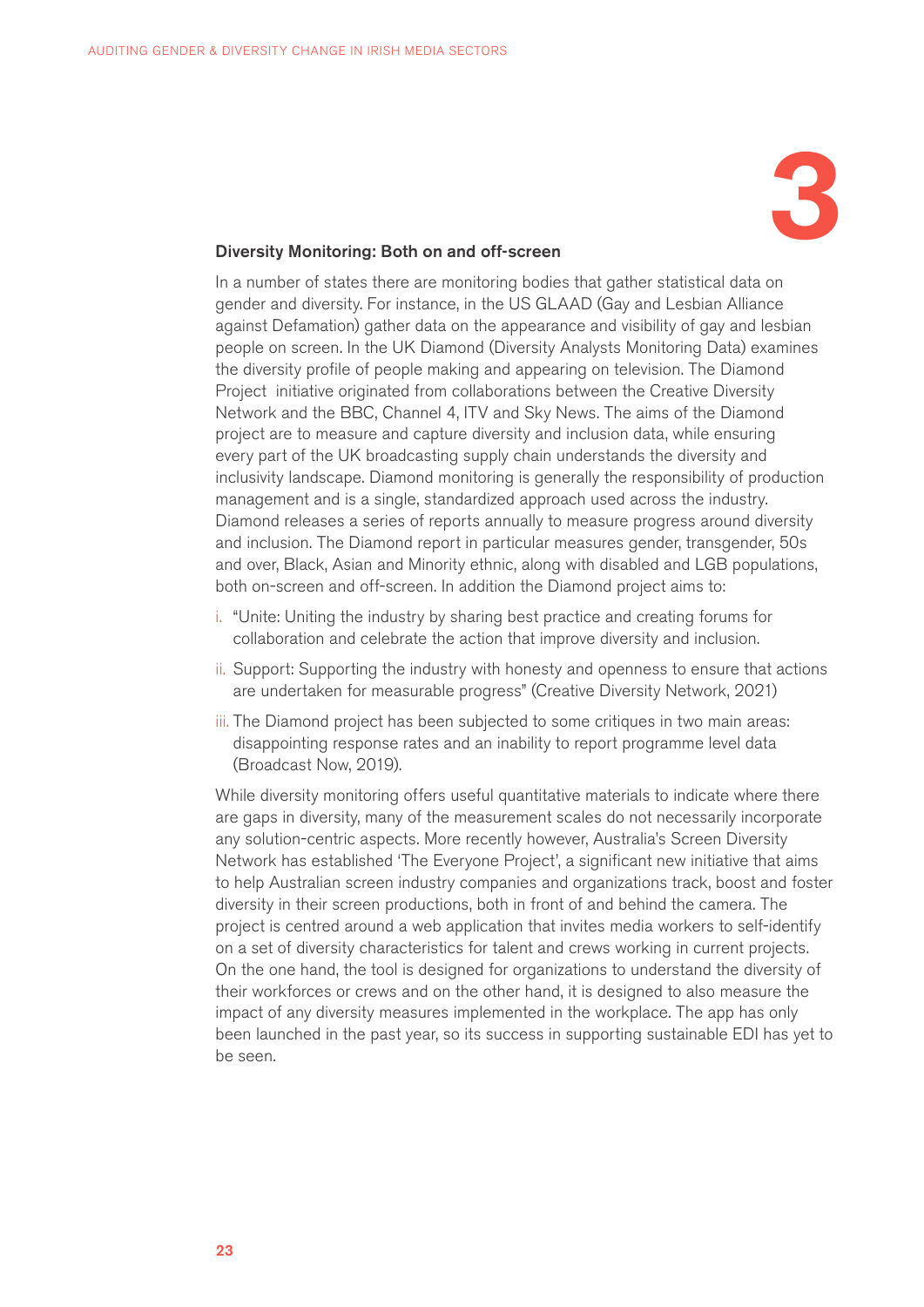# 3

### Diversity Monitoring: Both on and off-screen

In a number of states there are monitoring bodies that gather statistical data on gender and diversity. For instance, in the US GLAAD (Gay and Lesbian Alliance against Defamation) gather data on the appearance and visibility of gay and lesbian people on screen. In the UK Diamond (Diversity Analysts Monitoring Data) examines the diversity profile of people making and appearing on television. The Diamond Project initiative originated from collaborations between the Creative Diversity Network and the BBC, Channel 4, ITV and Sky News. The aims of the Diamond project are to measure and capture diversity and inclusion data, while ensuring every part of the UK broadcasting supply chain understands the diversity and inclusivity landscape. Diamond monitoring is generally the responsibility of production management and is a single, standardized approach used across the industry. Diamond releases a series of reports annually to measure progress around diversity and inclusion. The Diamond report in particular measures gender, transgender, 50s and over, Black, Asian and Minority ethnic, along with disabled and LGB populations, both on-screen and off-screen. In addition the Diamond project aims to:

i. "Unite: Uniting the industry by sharing best practice and creating forums for collaboration and celebrate the action that improve diversity and inclusion.

ii. Support: Supporting the industry with honesty and openness to ensure that actions are undertaken for measurable progress" (Creative Diversity Network, 2021)

iii. The Diamond project has been subjected to some critiques in two main areas: disappointing response rates and an inability to report programme level data (Broadcast Now, 2019).

While diversity monitoring offers useful quantitative materials to indicate where there are gaps in diversity, many of the measurement scales do not necessarily incorporate any solution-centric aspects. More recently however, Australia's Screen Diversity Network has established 'The Everyone Project', a significant new initiative that aims to help Australian screen industry companies and organizations track, boost and foster diversity in their screen productions, both in front of and behind the camera. The project is centred around a web application that invites media workers to self-identify on a set of diversity characteristics for talent and crews working in current projects. On the one hand, the tool is designed for organizations to understand the diversity of their workforces or crews and on the other hand, it is designed to also measure the impact of any diversity measures implemented in the workplace. The app has only been launched in the past year, so its success in supporting sustainable EDI has yet to be seen.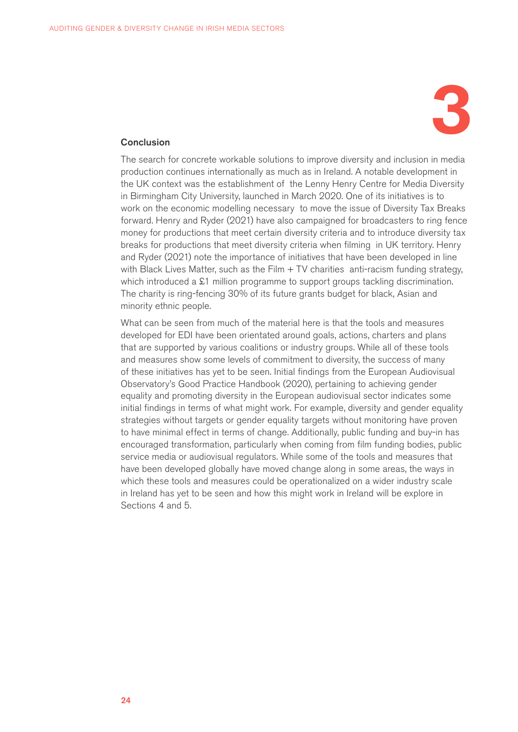# 3

## Conclusion

The search for concrete workable solutions to improve diversity and inclusion in media production continues internationally as much as in Ireland. A notable development in the UK context was the establishment of the Lenny Henry Centre for Media Diversity in Birmingham City University, launched in March 2020. One of its initiatives is to work on the economic modelling necessary to move the issue of Diversity Tax Breaks forward. Henry and Ryder (2021) have also campaigned for broadcasters to ring fence money for productions that meet certain diversity criteria and to introduce diversity tax breaks for productions that meet diversity criteria when filming in UK territory. Henry and Ryder (2021) note the importance of initiatives that have been developed in line with Black Lives Matter, such as the Film + TV charities anti-racism funding strategy, which introduced a £1 million programme to support groups tackling discrimination. The charity is ring-fencing 30% of its future grants budget for black, Asian and minority ethnic people.

What can be seen from much of the material here is that the tools and measures developed for EDI have been orientated around goals, actions, charters and plans that are supported by various coalitions or industry groups. While all of these tools and measures show some levels of commitment to diversity, the success of many of these initiatives has yet to be seen. Initial findings from the European Audiovisual Observatory's Good Practice Handbook (2020), pertaining to achieving gender equality and promoting diversity in the European audiovisual sector indicates some initial findings in terms of what might work. For example, diversity and gender equality strategies without targets or gender equality targets without monitoring have proven to have minimal effect in terms of change. Additionally, public funding and buy-in has encouraged transformation, particularly when coming from film funding bodies, public service media or audiovisual regulators. While some of the tools and measures that have been developed globally have moved change along in some areas, the ways in which these tools and measures could be operationalized on a wider industry scale in Ireland has yet to be seen and how this might work in Ireland will be explore in Sections 4 and 5.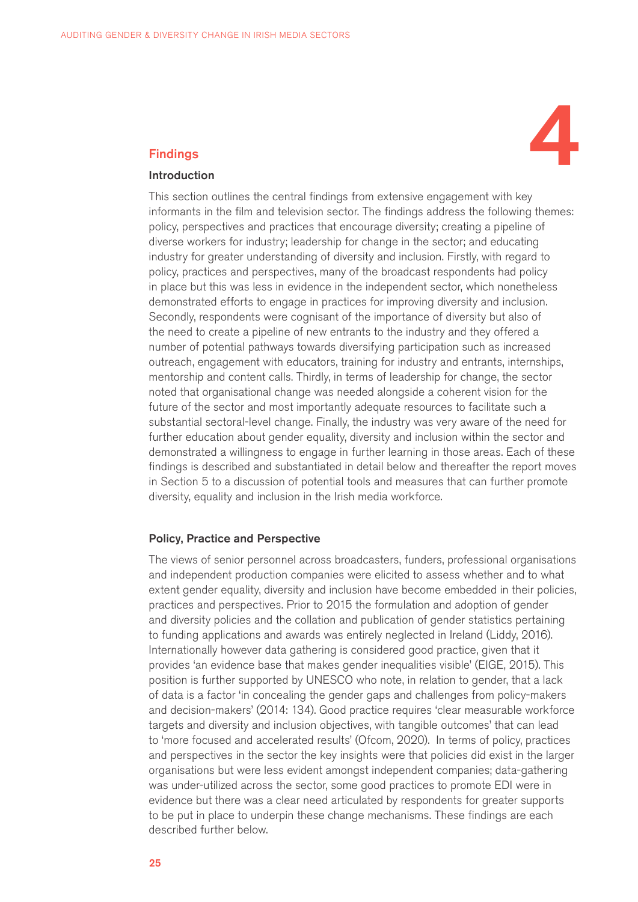# 4

## Findings

### Introduction

This section outlines the central findings from extensive engagement with key informants in the film and television sector. The findings address the following themes: policy, perspectives and practices that encourage diversity; creating a pipeline of diverse workers for industry; leadership for change in the sector; and educating industry for greater understanding of diversity and inclusion. Firstly, with regard to policy, practices and perspectives, many of the broadcast respondents had policy in place but this was less in evidence in the independent sector, which nonetheless demonstrated efforts to engage in practices for improving diversity and inclusion. Secondly, respondents were cognisant of the importance of diversity but also of the need to create a pipeline of new entrants to the industry and they offered a number of potential pathways towards diversifying participation such as increased outreach, engagement with educators, training for industry and entrants, internships, mentorship and content calls. Thirdly, in terms of leadership for change, the sector noted that organisational change was needed alongside a coherent vision for the future of the sector and most importantly adequate resources to facilitate such a substantial sectoral-level change. Finally, the industry was very aware of the need for further education about gender equality, diversity and inclusion within the sector and demonstrated a willingness to engage in further learning in those areas. Each of these findings is described and substantiated in detail below and thereafter the report moves in Section 5 to a discussion of potential tools and measures that can further promote diversity, equality and inclusion in the Irish media workforce.

### Policy, Practice and Perspective

The views of senior personnel across broadcasters, funders, professional organisations and independent production companies were elicited to assess whether and to what extent gender equality, diversity and inclusion have become embedded in their policies, practices and perspectives. Prior to 2015 the formulation and adoption of gender and diversity policies and the collation and publication of gender statistics pertaining to funding applications and awards was entirely neglected in Ireland (Liddy, 2016). Internationally however data gathering is considered good practice, given that it provides 'an evidence base that makes gender inequalities visible' (EIGE, 2015). This position is further supported by UNESCO who note, in relation to gender, that a lack of data is a factor 'in concealing the gender gaps and challenges from policy-makers and decision-makers' (2014: 134). Good practice requires 'clear measurable workforce targets and diversity and inclusion objectives, with tangible outcomes' that can lead to 'more focused and accelerated results' (Ofcom, 2020). In terms of policy, practices and perspectives in the sector the key insights were that policies did exist in the larger organisations but were less evident amongst independent companies; data-gathering was under-utilized across the sector, some good practices to promote EDI were in evidence but there was a clear need articulated by respondents for greater supports to be put in place to underpin these change mechanisms. These findings are each described further below.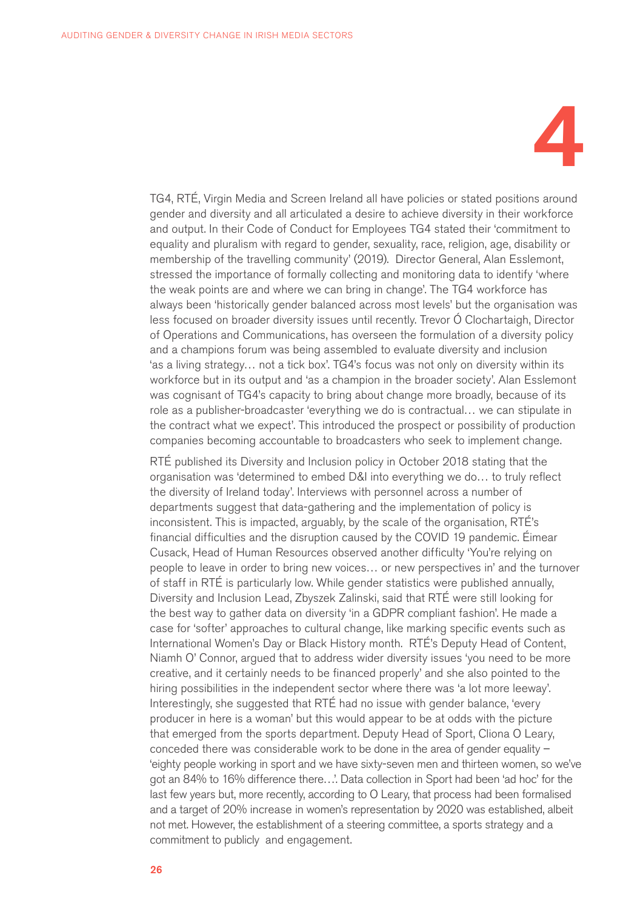# 4

TG4, RTÉ, Virgin Media and Screen Ireland all have policies or stated positions around gender and diversity and all articulated a desire to achieve diversity in their workforce and output. In their Code of Conduct for Employees TG4 stated their 'commitment to equality and pluralism with regard to gender, sexuality, race, religion, age, disability or membership of the travelling community' (2019). Director General, Alan Esslemont, stressed the importance of formally collecting and monitoring data to identify 'where the weak points are and where we can bring in change'. The TG4 workforce has always been 'historically gender balanced across most levels' but the organisation was less focused on broader diversity issues until recently. Trevor Ó Clochartaigh, Director of Operations and Communications, has overseen the formulation of a diversity policy and a champions forum was being assembled to evaluate diversity and inclusion 'as a living strategy… not a tick box'. TG4's focus was not only on diversity within its workforce but in its output and 'as a champion in the broader society'. Alan Esslemont was cognisant of TG4's capacity to bring about change more broadly, because of its role as a publisher-broadcaster 'everything we do is contractual… we can stipulate in the contract what we expect'. This introduced the prospect or possibility of production companies becoming accountable to broadcasters who seek to implement change.

RTÉ published its Diversity and Inclusion policy in October 2018 stating that the organisation was 'determined to embed D&I into everything we do… to truly reflect the diversity of Ireland today'. Interviews with personnel across a number of departments suggest that data-gathering and the implementation of policy is inconsistent. This is impacted, arguably, by the scale of the organisation, RTÉ's financial difficulties and the disruption caused by the COVID 19 pandemic. Éimear Cusack, Head of Human Resources observed another difficulty 'You're relying on people to leave in order to bring new voices… or new perspectives in' and the turnover of staff in RTÉ is particularly low. While gender statistics were published annually, Diversity and Inclusion Lead, Zbyszek Zalinski, said that RTÉ were still looking for the best way to gather data on diversity 'in a GDPR compliant fashion'. He made a case for 'softer' approaches to cultural change, like marking specific events such as International Women's Day or Black History month. RTÉ's Deputy Head of Content, Niamh O' Connor, argued that to address wider diversity issues 'you need to be more creative, and it certainly needs to be financed properly' and she also pointed to the hiring possibilities in the independent sector where there was 'a lot more leeway'. Interestingly, she suggested that RTÉ had no issue with gender balance, 'every producer in here is a woman' but this would appear to be at odds with the picture that emerged from the sports department. Deputy Head of Sport, Cliona O Leary, conceded there was considerable work to be done in the area of gender equality – 'eighty people working in sport and we have sixty-seven men and thirteen women, so we've got an 84% to 16% difference there…'. Data collection in Sport had been 'ad hoc' for the last few years but, more recently, according to O Leary, that process had been formalised and a target of 20% increase in women's representation by 2020 was established, albeit not met. However, the establishment of a steering committee, a sports strategy and a commitment to publicly and engagement.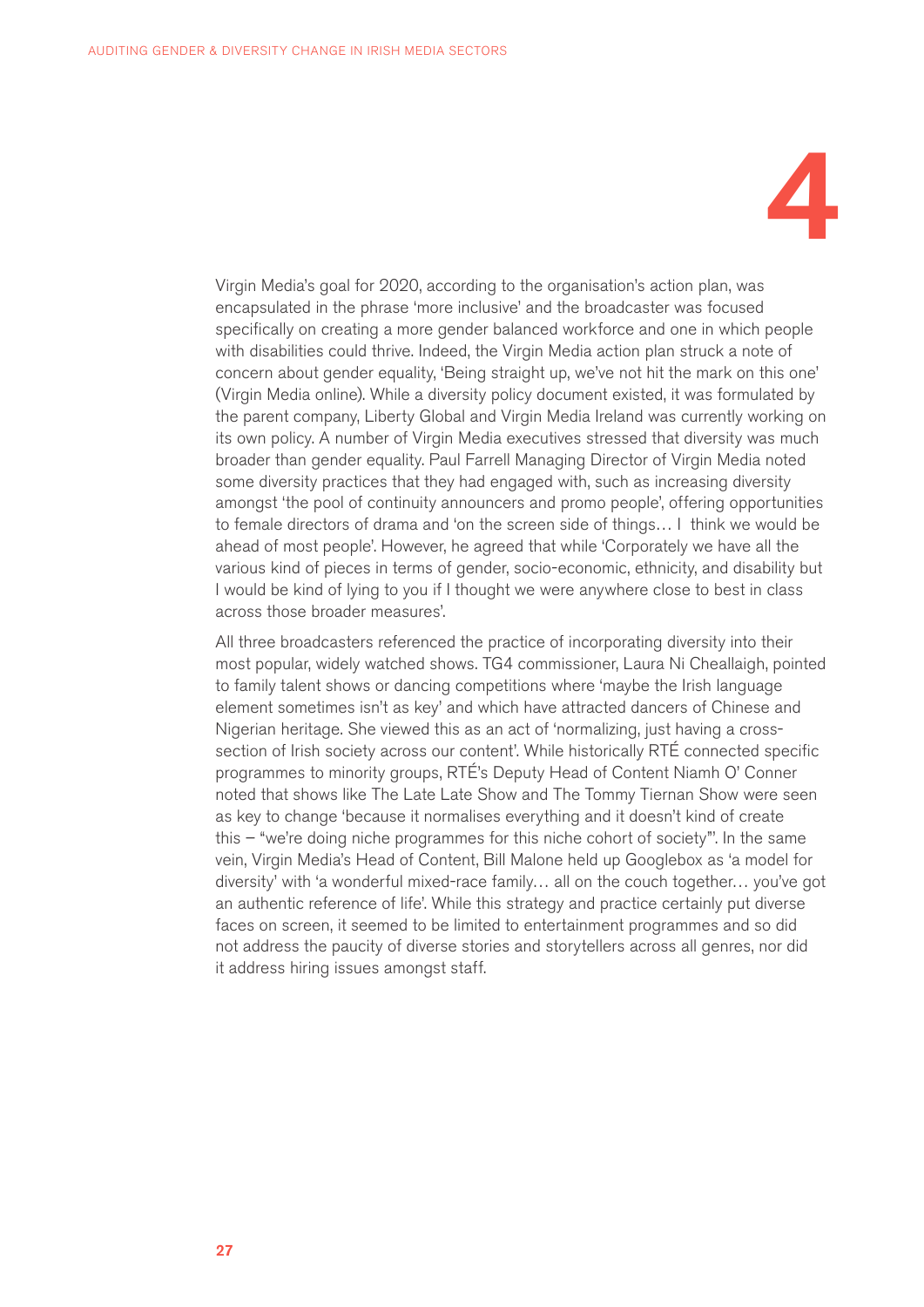Virgin Media's goal for 2020, according to the organisation's action plan, was encapsulated in the phrase 'more inclusive' and the broadcaster was focused specifically on creating a more gender balanced workforce and one in which people with disabilities could thrive. Indeed, the Virgin Media action plan struck a note of concern about gender equality, 'Being straight up, we've not hit the mark on this one' (Virgin Media online). While a diversity policy document existed, it was formulated by the parent company, Liberty Global and Virgin Media Ireland was currently working on its own policy. A number of Virgin Media executives stressed that diversity was much broader than gender equality. Paul Farrell Managing Director of Virgin Media noted some diversity practices that they had engaged with, such as increasing diversity amongst 'the pool of continuity announcers and promo people', offering opportunities to female directors of drama and 'on the screen side of things… I think we would be ahead of most people'. However, he agreed that while 'Corporately we have all the various kind of pieces in terms of gender, socio-economic, ethnicity, and disability but I would be kind of lying to you if I thought we were anywhere close to best in class across those broader measures'.

All three broadcasters referenced the practice of incorporating diversity into their most popular, widely watched shows. TG4 commissioner, Laura Ni Cheallaigh, pointed to family talent shows or dancing competitions where 'maybe the Irish language element sometimes isn't as key' and which have attracted dancers of Chinese and Nigerian heritage. She viewed this as an act of 'normalizing, just having a cross-section of Irish society across our content'. While historically RTÉ connected specific programmes to minority groups, RTÉ's Deputy Head of Content Niamh O' Conner noted that shows like The Late Late Show and The Tommy Tiernan Show were seen as key to change 'because it normalises everything and it doesn't kind of create this – "we're doing niche programmes for this niche cohort of society"'. In the same vein, Virgin Media's Head of Content, Bill Malone held up Googlebox as 'a model for diversity' with 'a wonderful mixed-race family… all on the couch together… you've got an authentic reference of life'. While this strategy and practice certainly put diverse faces on screen, it seemed to be limited to entertainment programmes and so did not address the paucity of diverse stories and storytellers across all genres, nor did it address hiring issues amongst staff.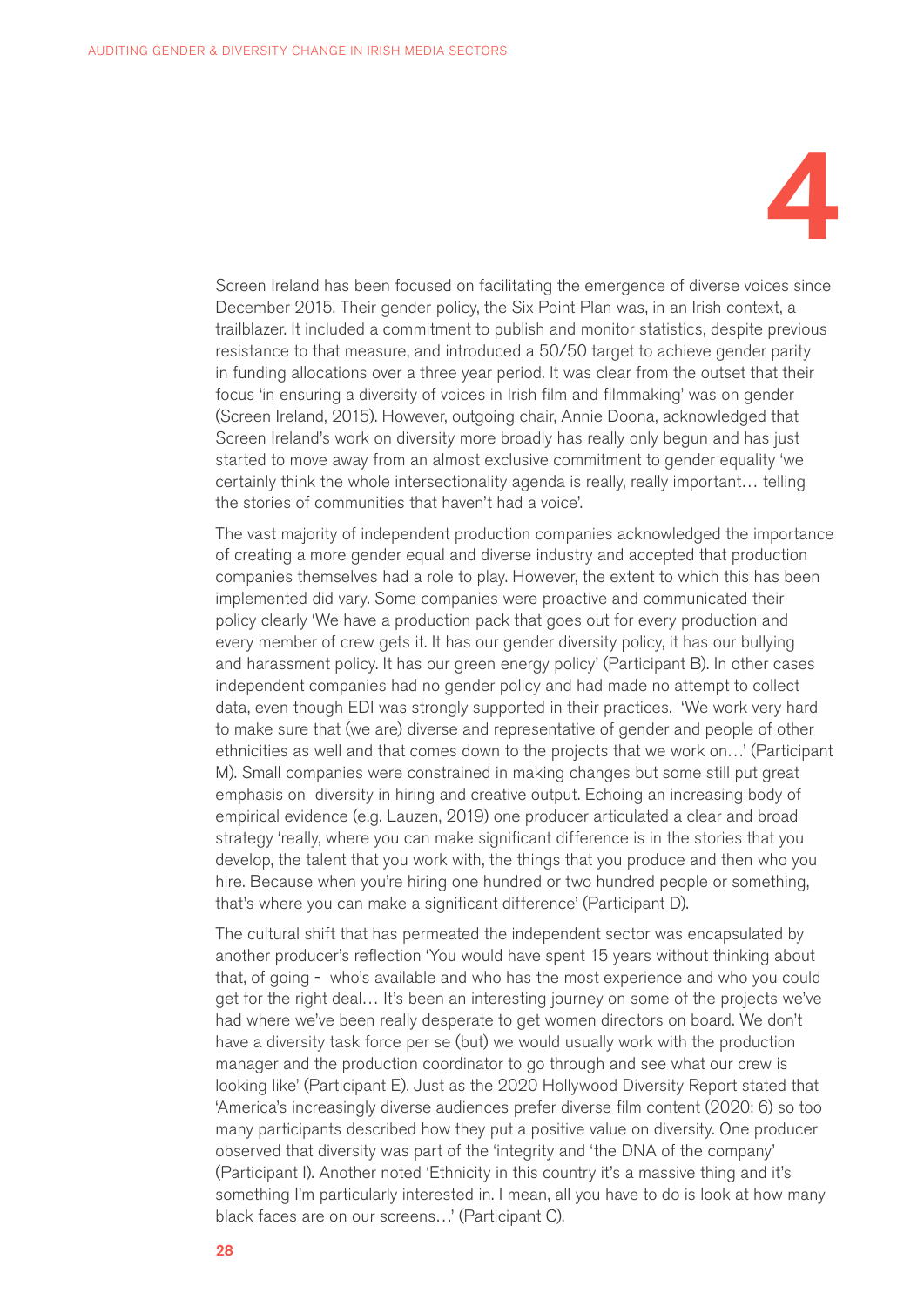# 4

Screen Ireland has been focused on facilitating the emergence of diverse voices since December 2015. Their gender policy, the Six Point Plan was, in an Irish context, a trailblazer. It included a commitment to publish and monitor statistics, despite previous resistance to that measure, and introduced a 50/50 target to achieve gender parity in funding allocations over a three year period. It was clear from the outset that their focus 'in ensuring a diversity of voices in Irish film and filmmaking' was on gender (Screen Ireland, 2015). However, outgoing chair, Annie Doona, acknowledged that Screen Ireland's work on diversity more broadly has really only begun and has just started to move away from an almost exclusive commitment to gender equality 'we certainly think the whole intersectionality agenda is really, really important… telling the stories of communities that haven't had a voice'.

The vast majority of independent production companies acknowledged the importance of creating a more gender equal and diverse industry and accepted that production companies themselves had a role to play. However, the extent to which this has been implemented did vary. Some companies were proactive and communicated their policy clearly 'We have a production pack that goes out for every production and every member of crew gets it. It has our gender diversity policy, it has our bullying and harassment policy. It has our green energy policy' (Participant B). In other cases independent companies had no gender policy and had made no attempt to collect data, even though EDI was strongly supported in their practices. 'We work very hard to make sure that (we are) diverse and representative of gender and people of other ethnicities as well and that comes down to the projects that we work on…' (Participant M). Small companies were constrained in making changes but some still put great emphasis on diversity in hiring and creative output. Echoing an increasing body of empirical evidence (e.g. Lauzen, 2019) one producer articulated a clear and broad strategy 'really, where you can make significant difference is in the stories that you develop, the talent that you work with, the things that you produce and then who you hire. Because when you're hiring one hundred or two hundred people or something, that's where you can make a significant difference' (Participant D).

The cultural shift that has permeated the independent sector was encapsulated by another producer's reflection 'You would have spent 15 years without thinking about that, of going - who's available and who has the most experience and who you could get for the right deal… It's been an interesting journey on some of the projects we've had where we've been really desperate to get women directors on board. We don't have a diversity task force per se (but) we would usually work with the production manager and the production coordinator to go through and see what our crew is looking like' (Participant E). Just as the 2020 Hollywood Diversity Report stated that 'America's increasingly diverse audiences prefer diverse film content (2020: 6) so too many participants described how they put a positive value on diversity. One producer observed that diversity was part of the 'integrity and 'the DNA of the company' (Participant I). Another noted 'Ethnicity in this country it's a massive thing and it's something I'm particularly interested in. I mean, all you have to do is look at how many black faces are on our screens…' (Participant C).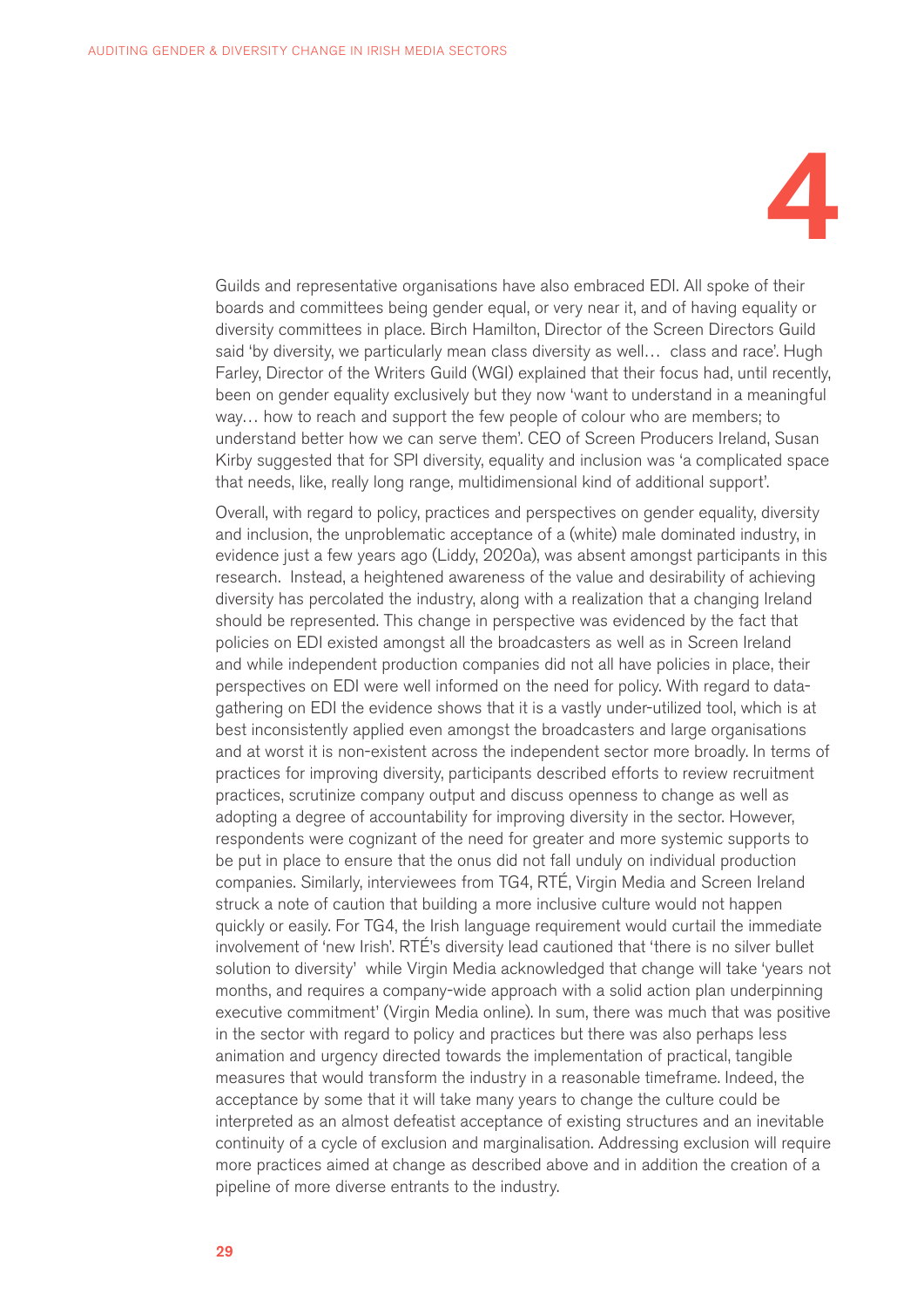# 4

Guilds and representative organisations have also embraced EDI. All spoke of their boards and committees being gender equal, or very near it, and of having equality or diversity committees in place. Birch Hamilton, Director of the Screen Directors Guild said 'by diversity, we particularly mean class diversity as well… class and race'. Hugh Farley, Director of the Writers Guild (WGI) explained that their focus had, until recently, been on gender equality exclusively but they now 'want to understand in a meaningful way… how to reach and support the few people of colour who are members; to understand better how we can serve them'. CEO of Screen Producers Ireland, Susan Kirby suggested that for SPI diversity, equality and inclusion was 'a complicated space that needs, like, really long range, multidimensional kind of additional support'.

Overall, with regard to policy, practices and perspectives on gender equality, diversity and inclusion, the unproblematic acceptance of a (white) male dominated industry, in evidence just a few years ago (Liddy, 2020a), was absent amongst participants in this research. Instead, a heightened awareness of the value and desirability of achieving diversity has percolated the industry, along with a realization that a changing Ireland should be represented. This change in perspective was evidenced by the fact that policies on EDI existed amongst all the broadcasters as well as in Screen Ireland and while independent production companies did not all have policies in place, their perspectives on EDI were well informed on the need for policy. With regard to data-gathering on EDI the evidence shows that it is a vastly under-utilized tool, which is at best inconsistently applied even amongst the broadcasters and large organisations and at worst it is non-existent across the independent sector more broadly. In terms of practices for improving diversity, participants described efforts to review recruitment practices, scrutinize company output and discuss openness to change as well as adopting a degree of accountability for improving diversity in the sector. However, respondents were cognizant of the need for greater and more systemic supports to be put in place to ensure that the onus did not fall unduly on individual production companies. Similarly, interviewees from TG4, RTÉ, Virgin Media and Screen Ireland struck a note of caution that building a more inclusive culture would not happen quickly or easily. For TG4, the Irish language requirement would curtail the immediate involvement of 'new Irish'. RTÉ's diversity lead cautioned that 'there is no silver bullet solution to diversity' while Virgin Media acknowledged that change will take 'years not months, and requires a company-wide approach with a solid action plan underpinning executive commitment' (Virgin Media online). In sum, there was much that was positive in the sector with regard to policy and practices but there was also perhaps less animation and urgency directed towards the implementation of practical, tangible measures that would transform the industry in a reasonable timeframe. Indeed, the acceptance by some that it will take many years to change the culture could be interpreted as an almost defeatist acceptance of existing structures and an inevitable continuity of a cycle of exclusion and marginalisation. Addressing exclusion will require more practices aimed at change as described above and in addition the creation of a pipeline of more diverse entrants to the industry.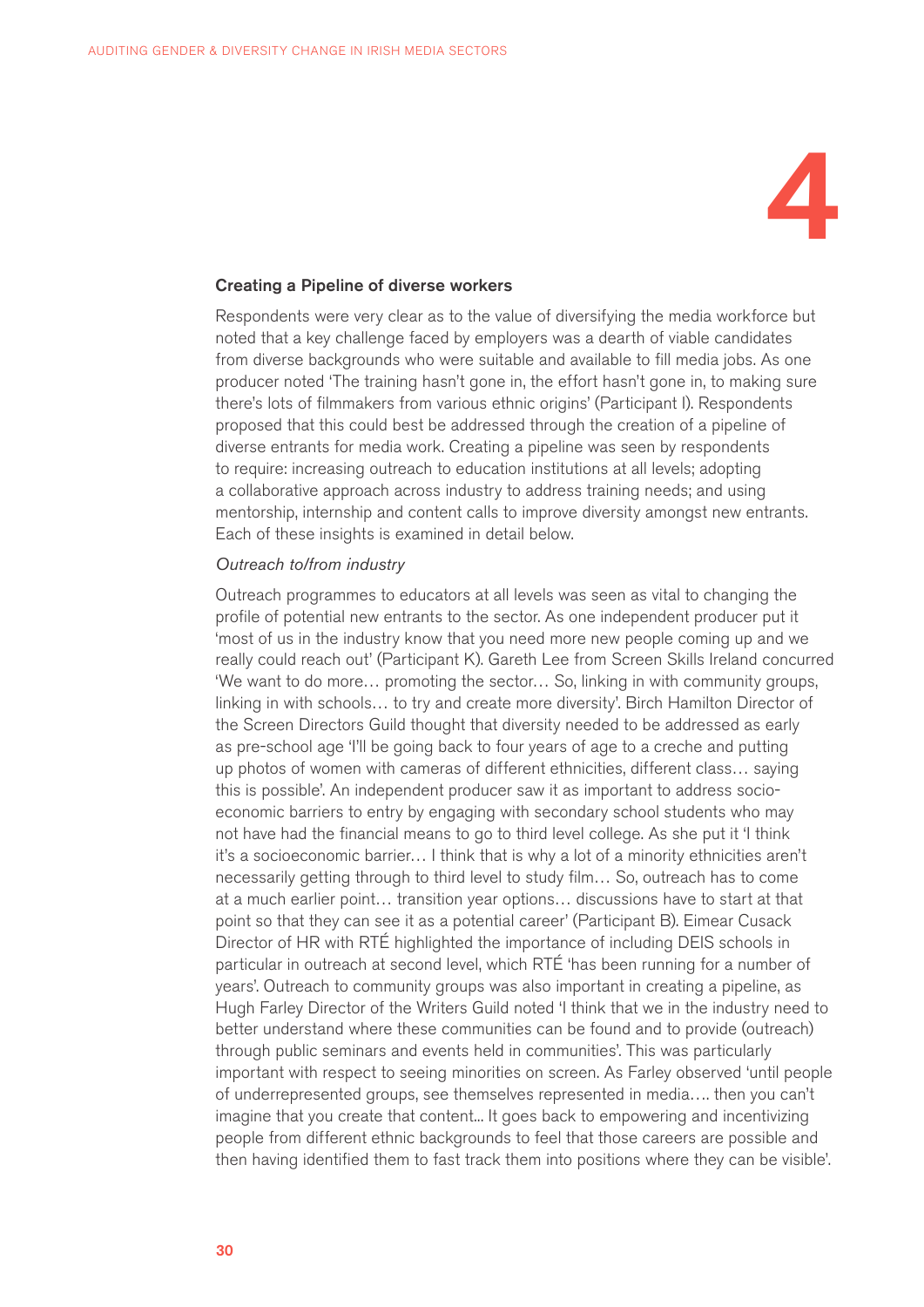# 4

## Creating a Pipeline of diverse workers

Respondents were very clear as to the value of diversifying the media workforce but noted that a key challenge faced by employers was a dearth of viable candidates from diverse backgrounds who were suitable and available to fill media jobs. As one producer noted 'The training hasn't gone in, the effort hasn't gone in, to making sure there's lots of filmmakers from various ethnic origins' (Participant I). Respondents proposed that this could best be addressed through the creation of a pipeline of diverse entrants for media work. Creating a pipeline was seen by respondents to require: increasing outreach to education institutions at all levels; adopting a collaborative approach across industry to address training needs; and using mentorship, internship and content calls to improve diversity amongst new entrants. Each of these insights is examined in detail below.

*Outreach to/from industry*

Outreach programmes to educators at all levels was seen as vital to changing the profile of potential new entrants to the sector. As one independent producer put it 'most of us in the industry know that you need more new people coming up and we really could reach out' (Participant K). Gareth Lee from Screen Skills Ireland concurred 'We want to do more… promoting the sector… So, linking in with community groups, linking in with schools… to try and create more diversity'. Birch Hamilton Director of the Screen Directors Guild thought that diversity needed to be addressed as early as pre-school age 'I'll be going back to four years of age to a creche and putting up photos of women with cameras of different ethnicities, different class… saying this is possible'. An independent producer saw it as important to address socio-economic barriers to entry by engaging with secondary school students who may not have had the financial means to go to third level college. As she put it 'I think it's a socioeconomic barrier… I think that is why a lot of a minority ethnicities aren't necessarily getting through to third level to study film… So, outreach has to come at a much earlier point… transition year options… discussions have to start at that point so that they can see it as a potential career' (Participant B). Eimear Cusack Director of HR with RTÉ highlighted the importance of including DEIS schools in particular in outreach at second level, which RTÉ 'has been running for a number of years'. Outreach to community groups was also important in creating a pipeline, as Hugh Farley Director of the Writers Guild noted 'I think that we in the industry need to better understand where these communities can be found and to provide (outreach) through public seminars and events held in communities'. This was particularly important with respect to seeing minorities on screen. As Farley observed 'until people of underrepresented groups, see themselves represented in media…. then you can't imagine that you create that content... It goes back to empowering and incentivizing people from different ethnic backgrounds to feel that those careers are possible and then having identified them to fast track them into positions where they can be visible'.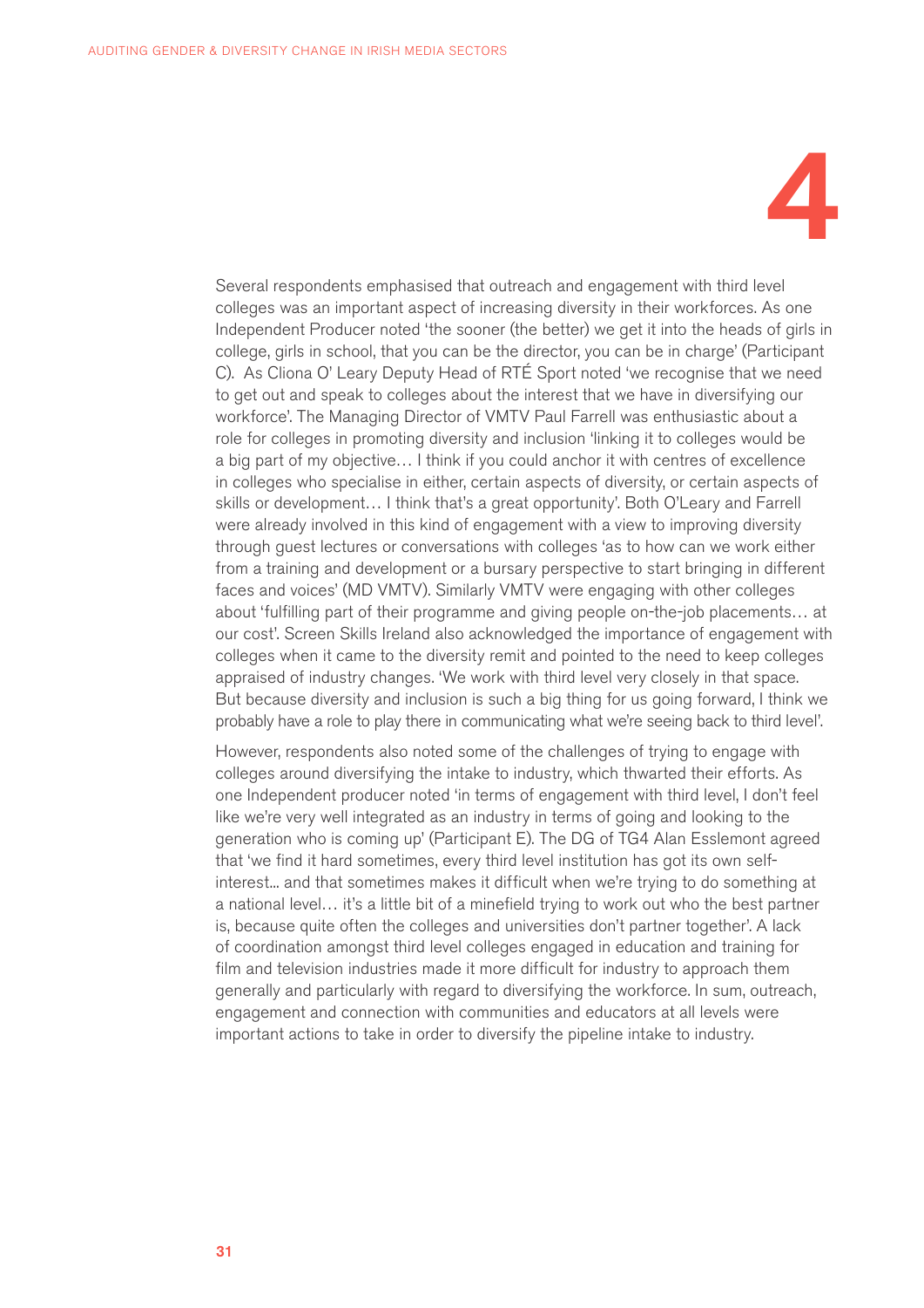Several respondents emphasised that outreach and engagement with third level colleges was an important aspect of increasing diversity in their workforces. As one Independent Producer noted 'the sooner (the better) we get it into the heads of girls in college, girls in school, that you can be the director, you can be in charge' (Participant C). As Cliona O' Leary Deputy Head of RTÉ Sport noted 'we recognise that we need to get out and speak to colleges about the interest that we have in diversifying our workforce'. The Managing Director of VMTV Paul Farrell was enthusiastic about a role for colleges in promoting diversity and inclusion 'linking it to colleges would be a big part of my objective… I think if you could anchor it with centres of excellence in colleges who specialise in either, certain aspects of diversity, or certain aspects of skills or development… I think that's a great opportunity'. Both O'Leary and Farrell were already involved in this kind of engagement with a view to improving diversity through guest lectures or conversations with colleges 'as to how can we work either from a training and development or a bursary perspective to start bringing in different faces and voices' (MD VMTV). Similarly VMTV were engaging with other colleges about 'fulfilling part of their programme and giving people on-the-job placements… at our cost'. Screen Skills Ireland also acknowledged the importance of engagement with colleges when it came to the diversity remit and pointed to the need to keep colleges appraised of industry changes. 'We work with third level very closely in that space. But because diversity and inclusion is such a big thing for us going forward, I think we probably have a role to play there in communicating what we're seeing back to third level'.

However, respondents also noted some of the challenges of trying to engage with colleges around diversifying the intake to industry, which thwarted their efforts. As one Independent producer noted 'in terms of engagement with third level, I don't feel like we're very well integrated as an industry in terms of going and looking to the generation who is coming up' (Participant E). The DG of TG4 Alan Esslemont agreed that 'we find it hard sometimes, every third level institution has got its own self-interest... and that sometimes makes it difficult when we're trying to do something at a national level… it's a little bit of a minefield trying to work out who the best partner is, because quite often the colleges and universities don't partner together'. A lack of coordination amongst third level colleges engaged in education and training for film and television industries made it more difficult for industry to approach them generally and particularly with regard to diversifying the workforce. In sum, outreach, engagement and connection with communities and educators at all levels were important actions to take in order to diversify the pipeline intake to industry.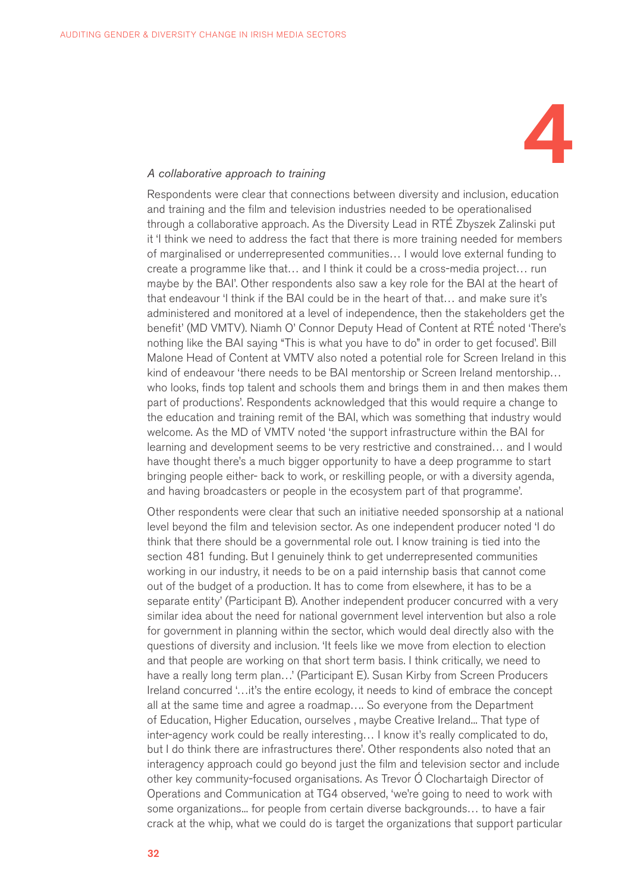*A collaborative approach to training*

Respondents were clear that connections between diversity and inclusion, education and training and the film and television industries needed to be operationalised through a collaborative approach. As the Diversity Lead in RTÉ Zbyszek Zalinski put it 'I think we need to address the fact that there is more training needed for members of marginalised or underrepresented communities… I would love external funding to create a programme like that… and I think it could be a cross-media project… run maybe by the BAI'. Other respondents also saw a key role for the BAI at the heart of that endeavour 'I think if the BAI could be in the heart of that… and make sure it's administered and monitored at a level of independence, then the stakeholders get the benefit' (MD VMTV). Niamh O' Connor Deputy Head of Content at RTÉ noted 'There's nothing like the BAI saying "This is what you have to do" in order to get focused'. Bill Malone Head of Content at VMTV also noted a potential role for Screen Ireland in this kind of endeavour 'there needs to be BAI mentorship or Screen Ireland mentorship… who looks, finds top talent and schools them and brings them in and then makes them part of productions'. Respondents acknowledged that this would require a change to the education and training remit of the BAI, which was something that industry would welcome. As the MD of VMTV noted 'the support infrastructure within the BAI for learning and development seems to be very restrictive and constrained… and I would have thought there's a much bigger opportunity to have a deep programme to start bringing people either- back to work, or reskilling people, or with a diversity agenda, and having broadcasters or people in the ecosystem part of that programme'.

Other respondents were clear that such an initiative needed sponsorship at a national level beyond the film and television sector. As one independent producer noted 'I do think that there should be a governmental role out. I know training is tied into the section 481 funding. But I genuinely think to get underrepresented communities working in our industry, it needs to be on a paid internship basis that cannot come out of the budget of a production. It has to come from elsewhere, it has to be a separate entity' (Participant B). Another independent producer concurred with a very similar idea about the need for national government level intervention but also a role for government in planning within the sector, which would deal directly also with the questions of diversity and inclusion. 'It feels like we move from election to election and that people are working on that short term basis. I think critically, we need to have a really long term plan…' (Participant E). Susan Kirby from Screen Producers Ireland concurred '…it's the entire ecology, it needs to kind of embrace the concept all at the same time and agree a roadmap…. So everyone from the Department of Education, Higher Education, ourselves , maybe Creative Ireland... That type of inter-agency work could be really interesting… I know it's really complicated to do, but I do think there are infrastructures there'. Other respondents also noted that an interagency approach could go beyond just the film and television sector and include other key community-focused organisations. As Trevor Ó Clochartaigh Director of Operations and Communication at TG4 observed, 'we're going to need to work with some organizations... for people from certain diverse backgrounds… to have a fair crack at the whip, what we could do is target the organizations that support particular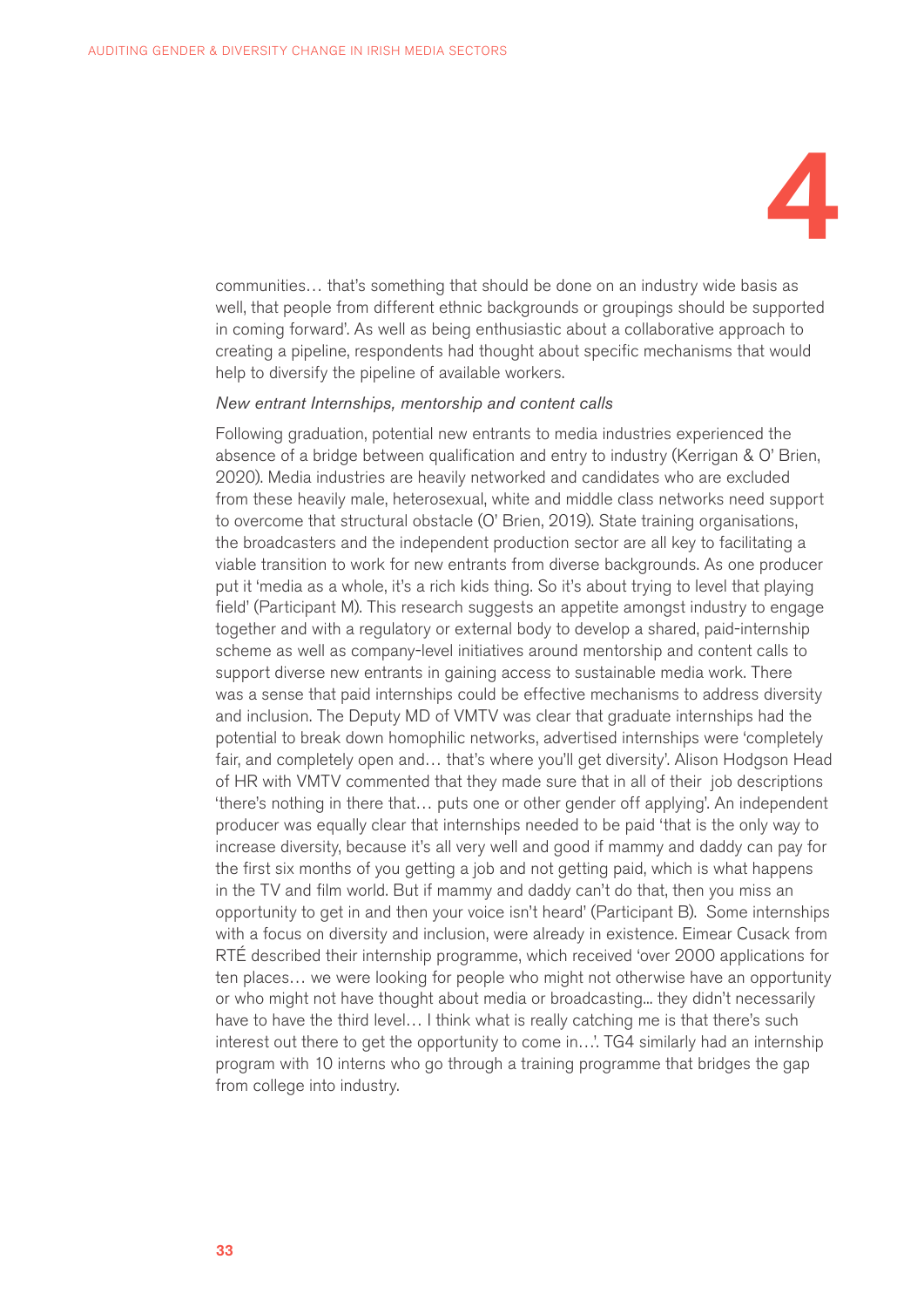communities… that's something that should be done on an industry wide basis as well, that people from different ethnic backgrounds or groupings should be supported in coming forward'. As well as being enthusiastic about a collaborative approach to creating a pipeline, respondents had thought about specific mechanisms that would help to diversify the pipeline of available workers.

*New entrant Internships, mentorship and content calls*

Following graduation, potential new entrants to media industries experienced the absence of a bridge between qualification and entry to industry (Kerrigan & O' Brien, 2020). Media industries are heavily networked and candidates who are excluded from these heavily male, heterosexual, white and middle class networks need support to overcome that structural obstacle (O' Brien, 2019). State training organisations, the broadcasters and the independent production sector are all key to facilitating a viable transition to work for new entrants from diverse backgrounds. As one producer put it 'media as a whole, it's a rich kids thing. So it's about trying to level that playing field' (Participant M). This research suggests an appetite amongst industry to engage together and with a regulatory or external body to develop a shared, paid-internship scheme as well as company-level initiatives around mentorship and content calls to support diverse new entrants in gaining access to sustainable media work. There was a sense that paid internships could be effective mechanisms to address diversity and inclusion. The Deputy MD of VMTV was clear that graduate internships had the potential to break down homophilic networks, advertised internships were 'completely fair, and completely open and… that's where you'll get diversity'. Alison Hodgson Head of HR with VMTV commented that they made sure that in all of their job descriptions 'there's nothing in there that… puts one or other gender off applying'. An independent producer was equally clear that internships needed to be paid 'that is the only way to increase diversity, because it's all very well and good if mammy and daddy can pay for the first six months of you getting a job and not getting paid, which is what happens in the TV and film world. But if mammy and daddy can't do that, then you miss an opportunity to get in and then your voice isn't heard' (Participant B). Some internships with a focus on diversity and inclusion, were already in existence. Eimear Cusack from RTÉ described their internship programme, which received 'over 2000 applications for ten places… we were looking for people who might not otherwise have an opportunity or who might not have thought about media or broadcasting... they didn't necessarily have to have the third level… I think what is really catching me is that there's such interest out there to get the opportunity to come in…'. TG4 similarly had an internship program with 10 interns who go through a training programme that bridges the gap from college into industry.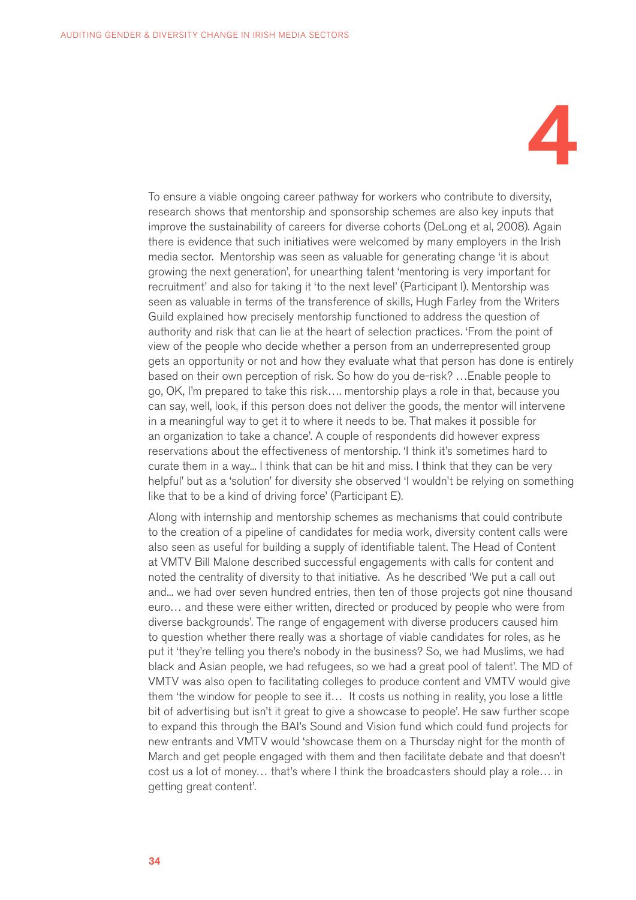# 4

To ensure a viable ongoing career pathway for workers who contribute to diversity, research shows that mentorship and sponsorship schemes are also key inputs that improve the sustainability of careers for diverse cohorts (DeLong et al, 2008). Again there is evidence that such initiatives were welcomed by many employers in the Irish media sector. Mentorship was seen as valuable for generating change 'it is about growing the next generation', for unearthing talent 'mentoring is very important for recruitment' and also for taking it 'to the next level' (Participant I). Mentorship was seen as valuable in terms of the transference of skills, Hugh Farley from the Writers Guild explained how precisely mentorship functioned to address the question of authority and risk that can lie at the heart of selection practices. 'From the point of view of the people who decide whether a person from an underrepresented group gets an opportunity or not and how they evaluate what that person has done is entirely based on their own perception of risk. So how do you de-risk? …Enable people to go, OK, I'm prepared to take this risk…. mentorship plays a role in that, because you can say, well, look, if this person does not deliver the goods, the mentor will intervene in a meaningful way to get it to where it needs to be. That makes it possible for an organization to take a chance'. A couple of respondents did however express reservations about the effectiveness of mentorship. 'I think it's sometimes hard to curate them in a way... I think that can be hit and miss. I think that they can be very helpful' but as a 'solution' for diversity she observed 'I wouldn't be relying on something like that to be a kind of driving force' (Participant E).

Along with internship and mentorship schemes as mechanisms that could contribute to the creation of a pipeline of candidates for media work, diversity content calls were also seen as useful for building a supply of identifiable talent. The Head of Content at VMTV Bill Malone described successful engagements with calls for content and noted the centrality of diversity to that initiative. As he described 'We put a call out and... we had over seven hundred entries, then ten of those projects got nine thousand euro… and these were either written, directed or produced by people who were from diverse backgrounds'. The range of engagement with diverse producers caused him to question whether there really was a shortage of viable candidates for roles, as he put it 'they're telling you there's nobody in the business? So, we had Muslims, we had black and Asian people, we had refugees, so we had a great pool of talent'. The MD of VMTV was also open to facilitating colleges to produce content and VMTV would give them 'the window for people to see it… It costs us nothing in reality, you lose a little bit of advertising but isn't it great to give a showcase to people'. He saw further scope to expand this through the BAI's Sound and Vision fund which could fund projects for new entrants and VMTV would 'showcase them on a Thursday night for the month of March and get people engaged with them and then facilitate debate and that doesn't cost us a lot of money… that's where I think the broadcasters should play a role… in getting great content'.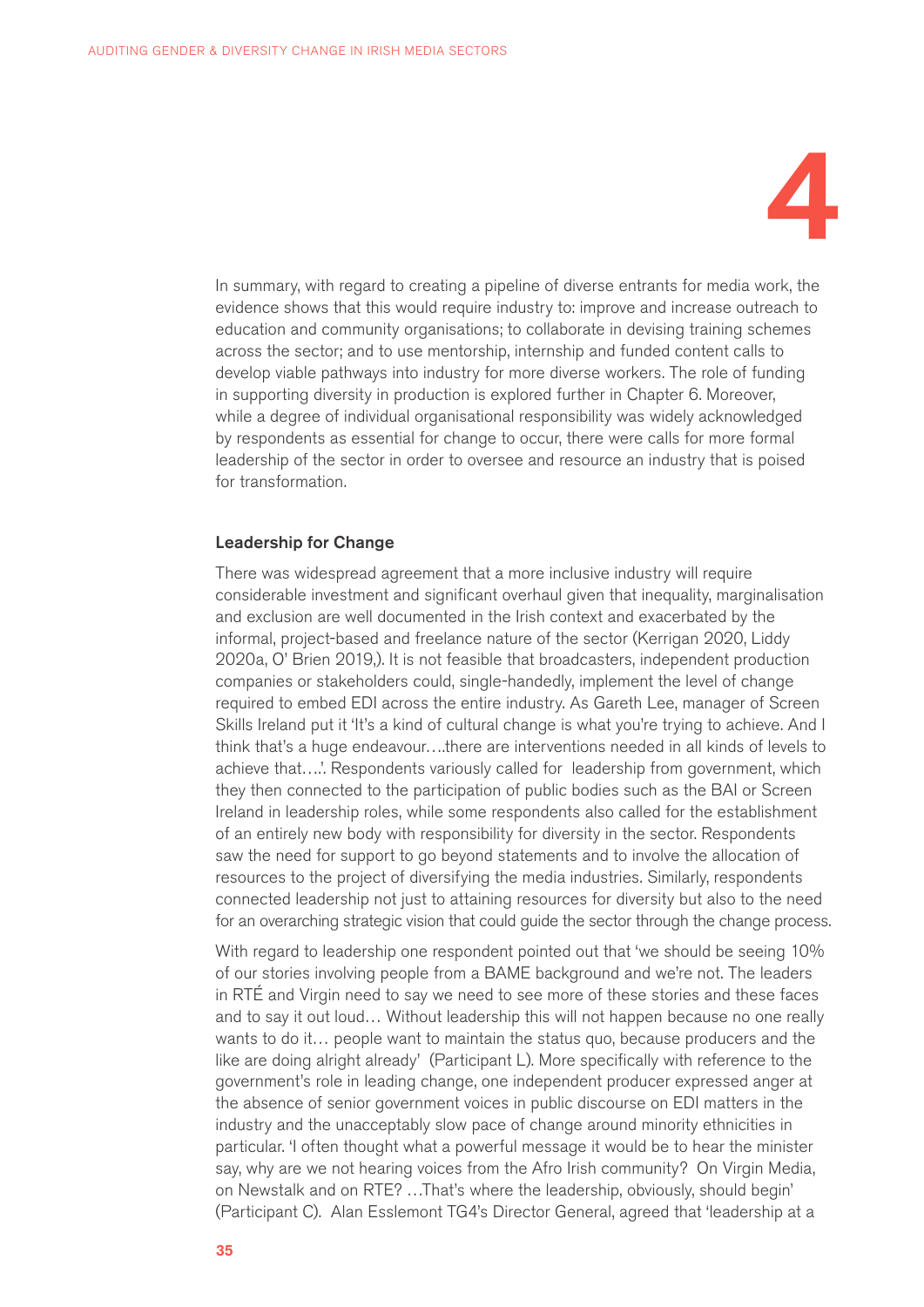In summary, with regard to creating a pipeline of diverse entrants for media work, the evidence shows that this would require industry to: improve and increase outreach to education and community organisations; to collaborate in devising training schemes across the sector; and to use mentorship, internship and funded content calls to develop viable pathways into industry for more diverse workers. The role of funding in supporting diversity in production is explored further in Chapter 6. Moreover, while a degree of individual organisational responsibility was widely acknowledged by respondents as essential for change to occur, there were calls for more formal leadership of the sector in order to oversee and resource an industry that is poised for transformation.

### Leadership for Change

There was widespread agreement that a more inclusive industry will require considerable investment and significant overhaul given that inequality, marginalisation and exclusion are well documented in the Irish context and exacerbated by the informal, project-based and freelance nature of the sector (Kerrigan 2020, Liddy 2020a, O' Brien 2019,). It is not feasible that broadcasters, independent production companies or stakeholders could, single-handedly, implement the level of change required to embed EDI across the entire industry. As Gareth Lee, manager of Screen Skills Ireland put it 'It's a kind of cultural change is what you're trying to achieve. And I think that's a huge endeavour….there are interventions needed in all kinds of levels to achieve that….'. Respondents variously called for leadership from government, which they then connected to the participation of public bodies such as the BAI or Screen Ireland in leadership roles, while some respondents also called for the establishment of an entirely new body with responsibility for diversity in the sector. Respondents saw the need for support to go beyond statements and to involve the allocation of resources to the project of diversifying the media industries. Similarly, respondents connected leadership not just to attaining resources for diversity but also to the need for an overarching strategic vision that could guide the sector through the change process.

With regard to leadership one respondent pointed out that 'we should be seeing 10% of our stories involving people from a BAME background and we're not. The leaders in RTÉ and Virgin need to say we need to see more of these stories and these faces and to say it out loud… Without leadership this will not happen because no one really wants to do it… people want to maintain the status quo, because producers and the like are doing alright already' (Participant L). More specifically with reference to the government's role in leading change, one independent producer expressed anger at the absence of senior government voices in public discourse on EDI matters in the industry and the unacceptably slow pace of change around minority ethnicities in particular. 'I often thought what a powerful message it would be to hear the minister say, why are we not hearing voices from the Afro Irish community? On Virgin Media, on Newstalk and on RTE? …That's where the leadership, obviously, should begin' (Participant C). Alan Esslemont TG4's Director General, agreed that 'leadership at a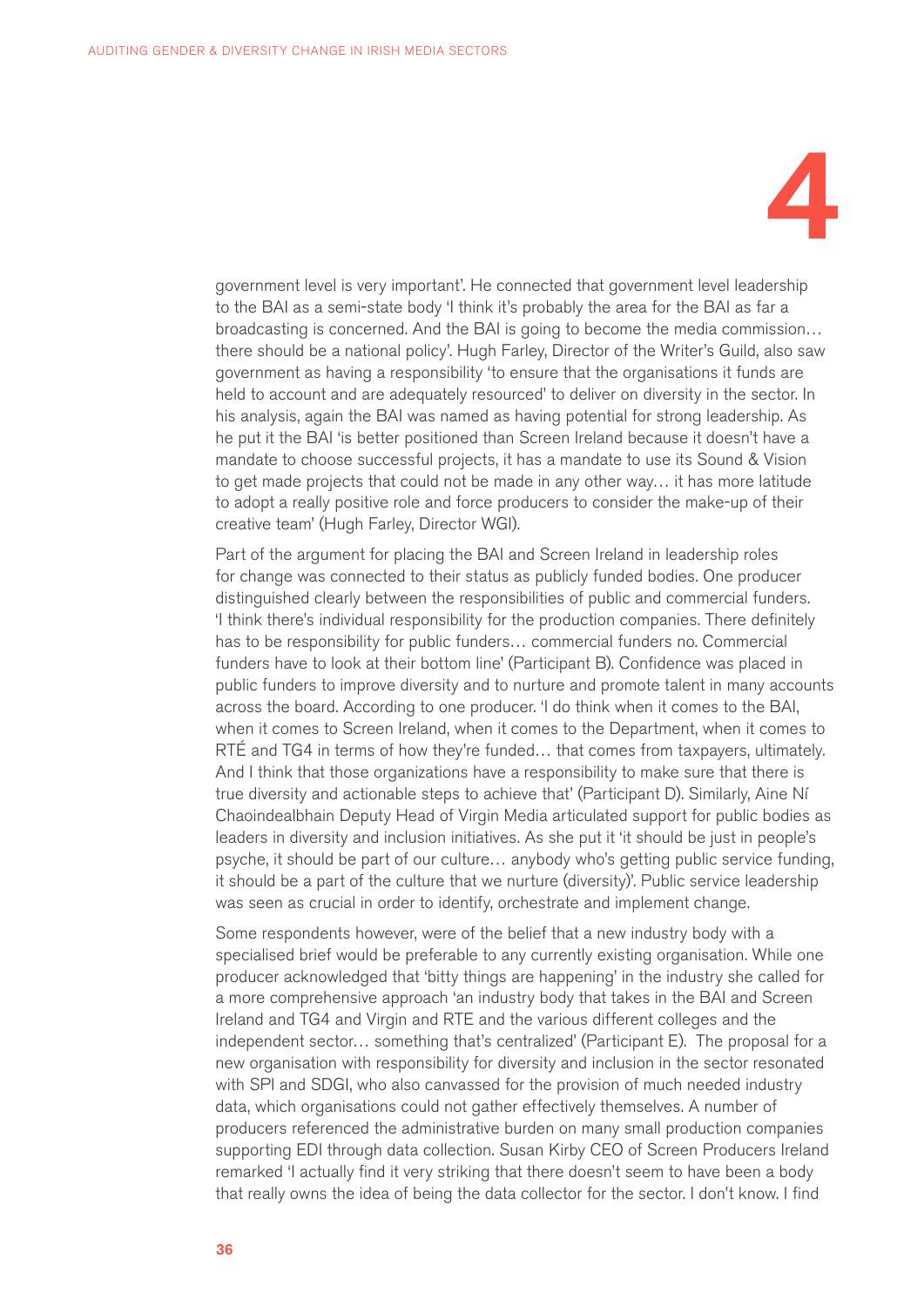government level is very important'. He connected that government level leadership to the BAI as a semi-state body 'I think it's probably the area for the BAI as far a broadcasting is concerned. And the BAI is going to become the media commission… there should be a national policy'. Hugh Farley, Director of the Writer's Guild, also saw government as having a responsibility 'to ensure that the organisations it funds are held to account and are adequately resourced' to deliver on diversity in the sector. In his analysis, again the BAI was named as having potential for strong leadership. As he put it the BAI 'is better positioned than Screen Ireland because it doesn't have a mandate to choose successful projects, it has a mandate to use its Sound & Vision to get made projects that could not be made in any other way… it has more latitude to adopt a really positive role and force producers to consider the make-up of their creative team' (Hugh Farley, Director WGI).

Part of the argument for placing the BAI and Screen Ireland in leadership roles for change was connected to their status as publicly funded bodies. One producer distinguished clearly between the responsibilities of public and commercial funders. 'I think there's individual responsibility for the production companies. There definitely has to be responsibility for public funders… commercial funders no. Commercial funders have to look at their bottom line' (Participant B). Confidence was placed in public funders to improve diversity and to nurture and promote talent in many accounts across the board. According to one producer. 'I do think when it comes to the BAI, when it comes to Screen Ireland, when it comes to the Department, when it comes to RTÉ and TG4 in terms of how they're funded… that comes from taxpayers, ultimately. And I think that those organizations have a responsibility to make sure that there is true diversity and actionable steps to achieve that' (Participant D). Similarly, Aine Ní Chaoindealbhain Deputy Head of Virgin Media articulated support for public bodies as leaders in diversity and inclusion initiatives. As she put it 'it should be just in people's psyche, it should be part of our culture… anybody who's getting public service funding, it should be a part of the culture that we nurture (diversity)'. Public service leadership was seen as crucial in order to identify, orchestrate and implement change.

Some respondents however, were of the belief that a new industry body with a specialised brief would be preferable to any currently existing organisation. While one producer acknowledged that 'bitty things are happening' in the industry she called for a more comprehensive approach 'an industry body that takes in the BAI and Screen Ireland and TG4 and Virgin and RTE and the various different colleges and the independent sector… something that's centralized' (Participant E). The proposal for a new organisation with responsibility for diversity and inclusion in the sector resonated with SPI and SDGI, who also canvassed for the provision of much needed industry data, which organisations could not gather effectively themselves. A number of producers referenced the administrative burden on many small production companies supporting EDI through data collection. Susan Kirby CEO of Screen Producers Ireland remarked 'I actually find it very striking that there doesn't seem to have been a body that really owns the idea of being the data collector for the sector. I don't know. I find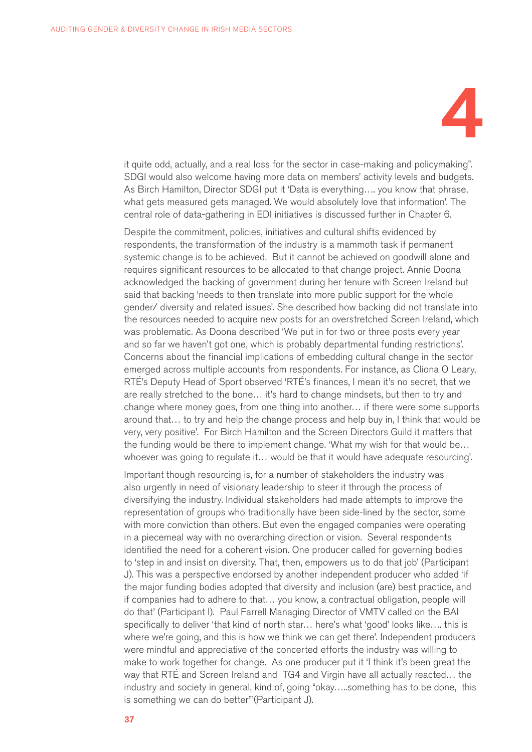it quite odd, actually, and a real loss for the sector in case-making and policymaking". SDGI would also welcome having more data on members' activity levels and budgets. As Birch Hamilton, Director SDGI put it 'Data is everything…. you know that phrase, what gets measured gets managed. We would absolutely love that information'. The central role of data-gathering in EDI initiatives is discussed further in Chapter 6.

Despite the commitment, policies, initiatives and cultural shifts evidenced by respondents, the transformation of the industry is a mammoth task if permanent systemic change is to be achieved. But it cannot be achieved on goodwill alone and requires significant resources to be allocated to that change project. Annie Doona acknowledged the backing of government during her tenure with Screen Ireland but said that backing 'needs to then translate into more public support for the whole gender/ diversity and related issues'. She described how backing did not translate into the resources needed to acquire new posts for an overstretched Screen Ireland, which was problematic. As Doona described 'We put in for two or three posts every year and so far we haven't got one, which is probably departmental funding restrictions'. Concerns about the financial implications of embedding cultural change in the sector emerged across multiple accounts from respondents. For instance, as Cliona O Leary, RTÉ's Deputy Head of Sport observed 'RTÉ's finances, I mean it's no secret, that we are really stretched to the bone… it's hard to change mindsets, but then to try and change where money goes, from one thing into another… if there were some supports around that… to try and help the change process and help buy in, I think that would be very, very positive'. For Birch Hamilton and the Screen Directors Guild it matters that the funding would be there to implement change. 'What my wish for that would be… whoever was going to regulate it… would be that it would have adequate resourcing'.

Important though resourcing is, for a number of stakeholders the industry was also urgently in need of visionary leadership to steer it through the process of diversifying the industry. Individual stakeholders had made attempts to improve the representation of groups who traditionally have been side-lined by the sector, some with more conviction than others. But even the engaged companies were operating in a piecemeal way with no overarching direction or vision. Several respondents identified the need for a coherent vision. One producer called for governing bodies to 'step in and insist on diversity. That, then, empowers us to do that job' (Participant J). This was a perspective endorsed by another independent producer who added 'if the major funding bodies adopted that diversity and inclusion (are) best practice, and if companies had to adhere to that… you know, a contractual obligation, people will do that' (Participant I). Paul Farrell Managing Director of VMTV called on the BAI specifically to deliver 'that kind of north star… here's what 'good' looks like…. this is where we're going, and this is how we think we can get there'. Independent producers were mindful and appreciative of the concerted efforts the industry was willing to make to work together for change. As one producer put it 'I think it's been great the way that RTÉ and Screen Ireland and TG4 and Virgin have all actually reacted… the industry and society in general, kind of, going "okay…..something has to be done, this is something we can do better"'(Participant J).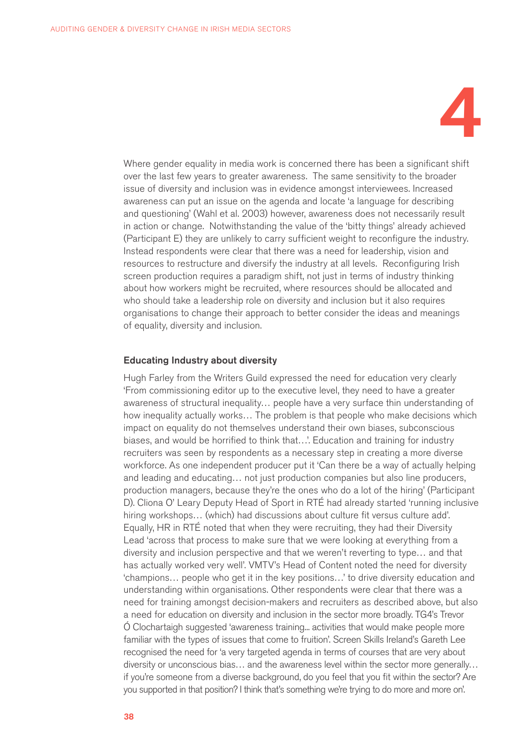# 4

Where gender equality in media work is concerned there has been a significant shift over the last few years to greater awareness. The same sensitivity to the broader issue of diversity and inclusion was in evidence amongst interviewees. Increased awareness can put an issue on the agenda and locate 'a language for describing and questioning' (Wahl et al. 2003) however, awareness does not necessarily result in action or change. Notwithstanding the value of the 'bitty things' already achieved (Participant E) they are unlikely to carry sufficient weight to reconfigure the industry. Instead respondents were clear that there was a need for leadership, vision and resources to restructure and diversify the industry at all levels. Reconfiguring Irish screen production requires a paradigm shift, not just in terms of industry thinking about how workers might be recruited, where resources should be allocated and who should take a leadership role on diversity and inclusion but it also requires organisations to change their approach to better consider the ideas and meanings of equality, diversity and inclusion.

### Educating Industry about diversity

Hugh Farley from the Writers Guild expressed the need for education very clearly 'From commissioning editor up to the executive level, they need to have a greater awareness of structural inequality… people have a very surface thin understanding of how inequality actually works… The problem is that people who make decisions which impact on equality do not themselves understand their own biases, subconscious biases, and would be horrified to think that…'. Education and training for industry recruiters was seen by respondents as a necessary step in creating a more diverse workforce. As one independent producer put it 'Can there be a way of actually helping and leading and educating… not just production companies but also line producers, production managers, because they're the ones who do a lot of the hiring' (Participant D). Cliona O' Leary Deputy Head of Sport in RTÉ had already started 'running inclusive hiring workshops… (which) had discussions about culture fit versus culture add'. Equally, HR in RTÉ noted that when they were recruiting, they had their Diversity Lead 'across that process to make sure that we were looking at everything from a diversity and inclusion perspective and that we weren't reverting to type… and that has actually worked very well'. VMTV's Head of Content noted the need for diversity 'champions… people who get it in the key positions…' to drive diversity education and understanding within organisations. Other respondents were clear that there was a need for training amongst decision-makers and recruiters as described above, but also a need for education on diversity and inclusion in the sector more broadly. TG4's Trevor Ó Clochartaigh suggested 'awareness training... activities that would make people more familiar with the types of issues that come to fruition'. Screen Skills Ireland's Gareth Lee recognised the need for 'a very targeted agenda in terms of courses that are very about diversity or unconscious bias… and the awareness level within the sector more generally… if you're someone from a diverse background, do you feel that you fit within the sector? Are you supported in that position? I think that's something we're trying to do more and more on'.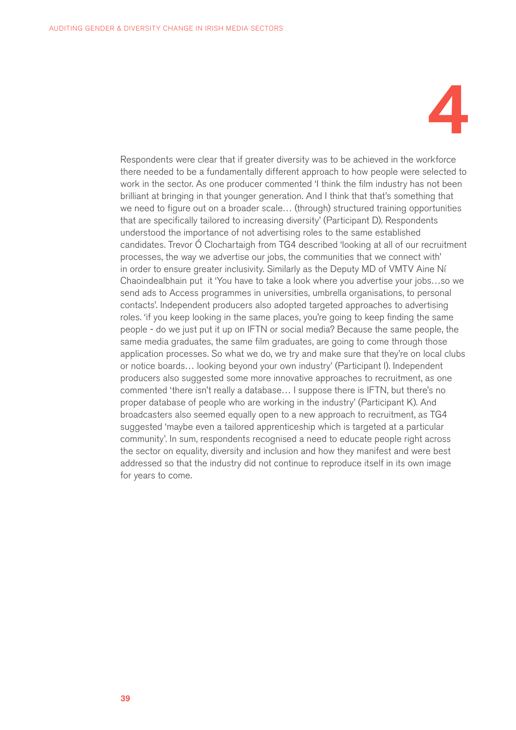# 4

Respondents were clear that if greater diversity was to be achieved in the workforce there needed to be a fundamentally different approach to how people were selected to work in the sector. As one producer commented 'I think the film industry has not been brilliant at bringing in that younger generation. And I think that that's something that we need to figure out on a broader scale… (through) structured training opportunities that are specifically tailored to increasing diversity' (Participant D). Respondents understood the importance of not advertising roles to the same established candidates. Trevor Ó Clochartaigh from TG4 described 'looking at all of our recruitment processes, the way we advertise our jobs, the communities that we connect with' in order to ensure greater inclusivity. Similarly as the Deputy MD of VMTV Aine Ní Chaoindealbhain put it 'You have to take a look where you advertise your jobs…so we send ads to Access programmes in universities, umbrella organisations, to personal contacts'. Independent producers also adopted targeted approaches to advertising roles. 'if you keep looking in the same places, you're going to keep finding the same people - do we just put it up on IFTN or social media? Because the same people, the same media graduates, the same film graduates, are going to come through those application processes. So what we do, we try and make sure that they're on local clubs or notice boards… looking beyond your own industry' (Participant I). Independent producers also suggested some more innovative approaches to recruitment, as one commented 'there isn't really a database… I suppose there is IFTN, but there's no proper database of people who are working in the industry' (Participant K). And broadcasters also seemed equally open to a new approach to recruitment, as TG4 suggested 'maybe even a tailored apprenticeship which is targeted at a particular community'. In sum, respondents recognised a need to educate people right across the sector on equality, diversity and inclusion and how they manifest and were best addressed so that the industry did not continue to reproduce itself in its own image for years to come.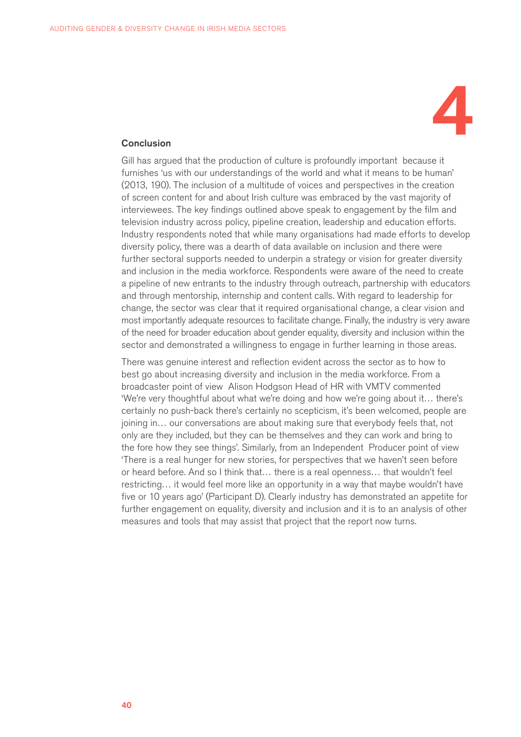# 4

## Conclusion

Gill has argued that the production of culture is profoundly important because it furnishes 'us with our understandings of the world and what it means to be human' (2013, 190). The inclusion of a multitude of voices and perspectives in the creation of screen content for and about Irish culture was embraced by the vast majority of interviewees. The key findings outlined above speak to engagement by the film and television industry across policy, pipeline creation, leadership and education efforts. Industry respondents noted that while many organisations had made efforts to develop diversity policy, there was a dearth of data available on inclusion and there were further sectoral supports needed to underpin a strategy or vision for greater diversity and inclusion in the media workforce. Respondents were aware of the need to create a pipeline of new entrants to the industry through outreach, partnership with educators and through mentorship, internship and content calls. With regard to leadership for change, the sector was clear that it required organisational change, a clear vision and most importantly adequate resources to facilitate change. Finally, the industry is very aware of the need for broader education about gender equality, diversity and inclusion within the sector and demonstrated a willingness to engage in further learning in those areas.

There was genuine interest and reflection evident across the sector as to how to best go about increasing diversity and inclusion in the media workforce. From a broadcaster point of view Alison Hodgson Head of HR with VMTV commented 'We're very thoughtful about what we're doing and how we're going about it… there's certainly no push-back there's certainly no scepticism, it's been welcomed, people are joining in… our conversations are about making sure that everybody feels that, not only are they included, but they can be themselves and they can work and bring to the fore how they see things'. Similarly, from an Independent Producer point of view 'There is a real hunger for new stories, for perspectives that we haven't seen before or heard before. And so I think that… there is a real openness… that wouldn't feel restricting… it would feel more like an opportunity in a way that maybe wouldn't have five or 10 years ago' (Participant D). Clearly industry has demonstrated an appetite for further engagement on equality, diversity and inclusion and it is to an analysis of other measures and tools that may assist that project that the report now turns.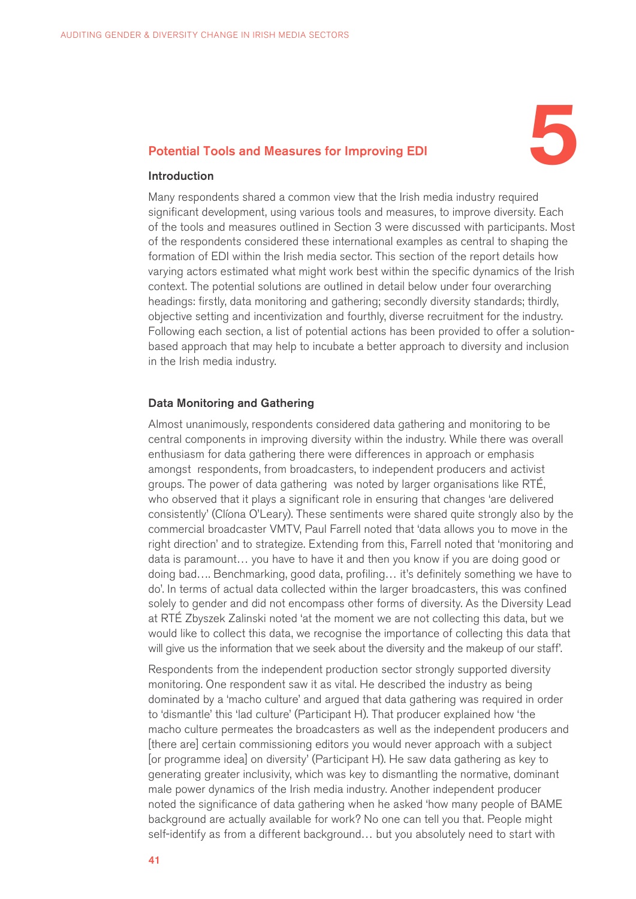# 5

## Potential Tools and Measures for Improving EDI

### Introduction

Many respondents shared a common view that the Irish media industry required significant development, using various tools and measures, to improve diversity. Each of the tools and measures outlined in Section 3 were discussed with participants. Most of the respondents considered these international examples as central to shaping the formation of EDI within the Irish media sector. This section of the report details how varying actors estimated what might work best within the specific dynamics of the Irish context. The potential solutions are outlined in detail below under four overarching headings: firstly, data monitoring and gathering; secondly diversity standards; thirdly, objective setting and incentivization and fourthly, diverse recruitment for the industry. Following each section, a list of potential actions has been provided to offer a solution-based approach that may help to incubate a better approach to diversity and inclusion in the Irish media industry.

### Data Monitoring and Gathering

Almost unanimously, respondents considered data gathering and monitoring to be central components in improving diversity within the industry. While there was overall enthusiasm for data gathering there were differences in approach or emphasis amongst respondents, from broadcasters, to independent producers and activist groups. The power of data gathering was noted by larger organisations like RTÉ, who observed that it plays a significant role in ensuring that changes 'are delivered consistently' (Clíona O'Leary). These sentiments were shared quite strongly also by the commercial broadcaster VMTV, Paul Farrell noted that 'data allows you to move in the right direction' and to strategize. Extending from this, Farrell noted that 'monitoring and data is paramount… you have to have it and then you know if you are doing good or doing bad…. Benchmarking, good data, profiling… it's definitely something we have to do'. In terms of actual data collected within the larger broadcasters, this was confined solely to gender and did not encompass other forms of diversity. As the Diversity Lead at RTÉ Zbyszek Zalinski noted 'at the moment we are not collecting this data, but we would like to collect this data, we recognise the importance of collecting this data that will give us the information that we seek about the diversity and the makeup of our staff'.

Respondents from the independent production sector strongly supported diversity monitoring. One respondent saw it as vital. He described the industry as being dominated by a 'macho culture' and argued that data gathering was required in order to 'dismantle' this 'lad culture' (Participant H). That producer explained how 'the macho culture permeates the broadcasters as well as the independent producers and [there are] certain commissioning editors you would never approach with a subject [or programme idea] on diversity' (Participant H). He saw data gathering as key to generating greater inclusivity, which was key to dismantling the normative, dominant male power dynamics of the Irish media industry. Another independent producer noted the significance of data gathering when he asked 'how many people of BAME background are actually available for work? No one can tell you that. People might self-identify as from a different background… but you absolutely need to start with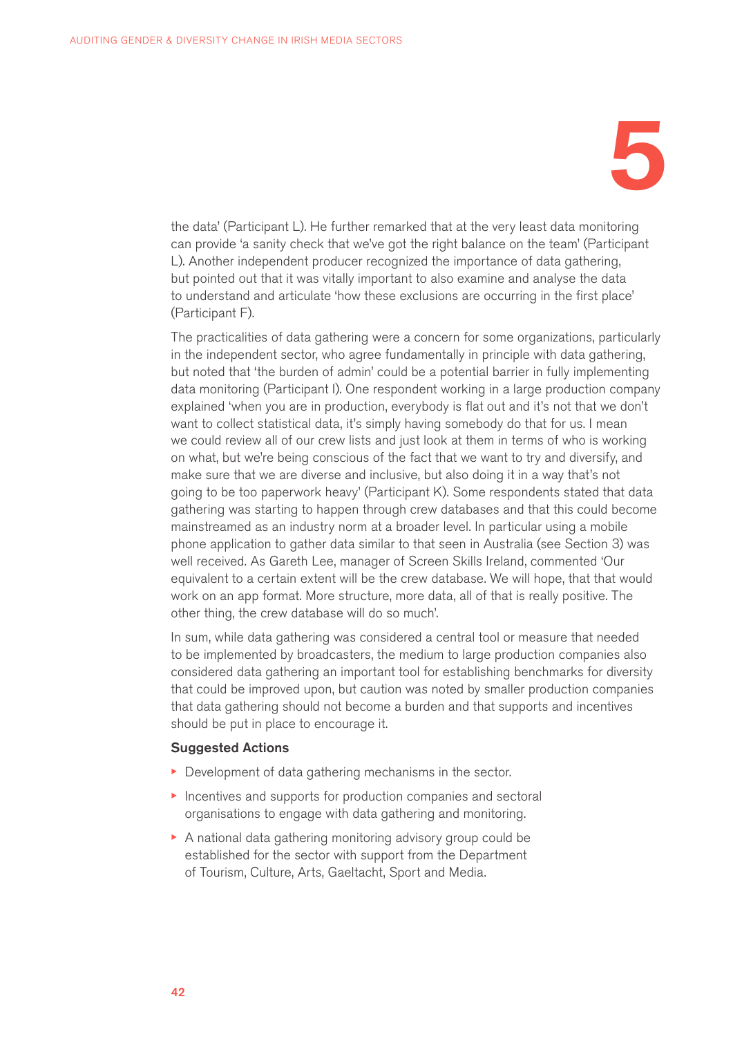the data' (Participant L). He further remarked that at the very least data monitoring can provide 'a sanity check that we've got the right balance on the team' (Participant L). Another independent producer recognized the importance of data gathering, but pointed out that it was vitally important to also examine and analyse the data to understand and articulate 'how these exclusions are occurring in the first place' (Participant F).

The practicalities of data gathering were a concern for some organizations, particularly in the independent sector, who agree fundamentally in principle with data gathering, but noted that 'the burden of admin' could be a potential barrier in fully implementing data monitoring (Participant I). One respondent working in a large production company explained 'when you are in production, everybody is flat out and it's not that we don't want to collect statistical data, it's simply having somebody do that for us. I mean we could review all of our crew lists and just look at them in terms of who is working on what, but we're being conscious of the fact that we want to try and diversify, and make sure that we are diverse and inclusive, but also doing it in a way that's not going to be too paperwork heavy' (Participant K). Some respondents stated that data gathering was starting to happen through crew databases and that this could become mainstreamed as an industry norm at a broader level. In particular using a mobile phone application to gather data similar to that seen in Australia (see Section 3) was well received. As Gareth Lee, manager of Screen Skills Ireland, commented 'Our equivalent to a certain extent will be the crew database. We will hope, that that would work on an app format. More structure, more data, all of that is really positive. The other thing, the crew database will do so much'.

In sum, while data gathering was considered a central tool or measure that needed to be implemented by broadcasters, the medium to large production companies also considered data gathering an important tool for establishing benchmarks for diversity that could be improved upon, but caution was noted by smaller production companies that data gathering should not become a burden and that supports and incentives should be put in place to encourage it.

**Suggested Actions**

- Development of data gathering mechanisms in the sector.
- Incentives and supports for production companies and sectoral organisations to engage with data gathering and monitoring.
- A national data gathering monitoring advisory group could be established for the sector with support from the Department of Tourism, Culture, Arts, Gaeltacht, Sport and Media.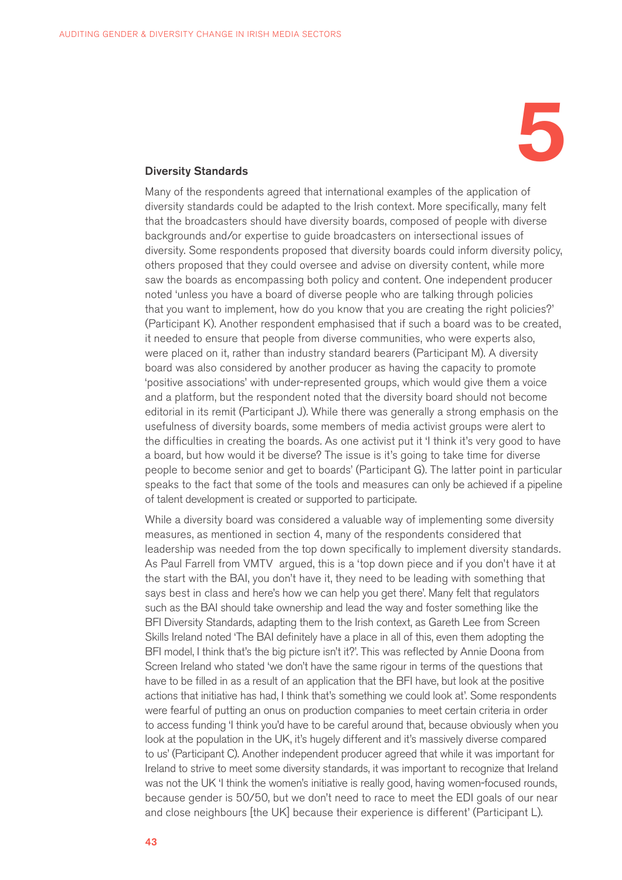# 5

## Diversity Standards

Many of the respondents agreed that international examples of the application of diversity standards could be adapted to the Irish context. More specifically, many felt that the broadcasters should have diversity boards, composed of people with diverse backgrounds and/or expertise to guide broadcasters on intersectional issues of diversity. Some respondents proposed that diversity boards could inform diversity policy, others proposed that they could oversee and advise on diversity content, while more saw the boards as encompassing both policy and content. One independent producer noted 'unless you have a board of diverse people who are talking through policies that you want to implement, how do you know that you are creating the right policies?' (Participant K). Another respondent emphasised that if such a board was to be created, it needed to ensure that people from diverse communities, who were experts also, were placed on it, rather than industry standard bearers (Participant M). A diversity board was also considered by another producer as having the capacity to promote 'positive associations' with under-represented groups, which would give them a voice and a platform, but the respondent noted that the diversity board should not become editorial in its remit (Participant J). While there was generally a strong emphasis on the usefulness of diversity boards, some members of media activist groups were alert to the difficulties in creating the boards. As one activist put it 'I think it's very good to have a board, but how would it be diverse? The issue is it's going to take time for diverse people to become senior and get to boards' (Participant G). The latter point in particular speaks to the fact that some of the tools and measures can only be achieved if a pipeline of talent development is created or supported to participate.

While a diversity board was considered a valuable way of implementing some diversity measures, as mentioned in section 4, many of the respondents considered that leadership was needed from the top down specifically to implement diversity standards. As Paul Farrell from VMTV argued, this is a 'top down piece and if you don't have it at the start with the BAI, you don't have it, they need to be leading with something that says best in class and here's how we can help you get there'. Many felt that regulators such as the BAI should take ownership and lead the way and foster something like the BFI Diversity Standards, adapting them to the Irish context, as Gareth Lee from Screen Skills Ireland noted 'The BAI definitely have a place in all of this, even them adopting the BFI model, I think that's the big picture isn't it?'. This was reflected by Annie Doona from Screen Ireland who stated 'we don't have the same rigour in terms of the questions that have to be filled in as a result of an application that the BFI have, but look at the positive actions that initiative has had, I think that's something we could look at'. Some respondents were fearful of putting an onus on production companies to meet certain criteria in order to access funding 'I think you'd have to be careful around that, because obviously when you look at the population in the UK, it's hugely different and it's massively diverse compared to us' (Participant C). Another independent producer agreed that while it was important for Ireland to strive to meet some diversity standards, it was important to recognize that Ireland was not the UK 'I think the women's initiative is really good, having women-focused rounds, because gender is 50/50, but we don't need to race to meet the EDI goals of our near and close neighbours [the UK] because their experience is different' (Participant L).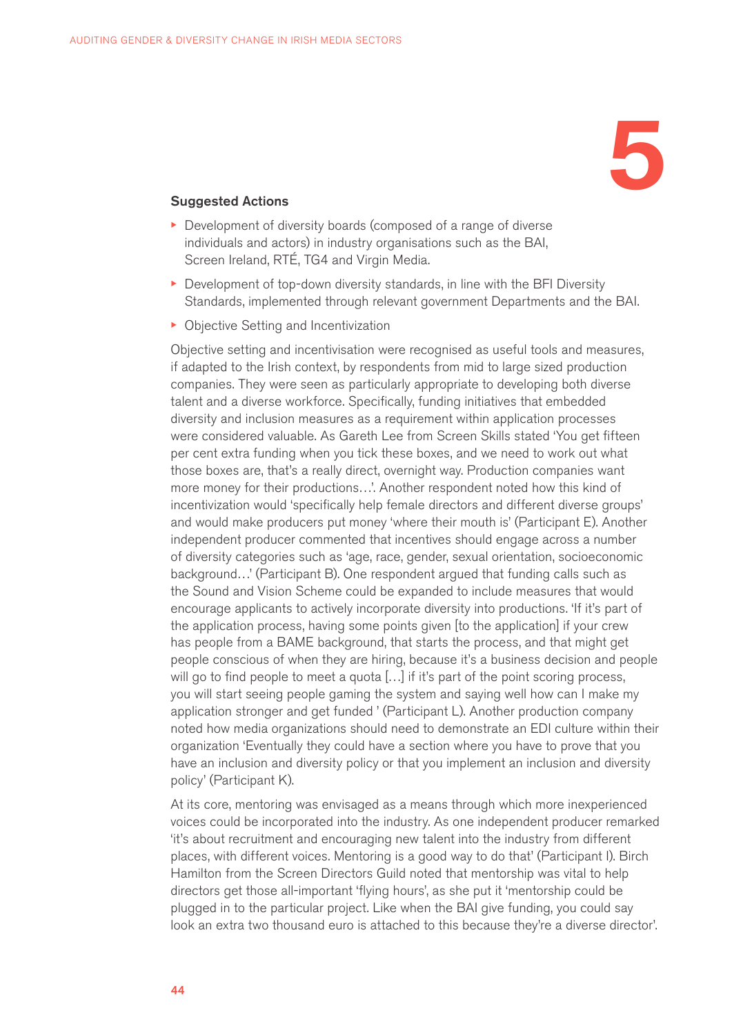# 5

**Suggested Actions**

- Development of diversity boards (composed of a range of diverse individuals and actors) in industry organisations such as the BAI, Screen Ireland, RTÉ, TG4 and Virgin Media.
- Development of top-down diversity standards, in line with the BFI Diversity Standards, implemented through relevant government Departments and the BAI.
- Objective Setting and Incentivization

Objective setting and incentivisation were recognised as useful tools and measures, if adapted to the Irish context, by respondents from mid to large sized production companies. They were seen as particularly appropriate to developing both diverse talent and a diverse workforce. Specifically, funding initiatives that embedded diversity and inclusion measures as a requirement within application processes were considered valuable. As Gareth Lee from Screen Skills stated 'You get fifteen per cent extra funding when you tick these boxes, and we need to work out what those boxes are, that's a really direct, overnight way. Production companies want more money for their productions…'. Another respondent noted how this kind of incentivization would 'specifically help female directors and different diverse groups' and would make producers put money 'where their mouth is' (Participant E). Another independent producer commented that incentives should engage across a number of diversity categories such as 'age, race, gender, sexual orientation, socioeconomic background…' (Participant B). One respondent argued that funding calls such as the Sound and Vision Scheme could be expanded to include measures that would encourage applicants to actively incorporate diversity into productions. 'If it's part of the application process, having some points given [to the application] if your crew has people from a BAME background, that starts the process, and that might get people conscious of when they are hiring, because it's a business decision and people will go to find people to meet a quota […] if it's part of the point scoring process, you will start seeing people gaming the system and saying well how can I make my application stronger and get funded ' (Participant L). Another production company noted how media organizations should need to demonstrate an EDI culture within their organization 'Eventually they could have a section where you have to prove that you have an inclusion and diversity policy or that you implement an inclusion and diversity policy' (Participant K).

At its core, mentoring was envisaged as a means through which more inexperienced voices could be incorporated into the industry. As one independent producer remarked 'it's about recruitment and encouraging new talent into the industry from different places, with different voices. Mentoring is a good way to do that' (Participant I). Birch Hamilton from the Screen Directors Guild noted that mentorship was vital to help directors get those all-important 'flying hours', as she put it 'mentorship could be plugged in to the particular project. Like when the BAI give funding, you could say look an extra two thousand euro is attached to this because they're a diverse director'.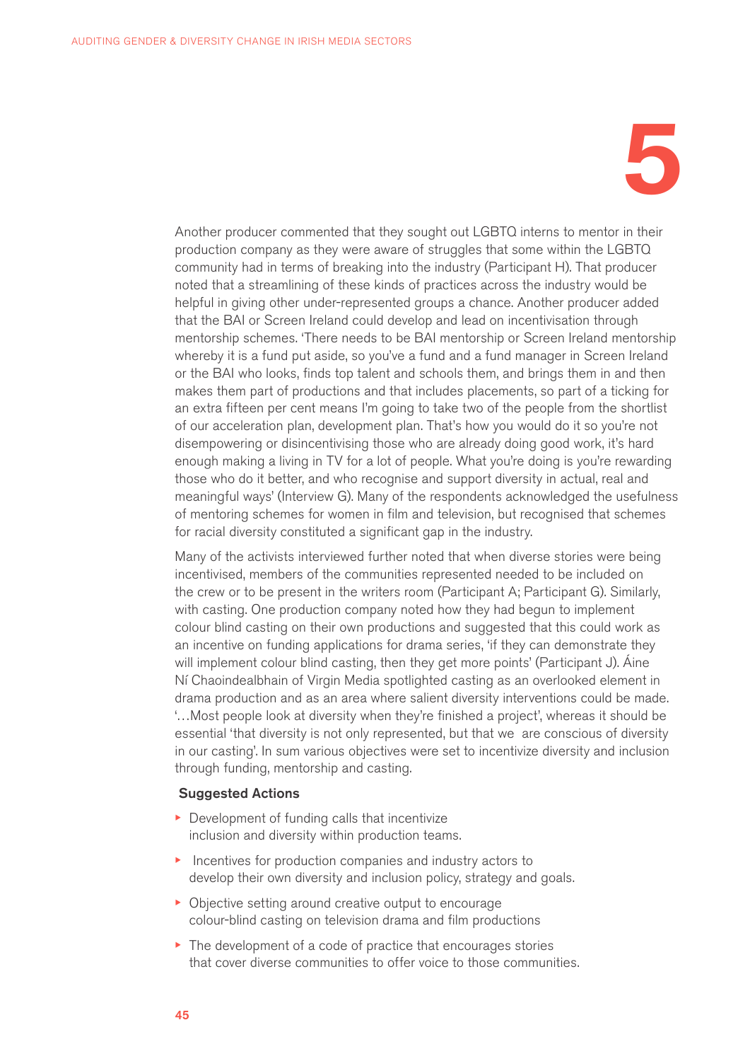Another producer commented that they sought out LGBTQ interns to mentor in their production company as they were aware of struggles that some within the LGBTQ community had in terms of breaking into the industry (Participant H). That producer noted that a streamlining of these kinds of practices across the industry would be helpful in giving other under-represented groups a chance. Another producer added that the BAI or Screen Ireland could develop and lead on incentivisation through mentorship schemes. 'There needs to be BAI mentorship or Screen Ireland mentorship whereby it is a fund put aside, so you've a fund and a fund manager in Screen Ireland or the BAI who looks, finds top talent and schools them, and brings them in and then makes them part of productions and that includes placements, so part of a ticking for an extra fifteen per cent means I'm going to take two of the people from the shortlist of our acceleration plan, development plan. That's how you would do it so you're not disempowering or disincentivising those who are already doing good work, it's hard enough making a living in TV for a lot of people. What you're doing is you're rewarding those who do it better, and who recognise and support diversity in actual, real and meaningful ways' (Interview G). Many of the respondents acknowledged the usefulness of mentoring schemes for women in film and television, but recognised that schemes for racial diversity constituted a significant gap in the industry.

Many of the activists interviewed further noted that when diverse stories were being incentivised, members of the communities represented needed to be included on the crew or to be present in the writers room (Participant A; Participant G). Similarly, with casting. One production company noted how they had begun to implement colour blind casting on their own productions and suggested that this could work as an incentive on funding applications for drama series, 'if they can demonstrate they will implement colour blind casting, then they get more points' (Participant J). Áine Ní Chaoindealbhain of Virgin Media spotlighted casting as an overlooked element in drama production and as an area where salient diversity interventions could be made. '…Most people look at diversity when they're finished a project', whereas it should be essential 'that diversity is not only represented, but that we are conscious of diversity in our casting'. In sum various objectives were set to incentivize diversity and inclusion through funding, mentorship and casting.

### Suggested Actions

- Development of funding calls that incentivize inclusion and diversity within production teams.
- Incentives for production companies and industry actors to develop their own diversity and inclusion policy, strategy and goals.
- Objective setting around creative output to encourage colour-blind casting on television drama and film productions
- The development of a code of practice that encourages stories that cover diverse communities to offer voice to those communities.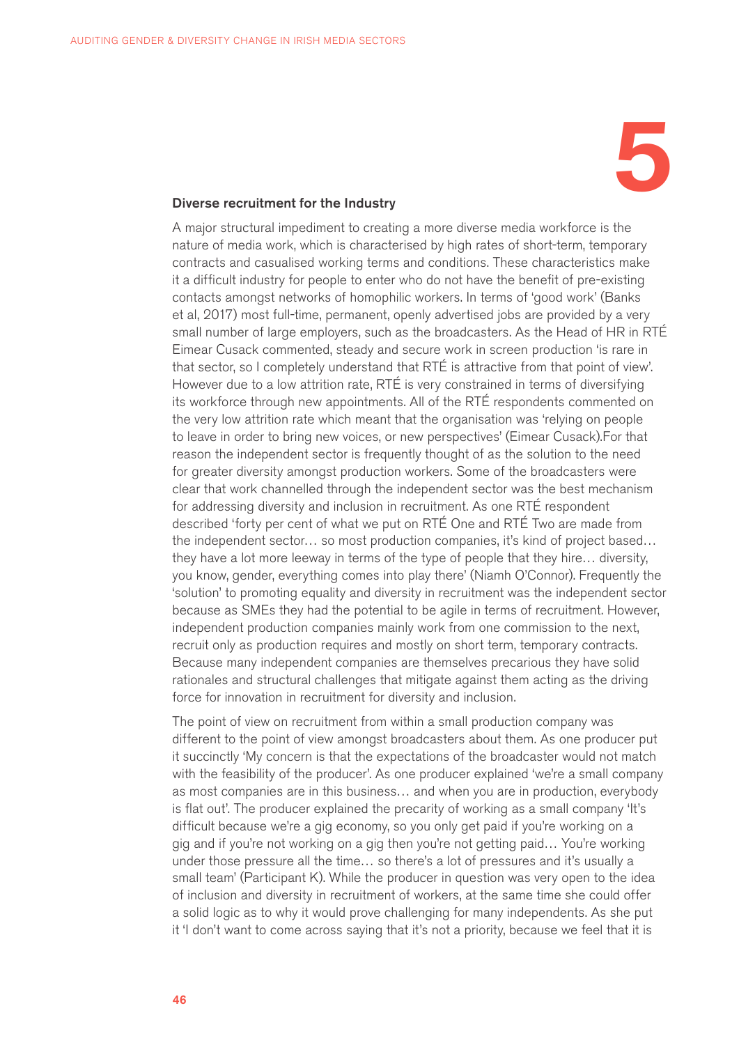# 5

## Diverse recruitment for the Industry

A major structural impediment to creating a more diverse media workforce is the nature of media work, which is characterised by high rates of short-term, temporary contracts and casualised working terms and conditions. These characteristics make it a difficult industry for people to enter who do not have the benefit of pre-existing contacts amongst networks of homophilic workers. In terms of 'good work' (Banks et al, 2017) most full-time, permanent, openly advertised jobs are provided by a very small number of large employers, such as the broadcasters. As the Head of HR in RTÉ Eimear Cusack commented, steady and secure work in screen production 'is rare in that sector, so I completely understand that RTÉ is attractive from that point of view'. However due to a low attrition rate, RTÉ is very constrained in terms of diversifying its workforce through new appointments. All of the RTÉ respondents commented on the very low attrition rate which meant that the organisation was 'relying on people to leave in order to bring new voices, or new perspectives' (Eimear Cusack).For that reason the independent sector is frequently thought of as the solution to the need for greater diversity amongst production workers. Some of the broadcasters were clear that work channelled through the independent sector was the best mechanism for addressing diversity and inclusion in recruitment. As one RTÉ respondent described 'forty per cent of what we put on RTÉ One and RTÉ Two are made from the independent sector… so most production companies, it's kind of project based… they have a lot more leeway in terms of the type of people that they hire… diversity, you know, gender, everything comes into play there' (Niamh O'Connor). Frequently the 'solution' to promoting equality and diversity in recruitment was the independent sector because as SMEs they had the potential to be agile in terms of recruitment. However, independent production companies mainly work from one commission to the next, recruit only as production requires and mostly on short term, temporary contracts. Because many independent companies are themselves precarious they have solid rationales and structural challenges that mitigate against them acting as the driving force for innovation in recruitment for diversity and inclusion.

The point of view on recruitment from within a small production company was different to the point of view amongst broadcasters about them. As one producer put it succinctly 'My concern is that the expectations of the broadcaster would not match with the feasibility of the producer'. As one producer explained 'we're a small company as most companies are in this business… and when you are in production, everybody is flat out'. The producer explained the precarity of working as a small company 'It's difficult because we're a gig economy, so you only get paid if you're working on a gig and if you're not working on a gig then you're not getting paid… You're working under those pressure all the time… so there's a lot of pressures and it's usually a small team' (Participant K). While the producer in question was very open to the idea of inclusion and diversity in recruitment of workers, at the same time she could offer a solid logic as to why it would prove challenging for many independents. As she put it 'I don't want to come across saying that it's not a priority, because we feel that it is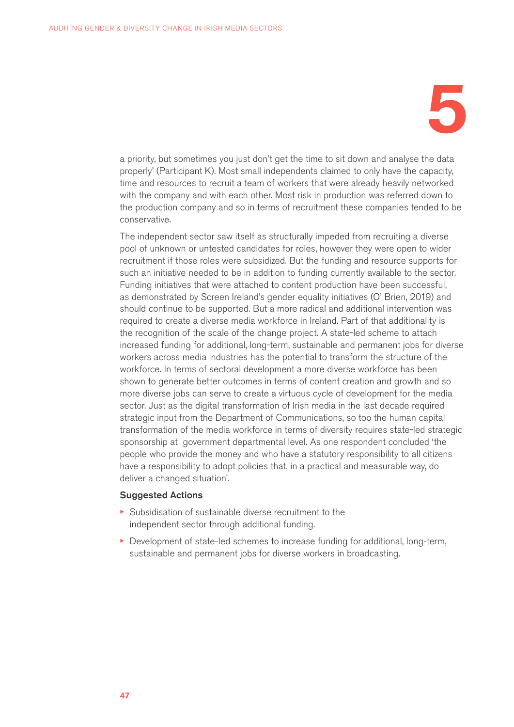a priority, but sometimes you just don't get the time to sit down and analyse the data properly' (Participant K). Most small independents claimed to only have the capacity, time and resources to recruit a team of workers that were already heavily networked with the company and with each other. Most risk in production was referred down to the production company and so in terms of recruitment these companies tended to be conservative.

The independent sector saw itself as structurally impeded from recruiting a diverse pool of unknown or untested candidates for roles, however they were open to wider recruitment if those roles were subsidized. But the funding and resource supports for such an initiative needed to be in addition to funding currently available to the sector. Funding initiatives that were attached to content production have been successful, as demonstrated by Screen Ireland's gender equality initiatives (O' Brien, 2019) and should continue to be supported. But a more radical and additional intervention was required to create a diverse media workforce in Ireland. Part of that additionality is the recognition of the scale of the change project. A state-led scheme to attach increased funding for additional, long-term, sustainable and permanent jobs for diverse workers across media industries has the potential to transform the structure of the workforce. In terms of sectoral development a more diverse workforce has been shown to generate better outcomes in terms of content creation and growth and so more diverse jobs can serve to create a virtuous cycle of development for the media sector. Just as the digital transformation of Irish media in the last decade required strategic input from the Department of Communications, so too the human capital transformation of the media workforce in terms of diversity requires state-led strategic sponsorship at government departmental level. As one respondent concluded 'the people who provide the money and who have a statutory responsibility to all citizens have a responsibility to adopt policies that, in a practical and measurable way, do deliver a changed situation'.

**Suggested Actions**

- Subsidisation of sustainable diverse recruitment to the independent sector through additional funding.
- Development of state-led schemes to increase funding for additional, long-term, sustainable and permanent jobs for diverse workers in broadcasting.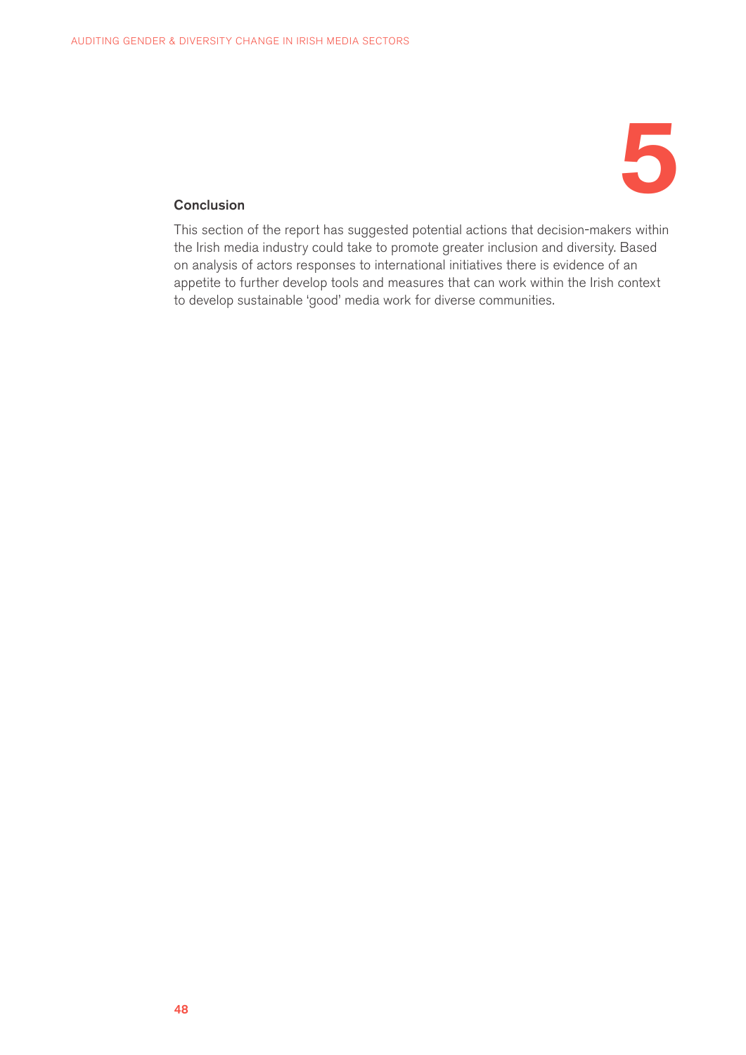# 5

## Conclusion

This section of the report has suggested potential actions that decision-makers within the Irish media industry could take to promote greater inclusion and diversity. Based on analysis of actors responses to international initiatives there is evidence of an appetite to further develop tools and measures that can work within the Irish context to develop sustainable 'good' media work for diverse communities.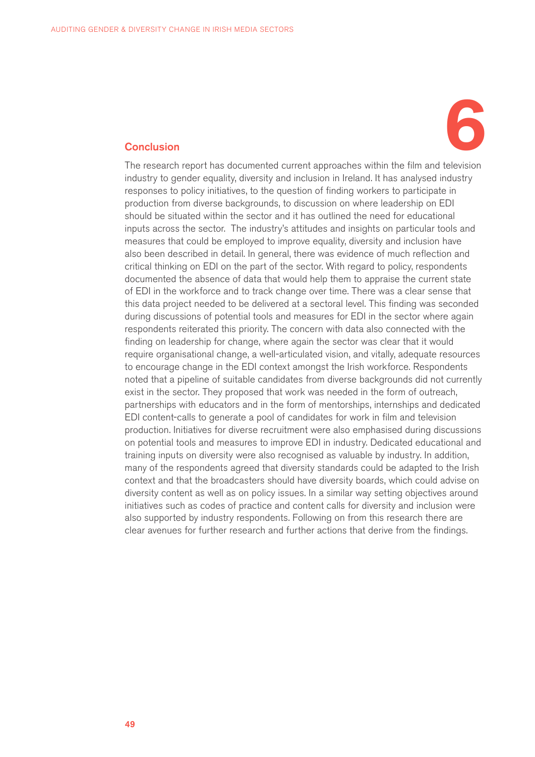# 6

## Conclusion

The research report has documented current approaches within the film and television industry to gender equality, diversity and inclusion in Ireland. It has analysed industry responses to policy initiatives, to the question of finding workers to participate in production from diverse backgrounds, to discussion on where leadership on EDI should be situated within the sector and it has outlined the need for educational inputs across the sector. The industry's attitudes and insights on particular tools and measures that could be employed to improve equality, diversity and inclusion have also been described in detail. In general, there was evidence of much reflection and critical thinking on EDI on the part of the sector. With regard to policy, respondents documented the absence of data that would help them to appraise the current state of EDI in the workforce and to track change over time. There was a clear sense that this data project needed to be delivered at a sectoral level. This finding was seconded during discussions of potential tools and measures for EDI in the sector where again respondents reiterated this priority. The concern with data also connected with the finding on leadership for change, where again the sector was clear that it would require organisational change, a well-articulated vision, and vitally, adequate resources to encourage change in the EDI context amongst the Irish workforce. Respondents noted that a pipeline of suitable candidates from diverse backgrounds did not currently exist in the sector. They proposed that work was needed in the form of outreach, partnerships with educators and in the form of mentorships, internships and dedicated EDI content-calls to generate a pool of candidates for work in film and television production. Initiatives for diverse recruitment were also emphasised during discussions on potential tools and measures to improve EDI in industry. Dedicated educational and training inputs on diversity were also recognised as valuable by industry. In addition, many of the respondents agreed that diversity standards could be adapted to the Irish context and that the broadcasters should have diversity boards, which could advise on diversity content as well as on policy issues. In a similar way setting objectives around initiatives such as codes of practice and content calls for diversity and inclusion were also supported by industry respondents. Following on from this research there are clear avenues for further research and further actions that derive from the findings.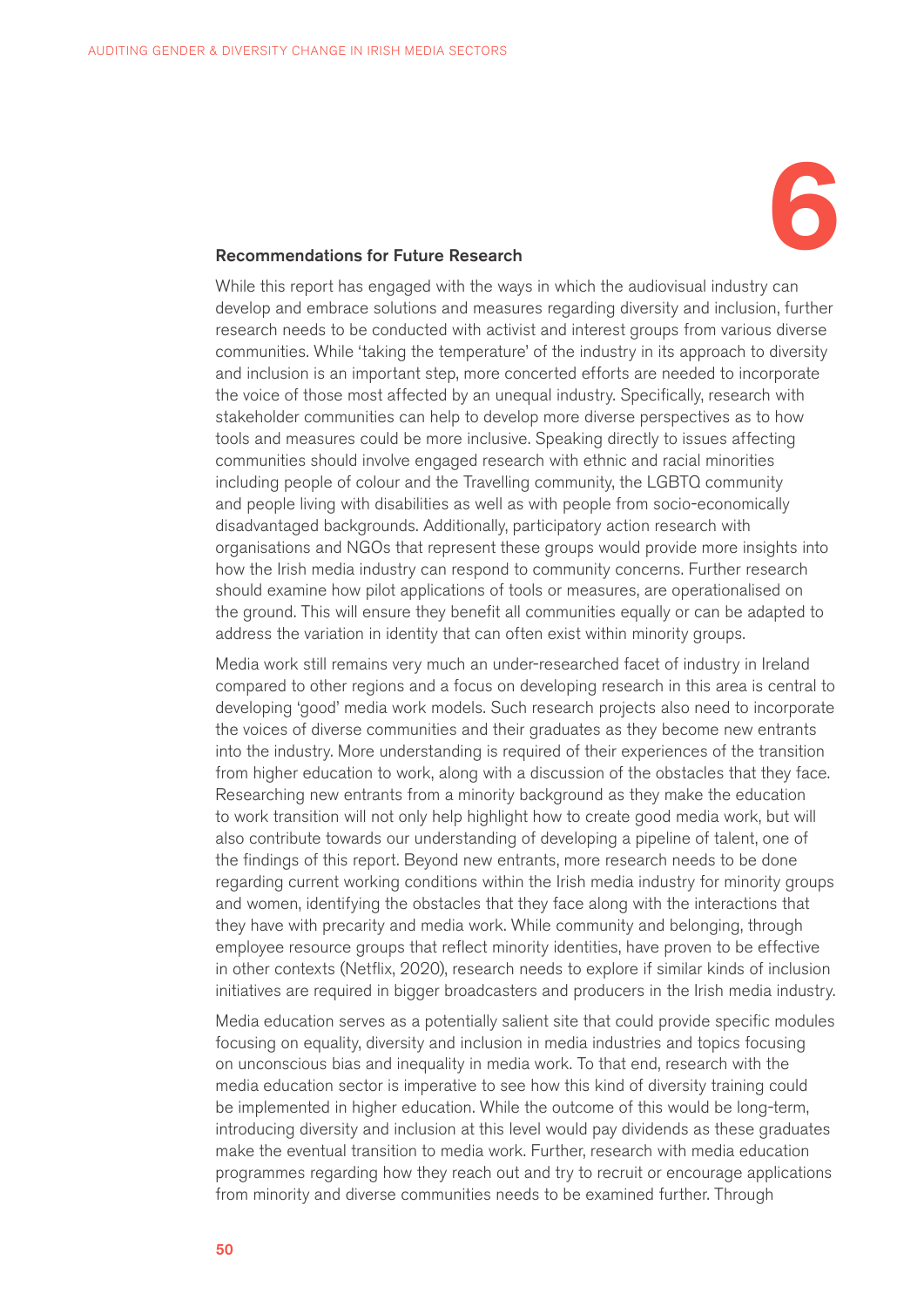# 6

## Recommendations for Future Research

While this report has engaged with the ways in which the audiovisual industry can develop and embrace solutions and measures regarding diversity and inclusion, further research needs to be conducted with activist and interest groups from various diverse communities. While 'taking the temperature' of the industry in its approach to diversity and inclusion is an important step, more concerted efforts are needed to incorporate the voice of those most affected by an unequal industry. Specifically, research with stakeholder communities can help to develop more diverse perspectives as to how tools and measures could be more inclusive. Speaking directly to issues affecting communities should involve engaged research with ethnic and racial minorities including people of colour and the Travelling community, the LGBTQ community and people living with disabilities as well as with people from socio-economically disadvantaged backgrounds. Additionally, participatory action research with organisations and NGOs that represent these groups would provide more insights into how the Irish media industry can respond to community concerns. Further research should examine how pilot applications of tools or measures, are operationalised on the ground. This will ensure they benefit all communities equally or can be adapted to address the variation in identity that can often exist within minority groups.

Media work still remains very much an under-researched facet of industry in Ireland compared to other regions and a focus on developing research in this area is central to developing 'good' media work models. Such research projects also need to incorporate the voices of diverse communities and their graduates as they become new entrants into the industry. More understanding is required of their experiences of the transition from higher education to work, along with a discussion of the obstacles that they face. Researching new entrants from a minority background as they make the education to work transition will not only help highlight how to create good media work, but will also contribute towards our understanding of developing a pipeline of talent, one of the findings of this report. Beyond new entrants, more research needs to be done regarding current working conditions within the Irish media industry for minority groups and women, identifying the obstacles that they face along with the interactions that they have with precarity and media work. While community and belonging, through employee resource groups that reflect minority identities, have proven to be effective in other contexts (Netflix, 2020), research needs to explore if similar kinds of inclusion initiatives are required in bigger broadcasters and producers in the Irish media industry.

Media education serves as a potentially salient site that could provide specific modules focusing on equality, diversity and inclusion in media industries and topics focusing on unconscious bias and inequality in media work. To that end, research with the media education sector is imperative to see how this kind of diversity training could be implemented in higher education. While the outcome of this would be long-term, introducing diversity and inclusion at this level would pay dividends as these graduates make the eventual transition to media work. Further, research with media education programmes regarding how they reach out and try to recruit or encourage applications from minority and diverse communities needs to be examined further. Through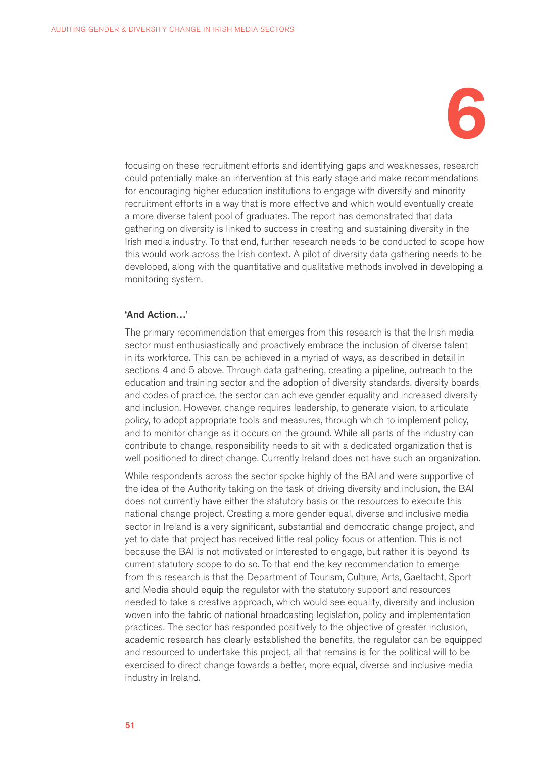focusing on these recruitment efforts and identifying gaps and weaknesses, research could potentially make an intervention at this early stage and make recommendations for encouraging higher education institutions to engage with diversity and minority recruitment efforts in a way that is more effective and which would eventually create a more diverse talent pool of graduates. The report has demonstrated that data gathering on diversity is linked to success in creating and sustaining diversity in the Irish media industry. To that end, further research needs to be conducted to scope how this would work across the Irish context. A pilot of diversity data gathering needs to be developed, along with the quantitative and qualitative methods involved in developing a monitoring system.

**'And Action…'**

The primary recommendation that emerges from this research is that the Irish media sector must enthusiastically and proactively embrace the inclusion of diverse talent in its workforce. This can be achieved in a myriad of ways, as described in detail in sections 4 and 5 above. Through data gathering, creating a pipeline, outreach to the education and training sector and the adoption of diversity standards, diversity boards and codes of practice, the sector can achieve gender equality and increased diversity and inclusion. However, change requires leadership, to generate vision, to articulate policy, to adopt appropriate tools and measures, through which to implement policy, and to monitor change as it occurs on the ground. While all parts of the industry can contribute to change, responsibility needs to sit with a dedicated organization that is well positioned to direct change. Currently Ireland does not have such an organization.

While respondents across the sector spoke highly of the BAI and were supportive of the idea of the Authority taking on the task of driving diversity and inclusion, the BAI does not currently have either the statutory basis or the resources to execute this national change project. Creating a more gender equal, diverse and inclusive media sector in Ireland is a very significant, substantial and democratic change project, and yet to date that project has received little real policy focus or attention. This is not because the BAI is not motivated or interested to engage, but rather it is beyond its current statutory scope to do so. To that end the key recommendation to emerge from this research is that the Department of Tourism, Culture, Arts, Gaeltacht, Sport and Media should equip the regulator with the statutory support and resources needed to take a creative approach, which would see equality, diversity and inclusion woven into the fabric of national broadcasting legislation, policy and implementation practices. The sector has responded positively to the objective of greater inclusion, academic research has clearly established the benefits, the regulator can be equipped and resourced to undertake this project, all that remains is for the political will to be exercised to direct change towards a better, more equal, diverse and inclusive media industry in Ireland.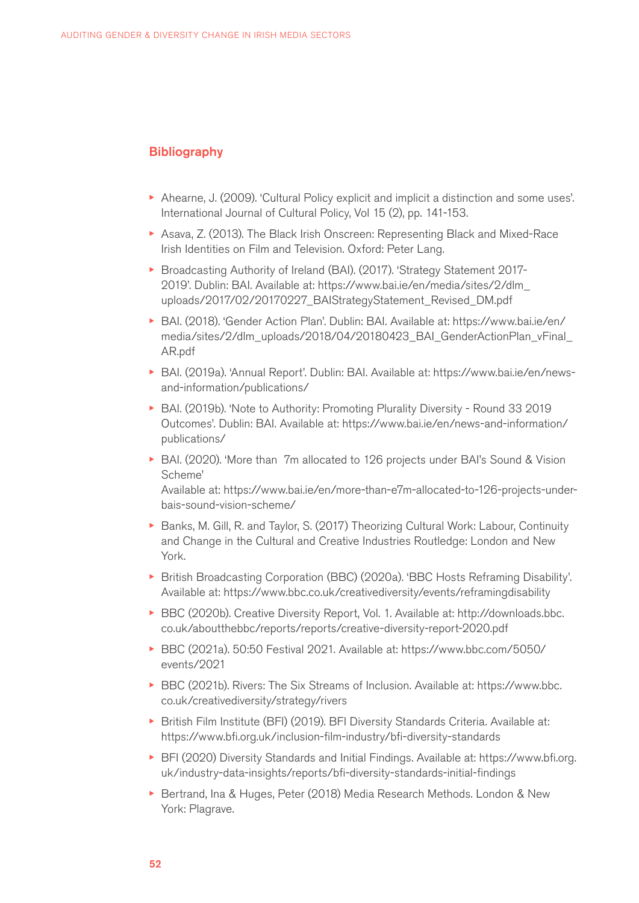## Bibliography

- Ahearne, J. (2009). 'Cultural Policy explicit and implicit a distinction and some uses'. International Journal of Cultural Policy, Vol 15 (2), pp. 141-153.
- Asava, Z. (2013). The Black Irish Onscreen: Representing Black and Mixed-Race Irish Identities on Film and Television. Oxford: Peter Lang.
- Broadcasting Authority of Ireland (BAI). (2017). 'Strategy Statement 2017-2019'. Dublin: BAI. Available at: https://www.bai.ie/en/media/sites/2/dlm_uploads/2017/02/20170227_BAIStrategyStatement_Revised_DM.pdf
- BAI. (2018). 'Gender Action Plan'. Dublin: BAI. Available at: https://www.bai.ie/en/media/sites/2/dlm_uploads/2018/04/20180423_BAI_GenderActionPlan_vFinal_AR.pdf
- BAI. (2019a). 'Annual Report'. Dublin: BAI. Available at: https://www.bai.ie/en/news-and-information/publications/
- BAI. (2019b). 'Note to Authority: Promoting Plurality Diversity - Round 33 2019 Outcomes'. Dublin: BAI. Available at: https://www.bai.ie/en/news-and-information/publications/
- BAI. (2020). 'More than  7m allocated to 126 projects under BAI's Sound & Vision Scheme'
  Available at: https://www.bai.ie/en/more-than-e7m-allocated-to-126-projects-under-bais-sound-vision-scheme/
- Banks, M. Gill, R. and Taylor, S. (2017) Theorizing Cultural Work: Labour, Continuity and Change in the Cultural and Creative Industries Routledge: London and New York.
- British Broadcasting Corporation (BBC) (2020a). 'BBC Hosts Reframing Disability'. Available at: https://www.bbc.co.uk/creativediversity/events/reframingdisability
- BBC (2020b). Creative Diversity Report, Vol. 1. Available at: http://downloads.bbc.co.uk/aboutthebbc/reports/reports/creative-diversity-report-2020.pdf
- BBC (2021a). 50:50 Festival 2021. Available at: https://www.bbc.com/5050/events/2021
- BBC (2021b). Rivers: The Six Streams of Inclusion. Available at: https://www.bbc.co.uk/creativediversity/strategy/rivers
- British Film Institute (BFI) (2019). BFI Diversity Standards Criteria. Available at: https://www.bfi.org.uk/inclusion-film-industry/bfi-diversity-standards
- BFI (2020) Diversity Standards and Initial Findings. Available at: https://www.bfi.org.uk/industry-data-insights/reports/bfi-diversity-standards-initial-findings
- Bertrand, Ina & Huges, Peter (2018) Media Research Methods. London & New York: Plagrave.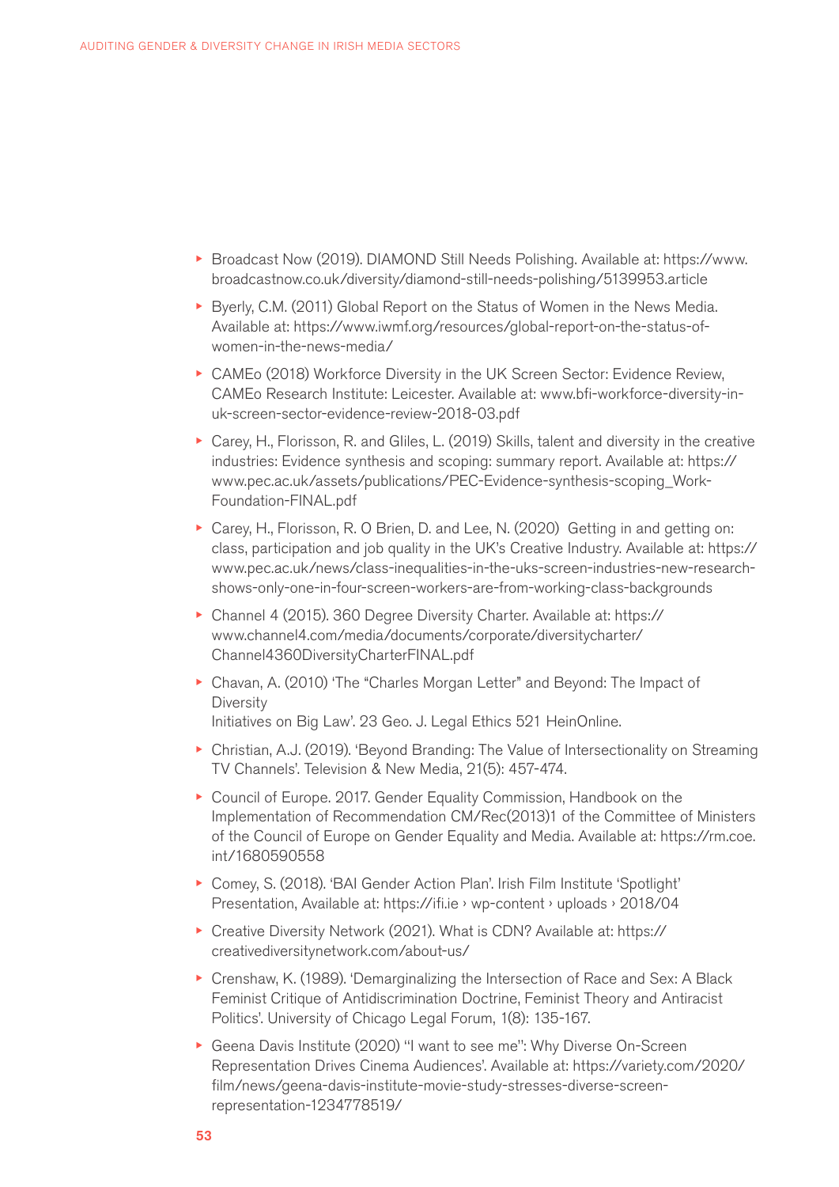- Broadcast Now (2019). DIAMOND Still Needs Polishing. Available at: https://www.broadcastnow.co.uk/diversity/diamond-still-needs-polishing/5139953.article
- Byerly, C.M. (2011) Global Report on the Status of Women in the News Media. Available at: https://www.iwmf.org/resources/global-report-on-the-status-of-women-in-the-news-media/
- CAMEo (2018) Workforce Diversity in the UK Screen Sector: Evidence Review, CAMEo Research Institute: Leicester. Available at: www.bfi-workforce-diversity-in-uk-screen-sector-evidence-review-2018-03.pdf
- Carey, H., Florisson, R. and Gliles, L. (2019) Skills, talent and diversity in the creative industries: Evidence synthesis and scoping: summary report. Available at: https://www.pec.ac.uk/assets/publications/PEC-Evidence-synthesis-scoping_Work-Foundation-FINAL.pdf
- Carey, H., Florisson, R. O Brien, D. and Lee, N. (2020) Getting in and getting on: class, participation and job quality in the UK's Creative Industry. Available at: https://www.pec.ac.uk/news/class-inequalities-in-the-uks-screen-industries-new-research-shows-only-one-in-four-screen-workers-are-from-working-class-backgrounds
- Channel 4 (2015). 360 Degree Diversity Charter. Available at: https://www.channel4.com/media/documents/corporate/diversitycharter/Channel4360DiversityCharterFINAL.pdf
- Chavan, A. (2010) 'The "Charles Morgan Letter" and Beyond: The Impact of Diversity
  Initiatives on Big Law'. 23 Geo. J. Legal Ethics 521 HeinOnline.
- Christian, A.J. (2019). 'Beyond Branding: The Value of Intersectionality on Streaming TV Channels'. Television & New Media, 21(5): 457-474.
- Council of Europe. 2017. Gender Equality Commission, Handbook on the Implementation of Recommendation CM/Rec(2013)1 of the Committee of Ministers of the Council of Europe on Gender Equality and Media. Available at: https://rm.coe.int/1680590558
- Comey, S. (2018). 'BAI Gender Action Plan'. Irish Film Institute 'Spotlight' Presentation, Available at: https://ifi.ie › wp-content › uploads › 2018/04
- Creative Diversity Network (2021). What is CDN? Available at: https://creativediversitynetwork.com/about-us/
- Crenshaw, K. (1989). 'Demarginalizing the Intersection of Race and Sex: A Black Feminist Critique of Antidiscrimination Doctrine, Feminist Theory and Antiracist Politics'. University of Chicago Legal Forum, 1(8): 135-167.
- Geena Davis Institute (2020) "I want to see me": Why Diverse On-Screen Representation Drives Cinema Audiences'. Available at: https://variety.com/2020/film/news/geena-davis-institute-movie-study-stresses-diverse-screen-representation-1234778519/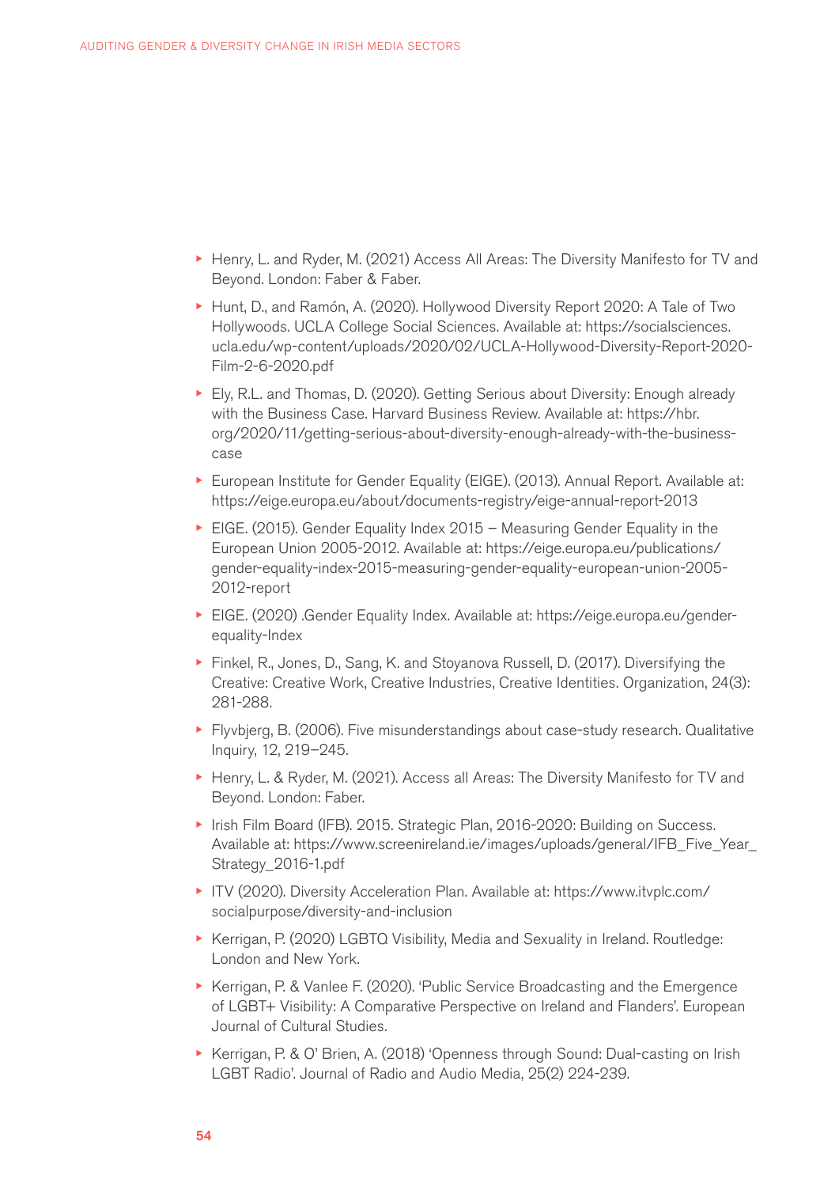- Henry, L. and Ryder, M. (2021) Access All Areas: The Diversity Manifesto for TV and Beyond. London: Faber & Faber.
- Hunt, D., and Ramón, A. (2020). Hollywood Diversity Report 2020: A Tale of Two Hollywoods. UCLA College Social Sciences. Available at: https://socialsciences.ucla.edu/wp-content/uploads/2020/02/UCLA-Hollywood-Diversity-Report-2020-Film-2-6-2020.pdf
- Ely, R.L. and Thomas, D. (2020). Getting Serious about Diversity: Enough already with the Business Case. Harvard Business Review. Available at: https://hbr.org/2020/11/getting-serious-about-diversity-enough-already-with-the-business-case
- European Institute for Gender Equality (EIGE). (2013). Annual Report. Available at: https://eige.europa.eu/about/documents-registry/eige-annual-report-2013
- EIGE. (2015). Gender Equality Index 2015 – Measuring Gender Equality in the European Union 2005-2012. Available at: https://eige.europa.eu/publications/gender-equality-index-2015-measuring-gender-equality-european-union-2005-2012-report
- EIGE. (2020) .Gender Equality Index. Available at: https://eige.europa.eu/gender-equality-Index
- Finkel, R., Jones, D., Sang, K. and Stoyanova Russell, D. (2017). Diversifying the Creative: Creative Work, Creative Industries, Creative Identities. Organization, 24(3): 281-288.
- Flyvbjerg, B. (2006). Five misunderstandings about case-study research. Qualitative Inquiry, 12, 219–245.
- Henry, L. & Ryder, M. (2021). Access all Areas: The Diversity Manifesto for TV and Beyond. London: Faber.
- Irish Film Board (IFB). 2015. Strategic Plan, 2016-2020: Building on Success. Available at: https://www.screenireland.ie/images/uploads/general/IFB_Five_Year_Strategy_2016-1.pdf
- ITV (2020). Diversity Acceleration Plan. Available at: https://www.itvplc.com/socialpurpose/diversity-and-inclusion
- Kerrigan, P. (2020) LGBTQ Visibility, Media and Sexuality in Ireland. Routledge: London and New York.
- Kerrigan, P. & Vanlee F. (2020). 'Public Service Broadcasting and the Emergence of LGBT+ Visibility: A Comparative Perspective on Ireland and Flanders'. European Journal of Cultural Studies.
- Kerrigan, P. & O' Brien, A. (2018) 'Openness through Sound: Dual-casting on Irish LGBT Radio'. Journal of Radio and Audio Media, 25(2) 224-239.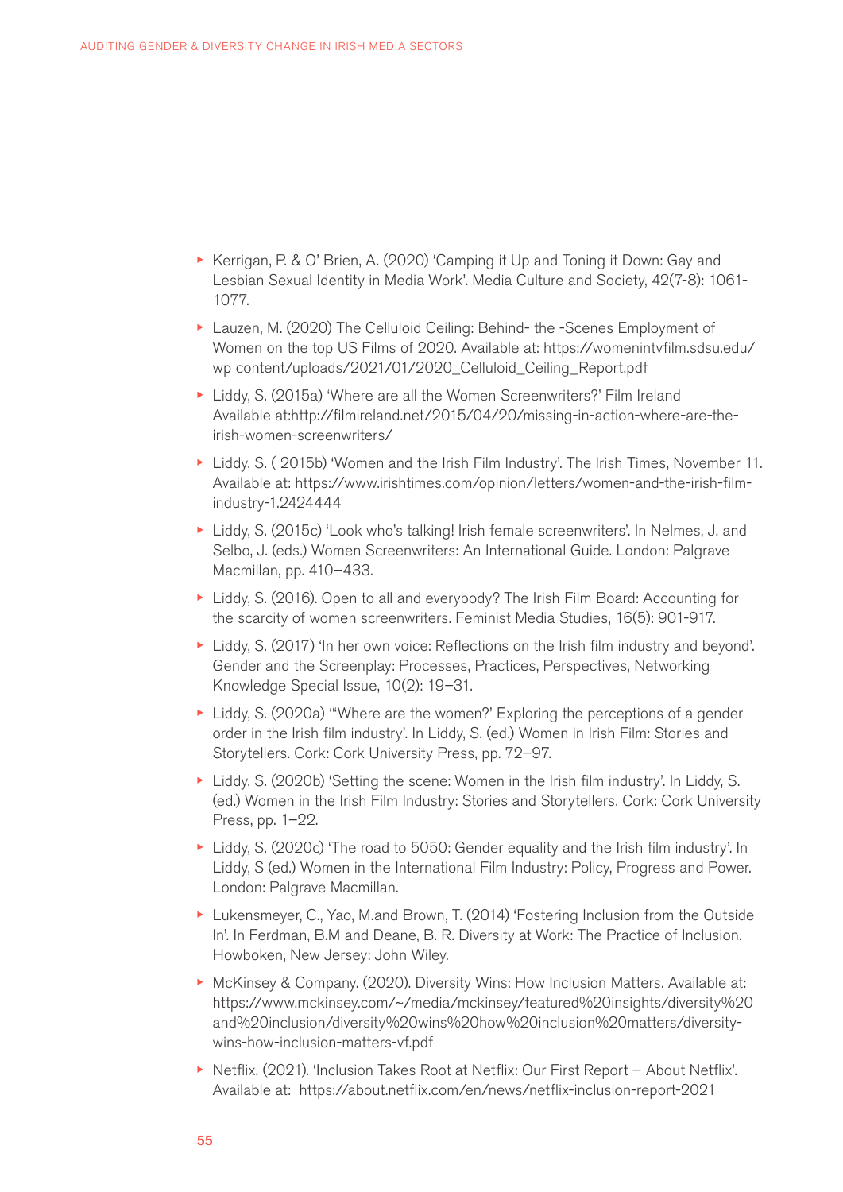- Kerrigan, P. & O' Brien, A. (2020) 'Camping it Up and Toning it Down: Gay and Lesbian Sexual Identity in Media Work'. Media Culture and Society, 42(7-8): 1061-1077.
- Lauzen, M. (2020) The Celluloid Ceiling: Behind- the -Scenes Employment of Women on the top US Films of 2020. Available at: https://womenintvfilm.sdsu.edu/wp content/uploads/2021/01/2020_Celluloid_Ceiling_Report.pdf
- Liddy, S. (2015a) 'Where are all the Women Screenwriters?' Film Ireland Available at:http://filmireland.net/2015/04/20/missing-in-action-where-are-the-irish-women-screenwriters/
- Liddy, S. ( 2015b) 'Women and the Irish Film Industry'. The Irish Times, November 11. Available at: https://www.irishtimes.com/opinion/letters/women-and-the-irish-film-industry-1.2424444
- Liddy, S. (2015c) 'Look who's talking! Irish female screenwriters'. In Nelmes, J. and Selbo, J. (eds.) Women Screenwriters: An International Guide. London: Palgrave Macmillan, pp. 410–433.
- Liddy, S. (2016). Open to all and everybody? The Irish Film Board: Accounting for the scarcity of women screenwriters. Feminist Media Studies, 16(5): 901-917.
- Liddy, S. (2017) 'In her own voice: Reflections on the Irish film industry and beyond'. Gender and the Screenplay: Processes, Practices, Perspectives, Networking Knowledge Special Issue, 10(2): 19–31.
- Liddy, S. (2020a) '"Where are the women?' Exploring the perceptions of a gender order in the Irish film industry'. In Liddy, S. (ed.) Women in Irish Film: Stories and Storytellers. Cork: Cork University Press, pp. 72–97.
- Liddy, S. (2020b) 'Setting the scene: Women in the Irish film industry'. In Liddy, S. (ed.) Women in the Irish Film Industry: Stories and Storytellers. Cork: Cork University Press, pp. 1–22.
- Liddy, S. (2020c) 'The road to 5050: Gender equality and the Irish film industry'. In Liddy, S (ed.) Women in the International Film Industry: Policy, Progress and Power. London: Palgrave Macmillan.
- Lukensmeyer, C., Yao, M.and Brown, T. (2014) 'Fostering Inclusion from the Outside In'. In Ferdman, B.M and Deane, B. R. Diversity at Work: The Practice of Inclusion. Howboken, New Jersey: John Wiley.
- McKinsey & Company. (2020). Diversity Wins: How Inclusion Matters. Available at: https://www.mckinsey.com/~/media/mckinsey/featured%20insights/diversity%20and%20inclusion/diversity%20wins%20how%20inclusion%20matters/diversity-wins-how-inclusion-matters-vf.pdf
- Netflix. (2021). 'Inclusion Takes Root at Netflix: Our First Report – About Netflix'. Available at: https://about.netflix.com/en/news/netflix-inclusion-report-2021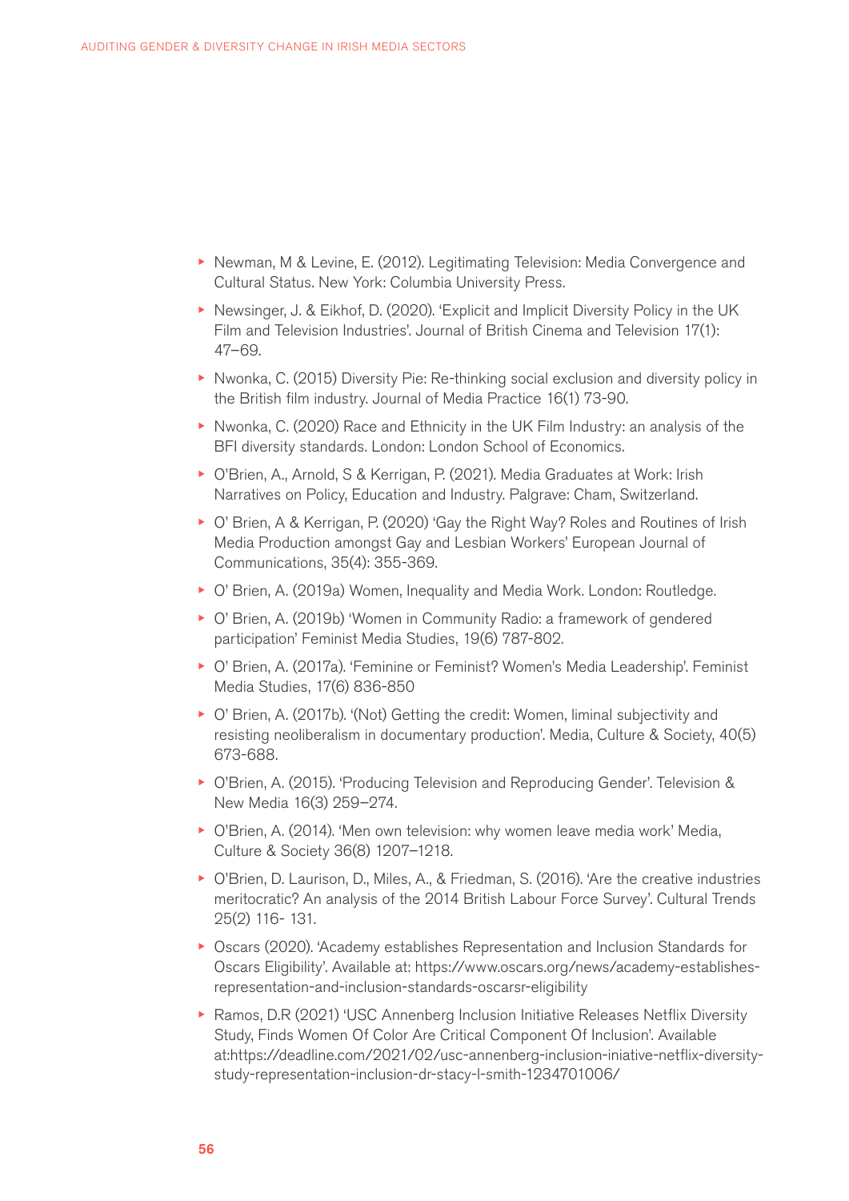- Newman, M & Levine, E. (2012). Legitimating Television: Media Convergence and Cultural Status. New York: Columbia University Press.
- Newsinger, J. & Eikhof, D. (2020). 'Explicit and Implicit Diversity Policy in the UK Film and Television Industries'. Journal of British Cinema and Television 17(1): 47–69.
- Nwonka, C. (2015) Diversity Pie: Re-thinking social exclusion and diversity policy in the British film industry. Journal of Media Practice 16(1) 73-90.
- Nwonka, C. (2020) Race and Ethnicity in the UK Film Industry: an analysis of the BFI diversity standards. London: London School of Economics.
- O'Brien, A., Arnold, S & Kerrigan, P. (2021). Media Graduates at Work: Irish Narratives on Policy, Education and Industry. Palgrave: Cham, Switzerland.
- O' Brien, A & Kerrigan, P. (2020) 'Gay the Right Way? Roles and Routines of Irish Media Production amongst Gay and Lesbian Workers' European Journal of Communications, 35(4): 355-369.
- O' Brien, A. (2019a) Women, Inequality and Media Work. London: Routledge.
- O' Brien, A. (2019b) 'Women in Community Radio: a framework of gendered participation' Feminist Media Studies, 19(6) 787-802.
- O' Brien, A. (2017a). 'Feminine or Feminist? Women's Media Leadership'. Feminist Media Studies, 17(6) 836-850
- O' Brien, A. (2017b). '(Not) Getting the credit: Women, liminal subjectivity and resisting neoliberalism in documentary production'. Media, Culture & Society, 40(5) 673-688.
- O'Brien, A. (2015). 'Producing Television and Reproducing Gender'. Television & New Media 16(3) 259–274.
- O'Brien, A. (2014). 'Men own television: why women leave media work' Media, Culture & Society 36(8) 1207–1218.
- O'Brien, D. Laurison, D., Miles, A., & Friedman, S. (2016). 'Are the creative industries meritocratic? An analysis of the 2014 British Labour Force Survey'. Cultural Trends 25(2) 116- 131.
- Oscars (2020). 'Academy establishes Representation and Inclusion Standards for Oscars Eligibility'. Available at: https://www.oscars.org/news/academy-establishes-representation-and-inclusion-standards-oscarsr-eligibility
- Ramos, D.R (2021) 'USC Annenberg Inclusion Initiative Releases Netflix Diversity Study, Finds Women Of Color Are Critical Component Of Inclusion'. Available at:https://deadline.com/2021/02/usc-annenberg-inclusion-iniative-netflix-diversity-study-representation-inclusion-dr-stacy-l-smith-1234701006/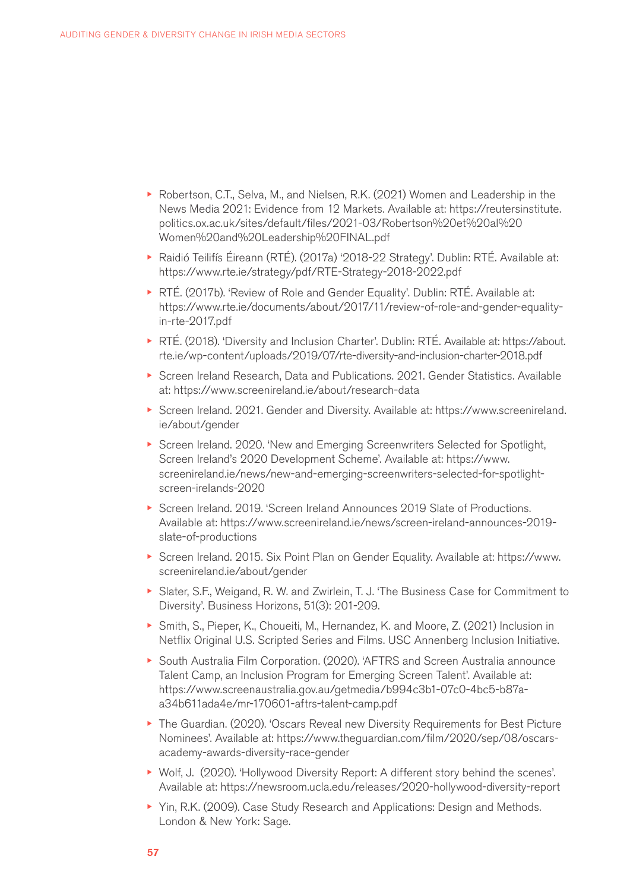- Robertson, C.T., Selva, M., and Nielsen, R.K. (2021) Women and Leadership in the News Media 2021: Evidence from 12 Markets. Available at: https://reutersinstitute.politics.ox.ac.uk/sites/default/files/2021-03/Robertson%20et%20al%20Women%20and%20Leadership%20FINAL.pdf
- Raidió Teilifís Éireann (RTÉ). (2017a) '2018-22 Strategy'. Dublin: RTÉ. Available at: https://www.rte.ie/strategy/pdf/RTE-Strategy-2018-2022.pdf
- RTÉ. (2017b). 'Review of Role and Gender Equality'. Dublin: RTÉ. Available at: https://www.rte.ie/documents/about/2017/11/review-of-role-and-gender-equality-in-rte-2017.pdf
- RTÉ. (2018). 'Diversity and Inclusion Charter'. Dublin: RTÉ. Available at: https://about.rte.ie/wp-content/uploads/2019/07/rte-diversity-and-inclusion-charter-2018.pdf
- Screen Ireland Research, Data and Publications. 2021. Gender Statistics. Available at: https://www.screenireland.ie/about/research-data
- Screen Ireland. 2021. Gender and Diversity. Available at: https://www.screenireland.ie/about/gender
- Screen Ireland. 2020. 'New and Emerging Screenwriters Selected for Spotlight, Screen Ireland's 2020 Development Scheme'. Available at: https://www.screenireland.ie/news/new-and-emerging-screenwriters-selected-for-spotlight-screen-irelands-2020
- Screen Ireland. 2019. 'Screen Ireland Announces 2019 Slate of Productions. Available at: https://www.screenireland.ie/news/screen-ireland-announces-2019-slate-of-productions
- Screen Ireland. 2015. Six Point Plan on Gender Equality. Available at: https://www.screenireland.ie/about/gender
- Slater, S.F., Weigand, R. W. and Zwirlein, T. J. 'The Business Case for Commitment to Diversity'. Business Horizons, 51(3): 201-209.
- Smith, S., Pieper, K., Choueiti, M., Hernandez, K. and Moore, Z. (2021) Inclusion in Netflix Original U.S. Scripted Series and Films. USC Annenberg Inclusion Initiative.
- South Australia Film Corporation. (2020). 'AFTRS and Screen Australia announce Talent Camp, an Inclusion Program for Emerging Screen Talent'. Available at: https://www.screenaustralia.gov.au/getmedia/b994c3b1-07c0-4bc5-b87a-a34b611ada4e/mr-170601-aftrs-talent-camp.pdf
- The Guardian. (2020). 'Oscars Reveal new Diversity Requirements for Best Picture Nominees'. Available at: https://www.theguardian.com/film/2020/sep/08/oscars-academy-awards-diversity-race-gender
- Wolf, J. (2020). 'Hollywood Diversity Report: A different story behind the scenes'. Available at: https://newsroom.ucla.edu/releases/2020-hollywood-diversity-report
- Yin, R.K. (2009). Case Study Research and Applications: Design and Methods. London & New York: Sage.